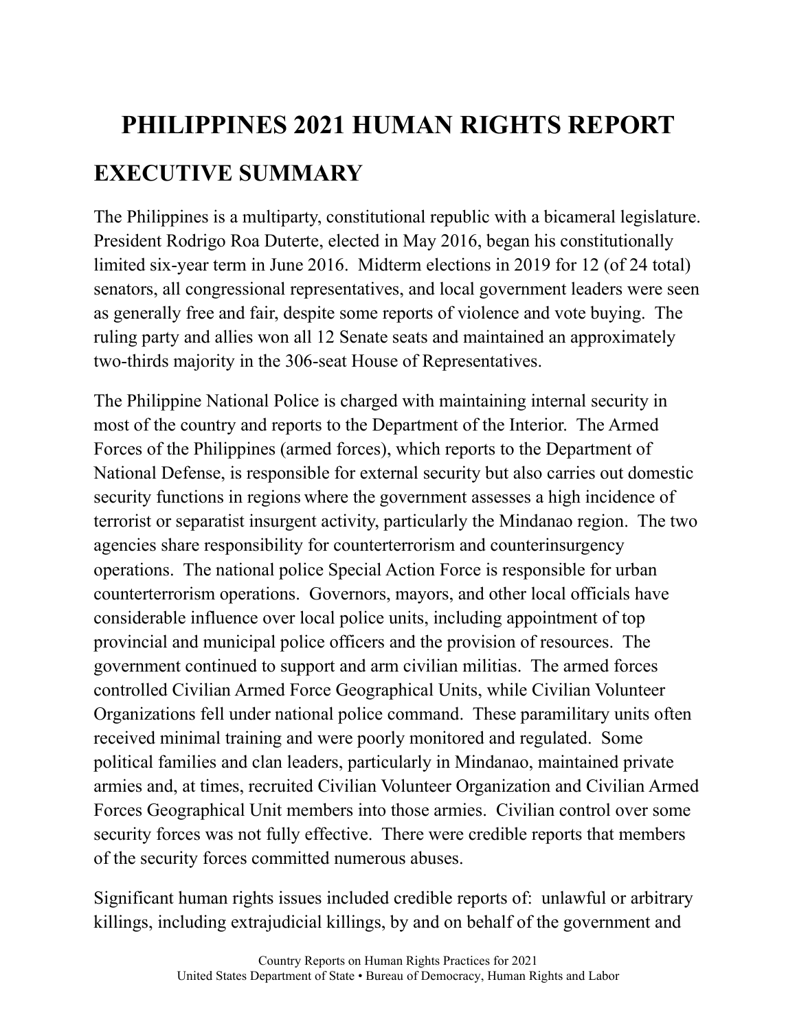# PHILIPPINES 2021 HUMAN RIGHTS REPORT

## EXECUTIVE SUMMARY

The Philippines is a multiparty, constitutional republic with a bicameral legislature. President Rodrigo Roa Duterte, elected in May 2016, began his constitutionally limited six-year term in June 2016. Midterm elections in 2019 for 12 (of 24 total) senators, all congressional representatives, and local government leaders were seen as generally free and fair, despite some reports of violence and vote buying. The ruling party and allies won all 12 Senate seats and maintained an approximately two-thirds majority in the 306-seat House of Representatives.

The Philippine National Police is charged with maintaining internal security in most of the country and reports to the Department of the Interior. The Armed Forces of the Philippines (armed forces), which reports to the Department of National Defense, is responsible for external security but also carries out domestic security functions in regions where the government assesses a high incidence of terrorist or separatist insurgent activity, particularly the Mindanao region. The two agencies share responsibility for counterterrorism and counterinsurgency operations. The national police Special Action Force is responsible for urban counterterrorism operations. Governors, mayors, and other local officials have considerable influence over local police units, including appointment of top provincial and municipal police officers and the provision of resources. The government continued to support and arm civilian militias. The armed forces controlled Civilian Armed Force Geographical Units, while Civilian Volunteer Organizations fell under national police command. These paramilitary units often received minimal training and were poorly monitored and regulated. Some political families and clan leaders, particularly in Mindanao, maintained private armies and, at times, recruited Civilian Volunteer Organization and Civilian Armed Forces Geographical Unit members into those armies. Civilian control over some security forces was not fully effective. There were credible reports that members of the security forces committed numerous abuses.

Significant human rights issues included credible reports of: unlawful or arbitrary killings, including extrajudicial killings, by and on behalf of the government and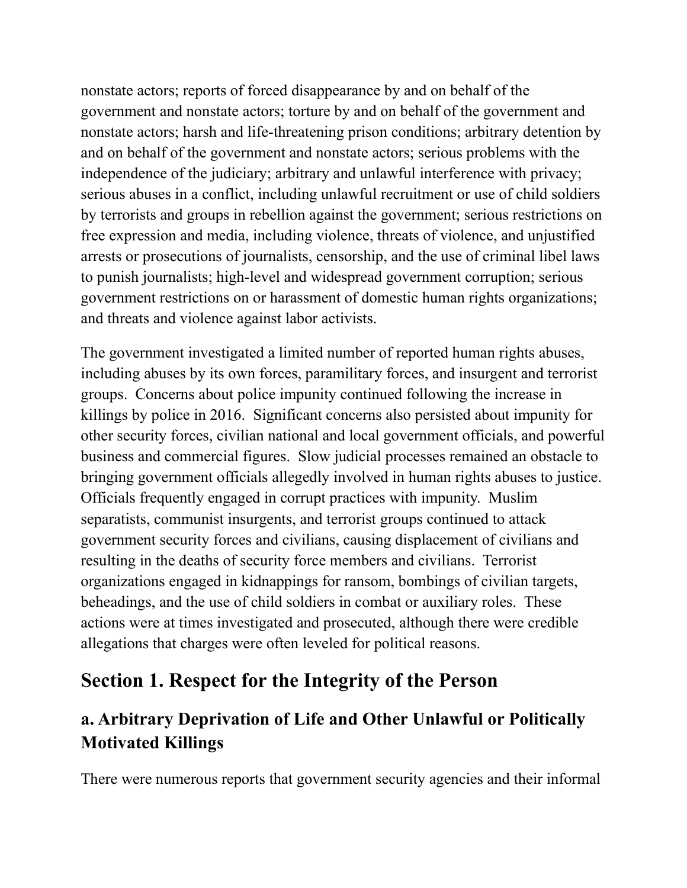nonstate actors; reports of forced disappearance by and on behalf of the government and nonstate actors; torture by and on behalf of the government and nonstate actors; harsh and life-threatening prison conditions; arbitrary detention by and on behalf of the government and nonstate actors; serious problems with the independence of the judiciary; arbitrary and unlawful interference with privacy; serious abuses in a conflict, including unlawful recruitment or use of child soldiers by terrorists and groups in rebellion against the government; serious restrictions on free expression and media, including violence, threats of violence, and unjustified arrests or prosecutions of journalists, censorship, and the use of criminal libel laws to punish journalists; high-level and widespread government corruption; serious government restrictions on or harassment of domestic human rights organizations; and threats and violence against labor activists.

The government investigated a limited number of reported human rights abuses, including abuses by its own forces, paramilitary forces, and insurgent and terrorist groups. Concerns about police impunity continued following the increase in killings by police in 2016. Significant concerns also persisted about impunity for other security forces, civilian national and local government officials, and powerful business and commercial figures. Slow judicial processes remained an obstacle to bringing government officials allegedly involved in human rights abuses to justice. Officials frequently engaged in corrupt practices with impunity. Muslim separatists, communist insurgents, and terrorist groups continued to attack government security forces and civilians, causing displacement of civilians and resulting in the deaths of security force members and civilians. Terrorist organizations engaged in kidnappings for ransom, bombings of civilian targets, beheadings, and the use of child soldiers in combat or auxiliary roles. These actions were at times investigated and prosecuted, although there were credible allegations that charges were often leveled for political reasons.

## Section 1. Respect for the Integrity of the Person

### a. Arbitrary Deprivation of Life and Other Unlawful or Politically Motivated Killings

There were numerous reports that government security agencies and their informal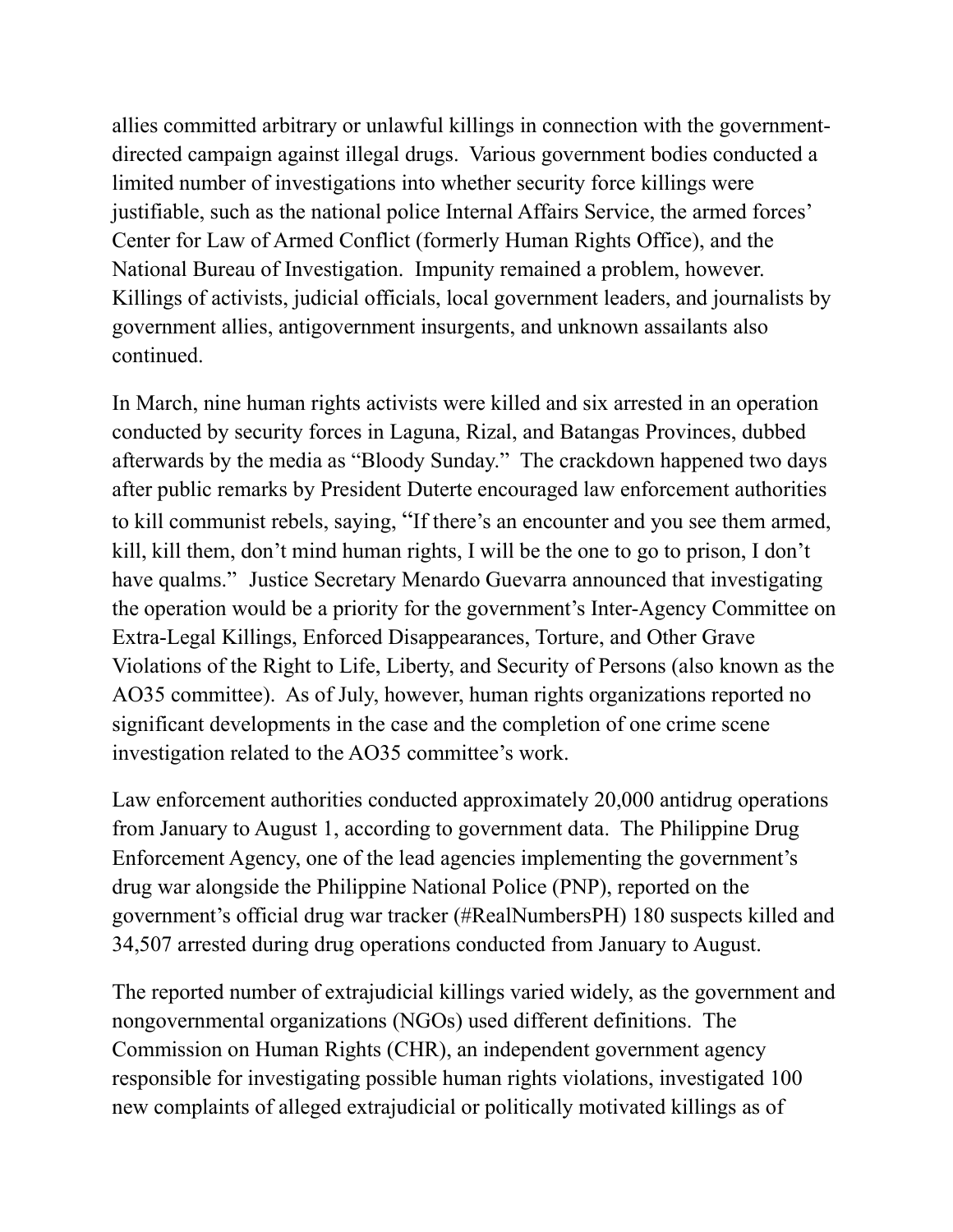allies committed arbitrary or unlawful killings in connection with the government-directed campaign against illegal drugs. Various government bodies conducted a limited number of investigations into whether security force killings were justifiable, such as the national police Internal Affairs Service, the armed forces' Center for Law of Armed Conflict (formerly Human Rights Office), and the National Bureau of Investigation. Impunity remained a problem, however. Killings of activists, judicial officials, local government leaders, and journalists by government allies, antigovernment insurgents, and unknown assailants also continued.

In March, nine human rights activists were killed and six arrested in an operation conducted by security forces in Laguna, Rizal, and Batangas Provinces, dubbed afterwards by the media as "Bloody Sunday." The crackdown happened two days after public remarks by President Duterte encouraged law enforcement authorities to kill communist rebels, saying, "If there's an encounter and you see them armed, kill, kill them, don't mind human rights, I will be the one to go to prison, I don't have qualms." Justice Secretary Menardo Guevarra announced that investigating the operation would be a priority for the government's Inter-Agency Committee on Extra-Legal Killings, Enforced Disappearances, Torture, and Other Grave Violations of the Right to Life, Liberty, and Security of Persons (also known as the AO35 committee). As of July, however, human rights organizations reported no significant developments in the case and the completion of one crime scene investigation related to the AO35 committee's work.

Law enforcement authorities conducted approximately 20,000 antidrug operations from January to August 1, according to government data. The Philippine Drug Enforcement Agency, one of the lead agencies implementing the government's drug war alongside the Philippine National Police (PNP), reported on the government's official drug war tracker (#RealNumbersPH) 180 suspects killed and 34,507 arrested during drug operations conducted from January to August.

The reported number of extrajudicial killings varied widely, as the government and nongovernmental organizations (NGOs) used different definitions. The Commission on Human Rights (CHR), an independent government agency responsible for investigating possible human rights violations, investigated 100 new complaints of alleged extrajudicial or politically motivated killings as of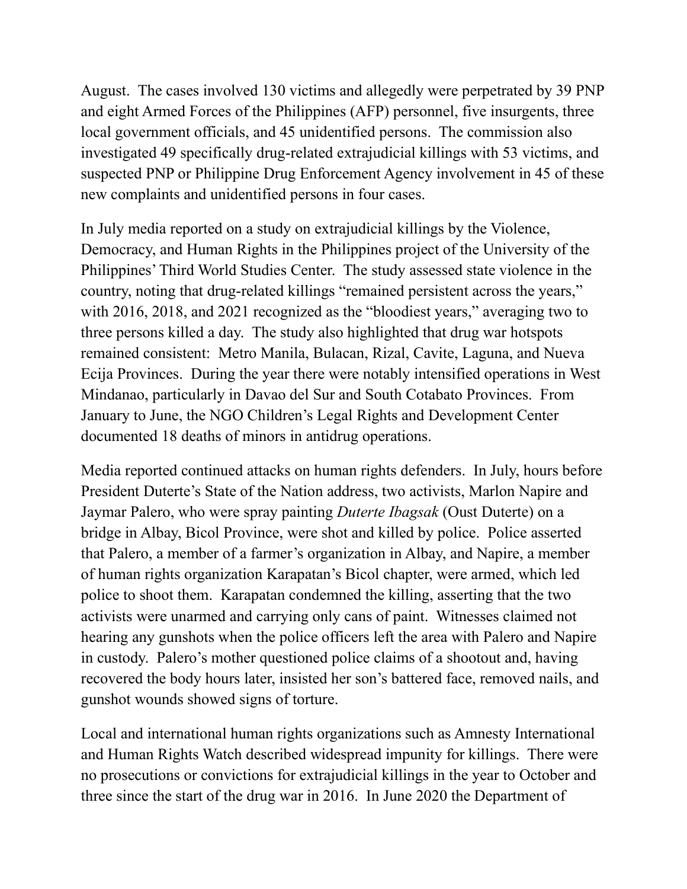August. The cases involved 130 victims and allegedly were perpetrated by 39 PNP and eight Armed Forces of the Philippines (AFP) personnel, five insurgents, three local government officials, and 45 unidentified persons. The commission also investigated 49 specifically drug-related extrajudicial killings with 53 victims, and suspected PNP or Philippine Drug Enforcement Agency involvement in 45 of these new complaints and unidentified persons in four cases.

In July media reported on a study on extrajudicial killings by the Violence, Democracy, and Human Rights in the Philippines project of the University of the Philippines' Third World Studies Center. The study assessed state violence in the country, noting that drug-related killings "remained persistent across the years," with 2016, 2018, and 2021 recognized as the "bloodiest years," averaging two to three persons killed a day. The study also highlighted that drug war hotspots remained consistent: Metro Manila, Bulacan, Rizal, Cavite, Laguna, and Nueva Ecija Provinces. During the year there were notably intensified operations in West Mindanao, particularly in Davao del Sur and South Cotabato Provinces. From January to June, the NGO Children's Legal Rights and Development Center documented 18 deaths of minors in antidrug operations.

Media reported continued attacks on human rights defenders. In July, hours before President Duterte's State of the Nation address, two activists, Marlon Napire and Jaymar Palero, who were spray painting *Duterte Ibagsak* (Oust Duterte) on a bridge in Albay, Bicol Province, were shot and killed by police. Police asserted that Palero, a member of a farmer's organization in Albay, and Napire, a member of human rights organization Karapatan's Bicol chapter, were armed, which led police to shoot them. Karapatan condemned the killing, asserting that the two activists were unarmed and carrying only cans of paint. Witnesses claimed not hearing any gunshots when the police officers left the area with Palero and Napire in custody. Palero's mother questioned police claims of a shootout and, having recovered the body hours later, insisted her son's battered face, removed nails, and gunshot wounds showed signs of torture.

Local and international human rights organizations such as Amnesty International and Human Rights Watch described widespread impunity for killings. There were no prosecutions or convictions for extrajudicial killings in the year to October and three since the start of the drug war in 2016. In June 2020 the Department of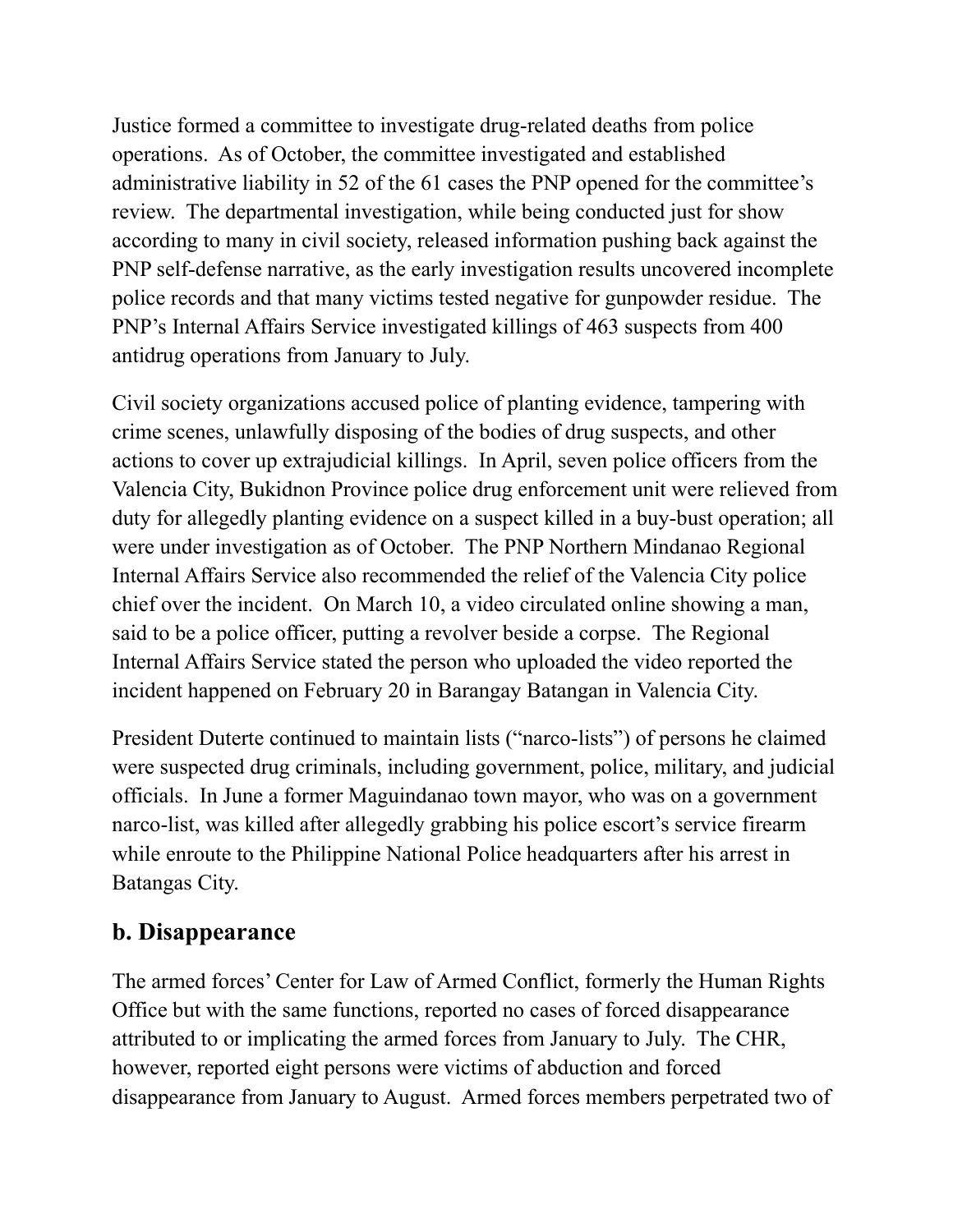Justice formed a committee to investigate drug-related deaths from police operations. As of October, the committee investigated and established administrative liability in 52 of the 61 cases the PNP opened for the committee's review. The departmental investigation, while being conducted just for show according to many in civil society, released information pushing back against the PNP self-defense narrative, as the early investigation results uncovered incomplete police records and that many victims tested negative for gunpowder residue. The PNP's Internal Affairs Service investigated killings of 463 suspects from 400 antidrug operations from January to July.

Civil society organizations accused police of planting evidence, tampering with crime scenes, unlawfully disposing of the bodies of drug suspects, and other actions to cover up extrajudicial killings. In April, seven police officers from the Valencia City, Bukidnon Province police drug enforcement unit were relieved from duty for allegedly planting evidence on a suspect killed in a buy-bust operation; all were under investigation as of October. The PNP Northern Mindanao Regional Internal Affairs Service also recommended the relief of the Valencia City police chief over the incident. On March 10, a video circulated online showing a man, said to be a police officer, putting a revolver beside a corpse. The Regional Internal Affairs Service stated the person who uploaded the video reported the incident happened on February 20 in Barangay Batangan in Valencia City.

President Duterte continued to maintain lists ("narco-lists") of persons he claimed were suspected drug criminals, including government, police, military, and judicial officials. In June a former Maguindanao town mayor, who was on a government narco-list, was killed after allegedly grabbing his police escort's service firearm while enroute to the Philippine National Police headquarters after his arrest in Batangas City.

## b. Disappearance

The armed forces' Center for Law of Armed Conflict, formerly the Human Rights Office but with the same functions, reported no cases of forced disappearance attributed to or implicating the armed forces from January to July. The CHR, however, reported eight persons were victims of abduction and forced disappearance from January to August. Armed forces members perpetrated two of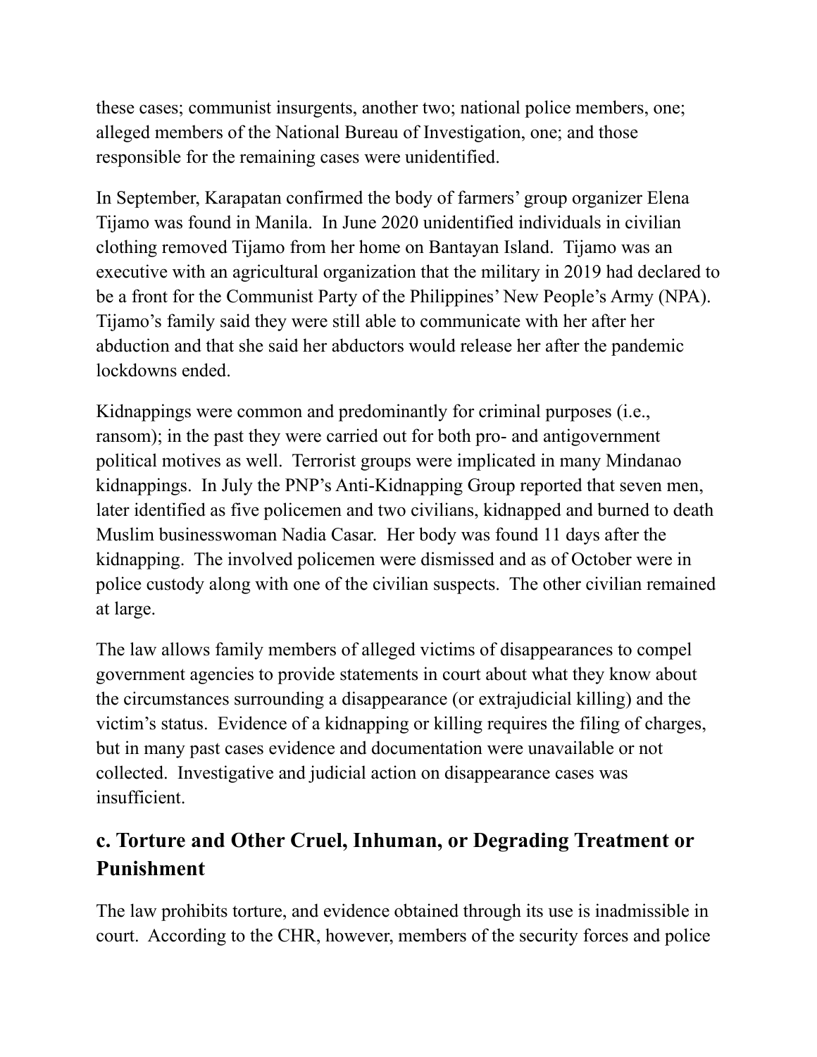these cases; communist insurgents, another two; national police members, one; alleged members of the National Bureau of Investigation, one; and those responsible for the remaining cases were unidentified.

In September, Karapatan confirmed the body of farmers' group organizer Elena Tijamo was found in Manila. In June 2020 unidentified individuals in civilian clothing removed Tijamo from her home on Bantayan Island. Tijamo was an executive with an agricultural organization that the military in 2019 had declared to be a front for the Communist Party of the Philippines' New People's Army (NPA). Tijamo's family said they were still able to communicate with her after her abduction and that she said her abductors would release her after the pandemic lockdowns ended.

Kidnappings were common and predominantly for criminal purposes (i.e., ransom); in the past they were carried out for both pro- and antigovernment political motives as well. Terrorist groups were implicated in many Mindanao kidnappings. In July the PNP's Anti-Kidnapping Group reported that seven men, later identified as five policemen and two civilians, kidnapped and burned to death Muslim businesswoman Nadia Casar. Her body was found 11 days after the kidnapping. The involved policemen were dismissed and as of October were in police custody along with one of the civilian suspects. The other civilian remained at large.

The law allows family members of alleged victims of disappearances to compel government agencies to provide statements in court about what they know about the circumstances surrounding a disappearance (or extrajudicial killing) and the victim's status. Evidence of a kidnapping or killing requires the filing of charges, but in many past cases evidence and documentation were unavailable or not collected. Investigative and judicial action on disappearance cases was insufficient.

## c. Torture and Other Cruel, Inhuman, or Degrading Treatment or Punishment

The law prohibits torture, and evidence obtained through its use is inadmissible in court. According to the CHR, however, members of the security forces and police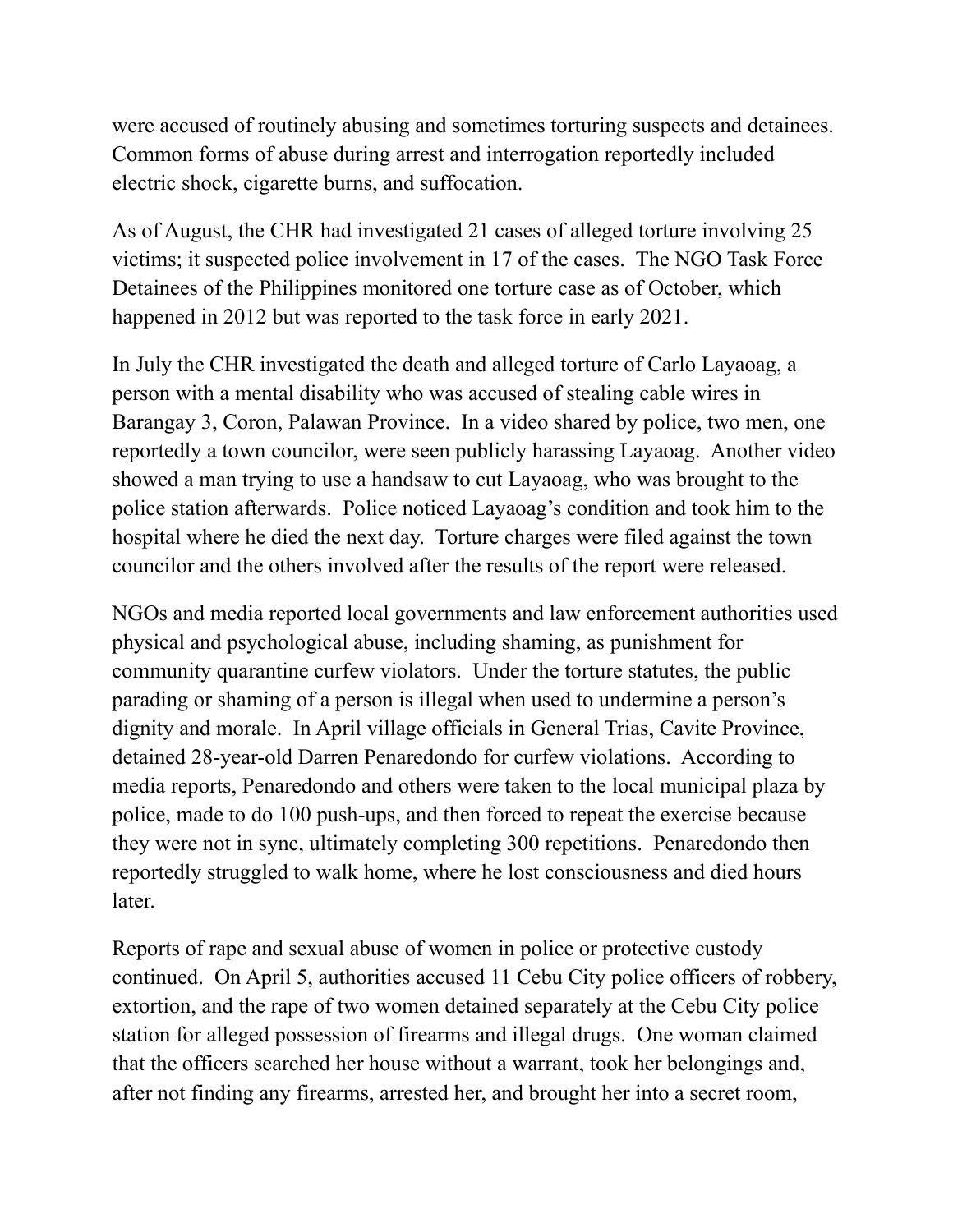were accused of routinely abusing and sometimes torturing suspects and detainees. Common forms of abuse during arrest and interrogation reportedly included electric shock, cigarette burns, and suffocation.

As of August, the CHR had investigated 21 cases of alleged torture involving 25 victims; it suspected police involvement in 17 of the cases. The NGO Task Force Detainees of the Philippines monitored one torture case as of October, which happened in 2012 but was reported to the task force in early 2021.

In July the CHR investigated the death and alleged torture of Carlo Layaoag, a person with a mental disability who was accused of stealing cable wires in Barangay 3, Coron, Palawan Province. In a video shared by police, two men, one reportedly a town councilor, were seen publicly harassing Layaoag. Another video showed a man trying to use a handsaw to cut Layaoag, who was brought to the police station afterwards. Police noticed Layaoag's condition and took him to the hospital where he died the next day. Torture charges were filed against the town councilor and the others involved after the results of the report were released.

NGOs and media reported local governments and law enforcement authorities used physical and psychological abuse, including shaming, as punishment for community quarantine curfew violators. Under the torture statutes, the public parading or shaming of a person is illegal when used to undermine a person's dignity and morale. In April village officials in General Trias, Cavite Province, detained 28-year-old Darren Penaredondo for curfew violations. According to media reports, Penaredondo and others were taken to the local municipal plaza by police, made to do 100 push-ups, and then forced to repeat the exercise because they were not in sync, ultimately completing 300 repetitions. Penaredondo then reportedly struggled to walk home, where he lost consciousness and died hours later.

Reports of rape and sexual abuse of women in police or protective custody continued. On April 5, authorities accused 11 Cebu City police officers of robbery, extortion, and the rape of two women detained separately at the Cebu City police station for alleged possession of firearms and illegal drugs. One woman claimed that the officers searched her house without a warrant, took her belongings and, after not finding any firearms, arrested her, and brought her into a secret room,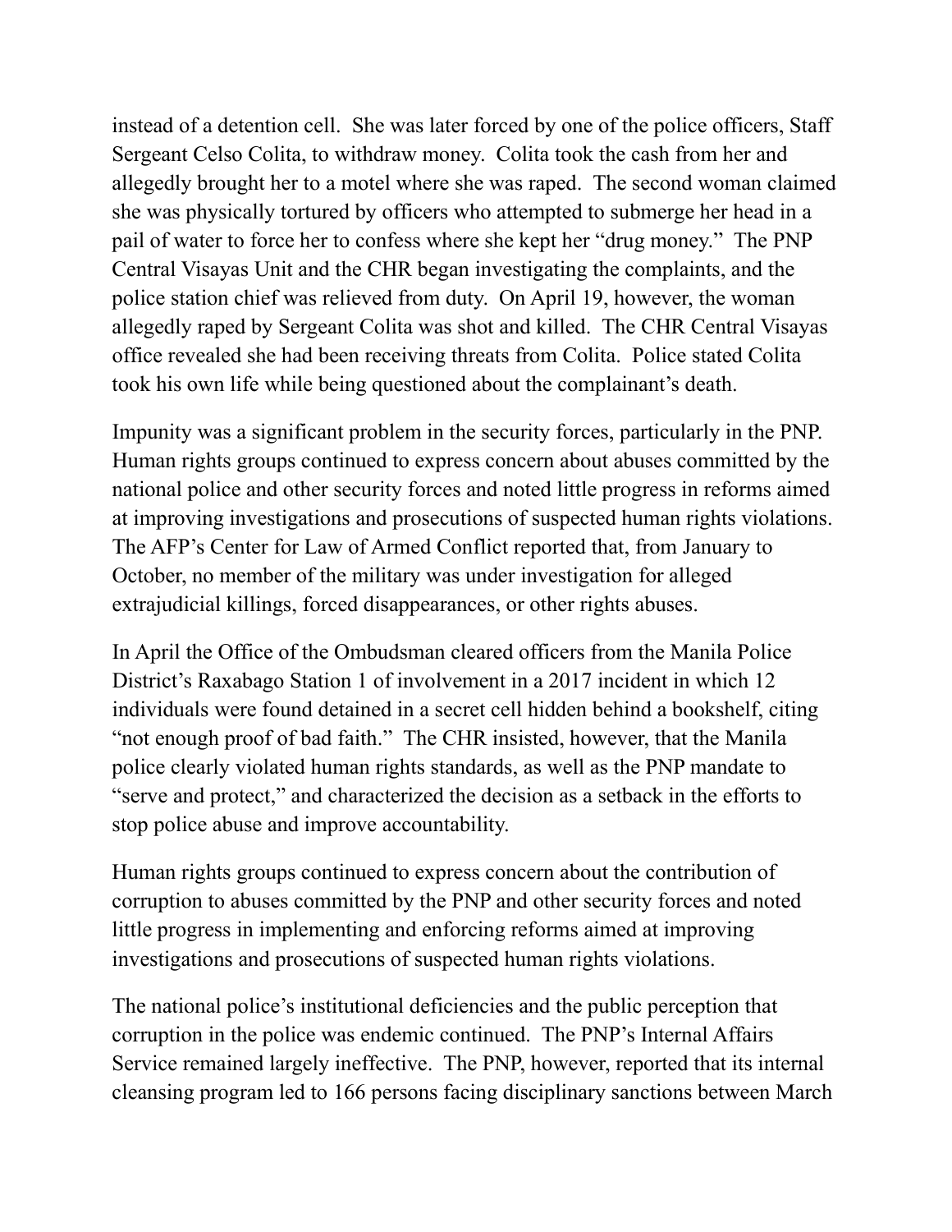instead of a detention cell. She was later forced by one of the police officers, Staff Sergeant Celso Colita, to withdraw money. Colita took the cash from her and allegedly brought her to a motel where she was raped. The second woman claimed she was physically tortured by officers who attempted to submerge her head in a pail of water to force her to confess where she kept her "drug money." The PNP Central Visayas Unit and the CHR began investigating the complaints, and the police station chief was relieved from duty. On April 19, however, the woman allegedly raped by Sergeant Colita was shot and killed. The CHR Central Visayas office revealed she had been receiving threats from Colita. Police stated Colita took his own life while being questioned about the complainant's death.

Impunity was a significant problem in the security forces, particularly in the PNP. Human rights groups continued to express concern about abuses committed by the national police and other security forces and noted little progress in reforms aimed at improving investigations and prosecutions of suspected human rights violations. The AFP's Center for Law of Armed Conflict reported that, from January to October, no member of the military was under investigation for alleged extrajudicial killings, forced disappearances, or other rights abuses.

In April the Office of the Ombudsman cleared officers from the Manila Police District's Raxabago Station 1 of involvement in a 2017 incident in which 12 individuals were found detained in a secret cell hidden behind a bookshelf, citing "not enough proof of bad faith." The CHR insisted, however, that the Manila police clearly violated human rights standards, as well as the PNP mandate to "serve and protect," and characterized the decision as a setback in the efforts to stop police abuse and improve accountability.

Human rights groups continued to express concern about the contribution of corruption to abuses committed by the PNP and other security forces and noted little progress in implementing and enforcing reforms aimed at improving investigations and prosecutions of suspected human rights violations.

The national police's institutional deficiencies and the public perception that corruption in the police was endemic continued. The PNP's Internal Affairs Service remained largely ineffective. The PNP, however, reported that its internal cleansing program led to 166 persons facing disciplinary sanctions between March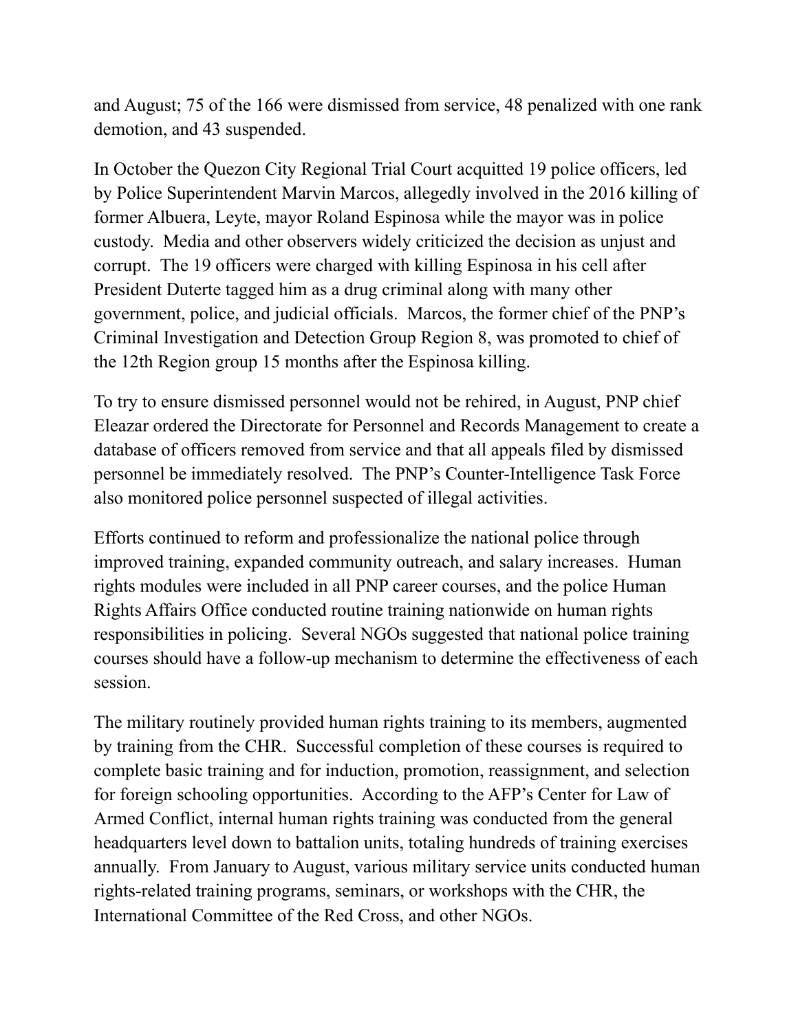and August; 75 of the 166 were dismissed from service, 48 penalized with one rank demotion, and 43 suspended.

In October the Quezon City Regional Trial Court acquitted 19 police officers, led by Police Superintendent Marvin Marcos, allegedly involved in the 2016 killing of former Albuera, Leyte, mayor Roland Espinosa while the mayor was in police custody. Media and other observers widely criticized the decision as unjust and corrupt. The 19 officers were charged with killing Espinosa in his cell after President Duterte tagged him as a drug criminal along with many other government, police, and judicial officials. Marcos, the former chief of the PNP's Criminal Investigation and Detection Group Region 8, was promoted to chief of the 12th Region group 15 months after the Espinosa killing.

To try to ensure dismissed personnel would not be rehired, in August, PNP chief Eleazar ordered the Directorate for Personnel and Records Management to create a database of officers removed from service and that all appeals filed by dismissed personnel be immediately resolved. The PNP's Counter-Intelligence Task Force also monitored police personnel suspected of illegal activities.

Efforts continued to reform and professionalize the national police through improved training, expanded community outreach, and salary increases. Human rights modules were included in all PNP career courses, and the police Human Rights Affairs Office conducted routine training nationwide on human rights responsibilities in policing. Several NGOs suggested that national police training courses should have a follow-up mechanism to determine the effectiveness of each session.

The military routinely provided human rights training to its members, augmented by training from the CHR. Successful completion of these courses is required to complete basic training and for induction, promotion, reassignment, and selection for foreign schooling opportunities. According to the AFP's Center for Law of Armed Conflict, internal human rights training was conducted from the general headquarters level down to battalion units, totaling hundreds of training exercises annually. From January to August, various military service units conducted human rights-related training programs, seminars, or workshops with the CHR, the International Committee of the Red Cross, and other NGOs.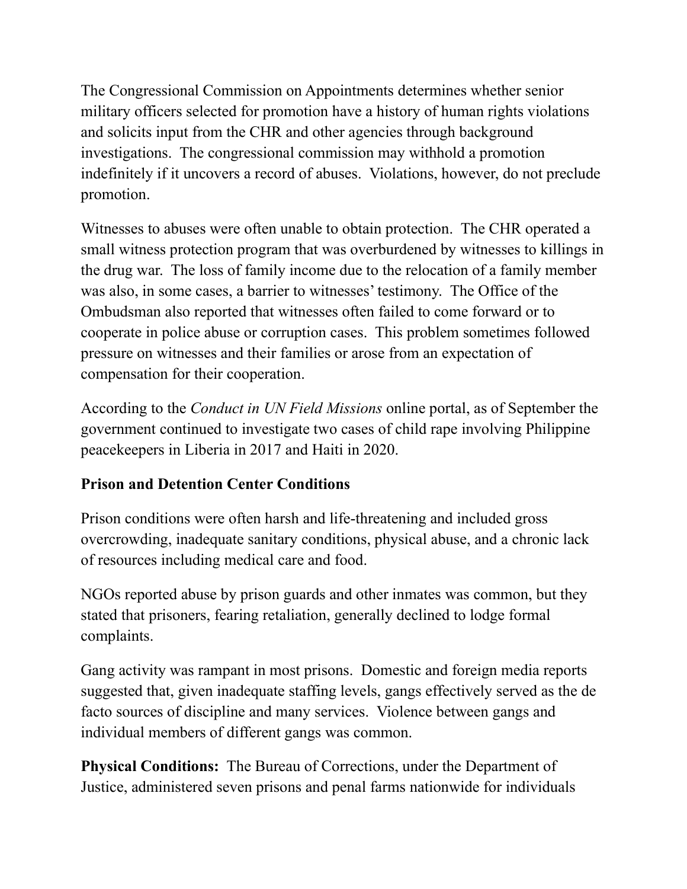The Congressional Commission on Appointments determines whether senior military officers selected for promotion have a history of human rights violations and solicits input from the CHR and other agencies through background investigations. The congressional commission may withhold a promotion indefinitely if it uncovers a record of abuses. Violations, however, do not preclude promotion.

Witnesses to abuses were often unable to obtain protection. The CHR operated a small witness protection program that was overburdened by witnesses to killings in the drug war. The loss of family income due to the relocation of a family member was also, in some cases, a barrier to witnesses' testimony. The Office of the Ombudsman also reported that witnesses often failed to come forward or to cooperate in police abuse or corruption cases. This problem sometimes followed pressure on witnesses and their families or arose from an expectation of compensation for their cooperation.

According to the *Conduct in UN Field Missions* online portal, as of September the government continued to investigate two cases of child rape involving Philippine peacekeepers in Liberia in 2017 and Haiti in 2020.

**Prison and Detention Center Conditions**

Prison conditions were often harsh and life-threatening and included gross overcrowding, inadequate sanitary conditions, physical abuse, and a chronic lack of resources including medical care and food.

NGOs reported abuse by prison guards and other inmates was common, but they stated that prisoners, fearing retaliation, generally declined to lodge formal complaints.

Gang activity was rampant in most prisons. Domestic and foreign media reports suggested that, given inadequate staffing levels, gangs effectively served as the de facto sources of discipline and many services. Violence between gangs and individual members of different gangs was common.

**Physical Conditions:** The Bureau of Corrections, under the Department of Justice, administered seven prisons and penal farms nationwide for individuals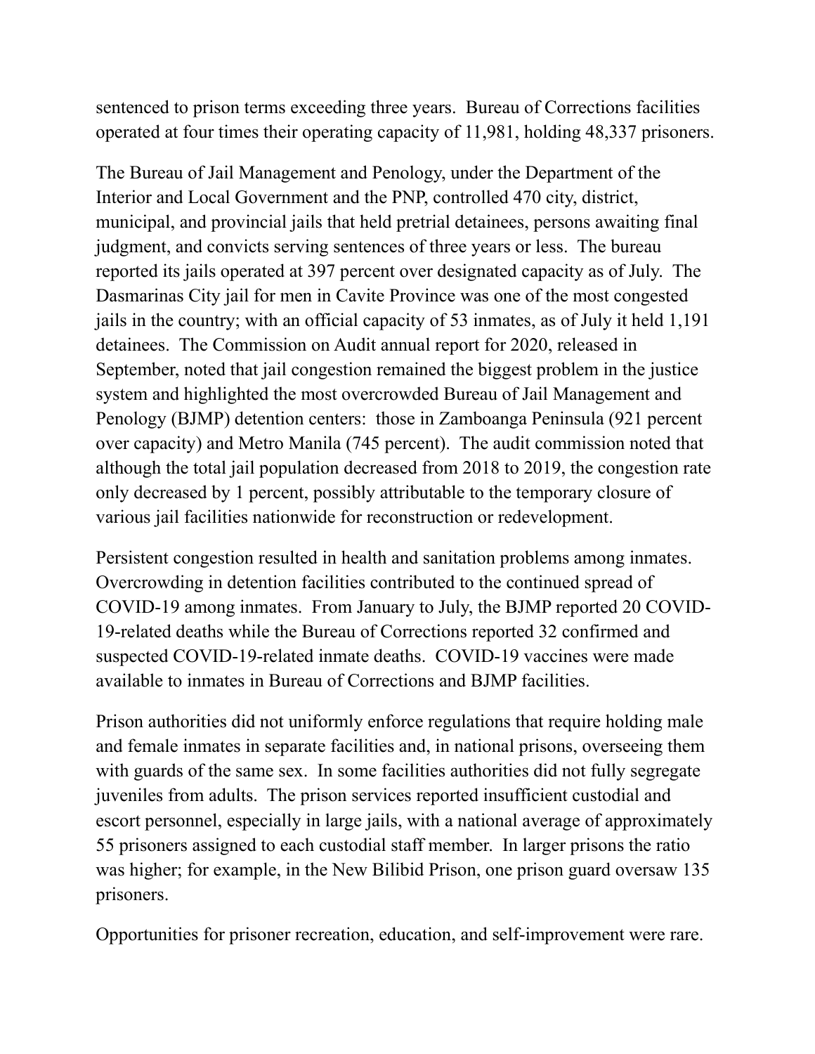sentenced to prison terms exceeding three years. Bureau of Corrections facilities operated at four times their operating capacity of 11,981, holding 48,337 prisoners.

The Bureau of Jail Management and Penology, under the Department of the Interior and Local Government and the PNP, controlled 470 city, district, municipal, and provincial jails that held pretrial detainees, persons awaiting final judgment, and convicts serving sentences of three years or less. The bureau reported its jails operated at 397 percent over designated capacity as of July. The Dasmarinas City jail for men in Cavite Province was one of the most congested jails in the country; with an official capacity of 53 inmates, as of July it held 1,191 detainees. The Commission on Audit annual report for 2020, released in September, noted that jail congestion remained the biggest problem in the justice system and highlighted the most overcrowded Bureau of Jail Management and Penology (BJMP) detention centers: those in Zamboanga Peninsula (921 percent over capacity) and Metro Manila (745 percent). The audit commission noted that although the total jail population decreased from 2018 to 2019, the congestion rate only decreased by 1 percent, possibly attributable to the temporary closure of various jail facilities nationwide for reconstruction or redevelopment.

Persistent congestion resulted in health and sanitation problems among inmates. Overcrowding in detention facilities contributed to the continued spread of COVID-19 among inmates. From January to July, the BJMP reported 20 COVID-19-related deaths while the Bureau of Corrections reported 32 confirmed and suspected COVID-19-related inmate deaths. COVID-19 vaccines were made available to inmates in Bureau of Corrections and BJMP facilities.

Prison authorities did not uniformly enforce regulations that require holding male and female inmates in separate facilities and, in national prisons, overseeing them with guards of the same sex. In some facilities authorities did not fully segregate juveniles from adults. The prison services reported insufficient custodial and escort personnel, especially in large jails, with a national average of approximately 55 prisoners assigned to each custodial staff member. In larger prisons the ratio was higher; for example, in the New Bilibid Prison, one prison guard oversaw 135 prisoners.

Opportunities for prisoner recreation, education, and self-improvement were rare.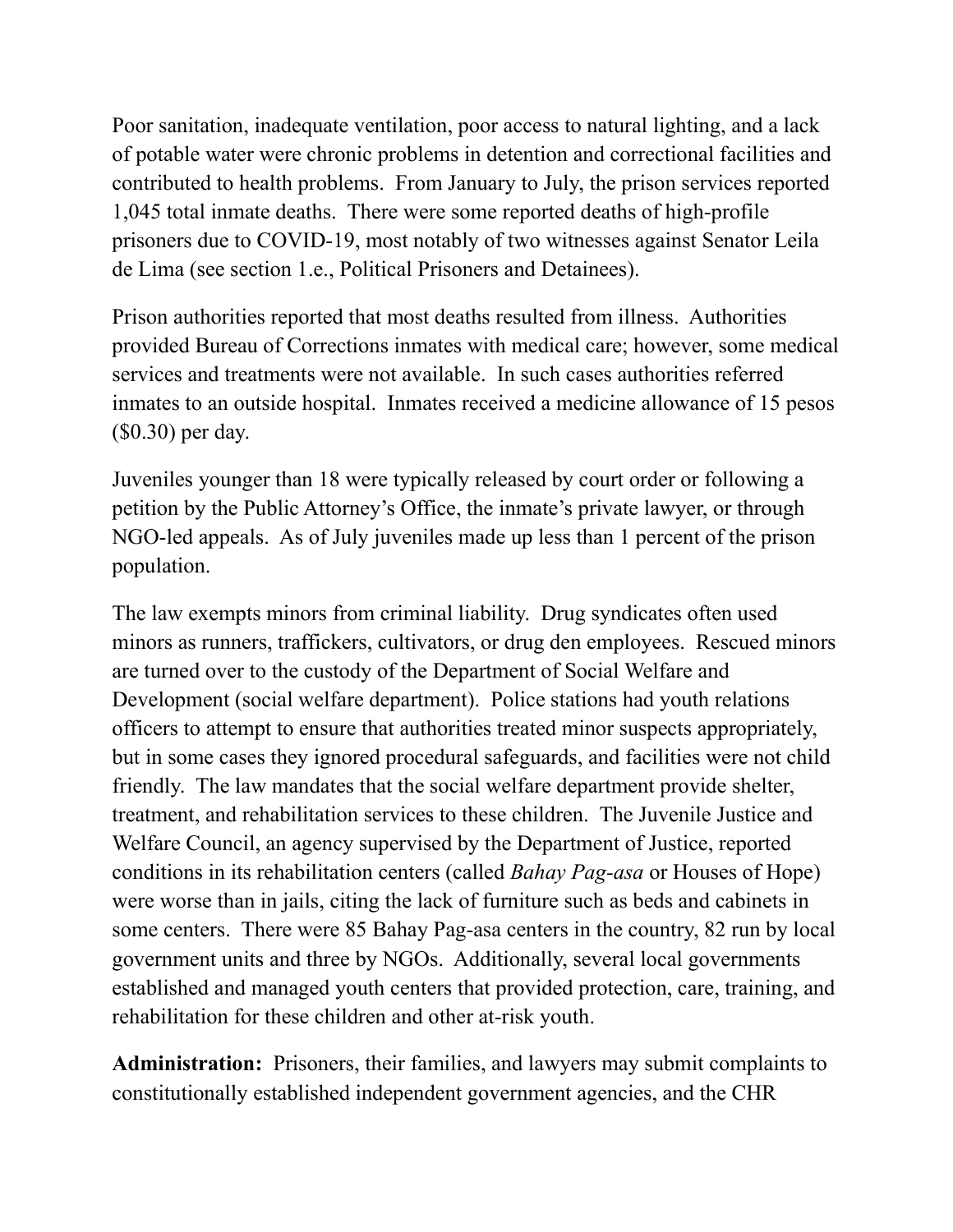Poor sanitation, inadequate ventilation, poor access to natural lighting, and a lack of potable water were chronic problems in detention and correctional facilities and contributed to health problems. From January to July, the prison services reported 1,045 total inmate deaths. There were some reported deaths of high-profile prisoners due to COVID-19, most notably of two witnesses against Senator Leila de Lima (see section 1.e., Political Prisoners and Detainees).

Prison authorities reported that most deaths resulted from illness. Authorities provided Bureau of Corrections inmates with medical care; however, some medical services and treatments were not available. In such cases authorities referred inmates to an outside hospital. Inmates received a medicine allowance of 15 pesos ($0.30) per day.

Juveniles younger than 18 were typically released by court order or following a petition by the Public Attorney's Office, the inmate's private lawyer, or through NGO-led appeals. As of July juveniles made up less than 1 percent of the prison population.

The law exempts minors from criminal liability. Drug syndicates often used minors as runners, traffickers, cultivators, or drug den employees. Rescued minors are turned over to the custody of the Department of Social Welfare and Development (social welfare department). Police stations had youth relations officers to attempt to ensure that authorities treated minor suspects appropriately, but in some cases they ignored procedural safeguards, and facilities were not child friendly. The law mandates that the social welfare department provide shelter, treatment, and rehabilitation services to these children. The Juvenile Justice and Welfare Council, an agency supervised by the Department of Justice, reported conditions in its rehabilitation centers (called *Bahay Pag-asa* or Houses of Hope) were worse than in jails, citing the lack of furniture such as beds and cabinets in some centers. There were 85 Bahay Pag-asa centers in the country, 82 run by local government units and three by NGOs. Additionally, several local governments established and managed youth centers that provided protection, care, training, and rehabilitation for these children and other at-risk youth.

**Administration:** Prisoners, their families, and lawyers may submit complaints to constitutionally established independent government agencies, and the CHR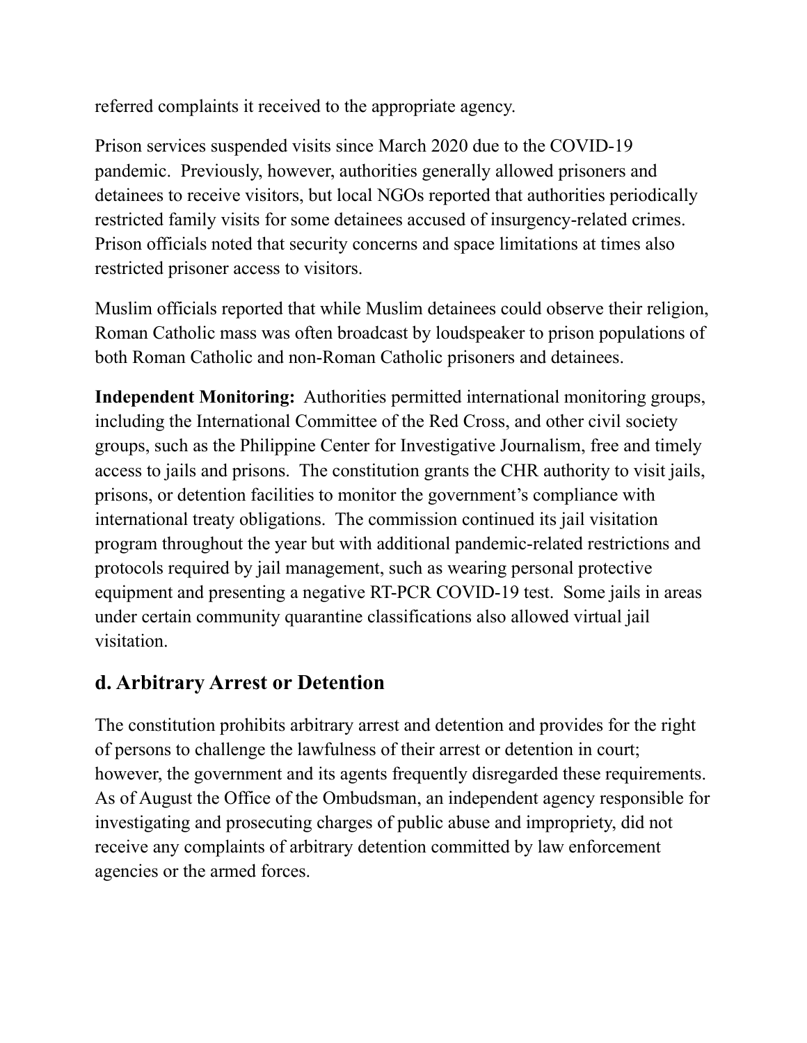referred complaints it received to the appropriate agency.

Prison services suspended visits since March 2020 due to the COVID-19 pandemic. Previously, however, authorities generally allowed prisoners and detainees to receive visitors, but local NGOs reported that authorities periodically restricted family visits for some detainees accused of insurgency-related crimes. Prison officials noted that security concerns and space limitations at times also restricted prisoner access to visitors.

Muslim officials reported that while Muslim detainees could observe their religion, Roman Catholic mass was often broadcast by loudspeaker to prison populations of both Roman Catholic and non-Roman Catholic prisoners and detainees.

**Independent Monitoring:** Authorities permitted international monitoring groups, including the International Committee of the Red Cross, and other civil society groups, such as the Philippine Center for Investigative Journalism, free and timely access to jails and prisons. The constitution grants the CHR authority to visit jails, prisons, or detention facilities to monitor the government's compliance with international treaty obligations. The commission continued its jail visitation program throughout the year but with additional pandemic-related restrictions and protocols required by jail management, such as wearing personal protective equipment and presenting a negative RT-PCR COVID-19 test. Some jails in areas under certain community quarantine classifications also allowed virtual jail visitation.

## d. Arbitrary Arrest or Detention

The constitution prohibits arbitrary arrest and detention and provides for the right of persons to challenge the lawfulness of their arrest or detention in court; however, the government and its agents frequently disregarded these requirements. As of August the Office of the Ombudsman, an independent agency responsible for investigating and prosecuting charges of public abuse and impropriety, did not receive any complaints of arbitrary detention committed by law enforcement agencies or the armed forces.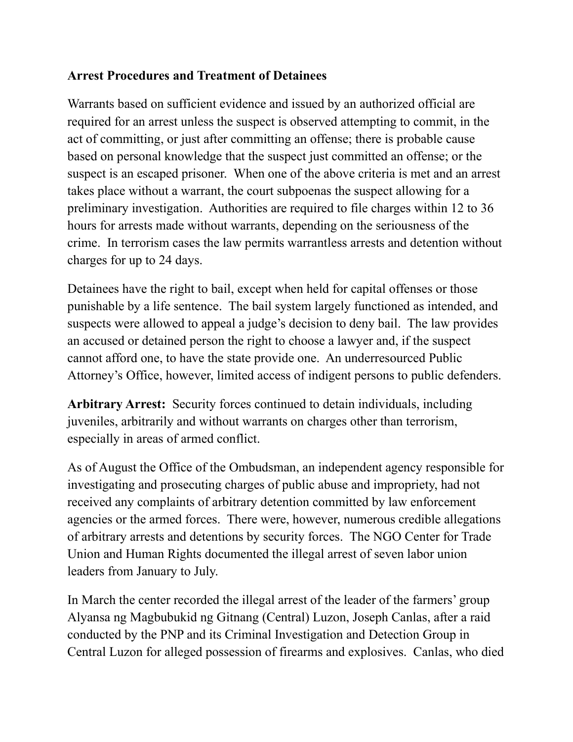**Arrest Procedures and Treatment of Detainees**

Warrants based on sufficient evidence and issued by an authorized official are required for an arrest unless the suspect is observed attempting to commit, in the act of committing, or just after committing an offense; there is probable cause based on personal knowledge that the suspect just committed an offense; or the suspect is an escaped prisoner. When one of the above criteria is met and an arrest takes place without a warrant, the court subpoenas the suspect allowing for a preliminary investigation. Authorities are required to file charges within 12 to 36 hours for arrests made without warrants, depending on the seriousness of the crime. In terrorism cases the law permits warrantless arrests and detention without charges for up to 24 days.

Detainees have the right to bail, except when held for capital offenses or those punishable by a life sentence. The bail system largely functioned as intended, and suspects were allowed to appeal a judge's decision to deny bail. The law provides an accused or detained person the right to choose a lawyer and, if the suspect cannot afford one, to have the state provide one. An underresourced Public Attorney's Office, however, limited access of indigent persons to public defenders.

**Arbitrary Arrest:** Security forces continued to detain individuals, including juveniles, arbitrarily and without warrants on charges other than terrorism, especially in areas of armed conflict.

As of August the Office of the Ombudsman, an independent agency responsible for investigating and prosecuting charges of public abuse and impropriety, had not received any complaints of arbitrary detention committed by law enforcement agencies or the armed forces. There were, however, numerous credible allegations of arbitrary arrests and detentions by security forces. The NGO Center for Trade Union and Human Rights documented the illegal arrest of seven labor union leaders from January to July.

In March the center recorded the illegal arrest of the leader of the farmers' group Alyansa ng Magbubukid ng Gitnang (Central) Luzon, Joseph Canlas, after a raid conducted by the PNP and its Criminal Investigation and Detection Group in Central Luzon for alleged possession of firearms and explosives. Canlas, who died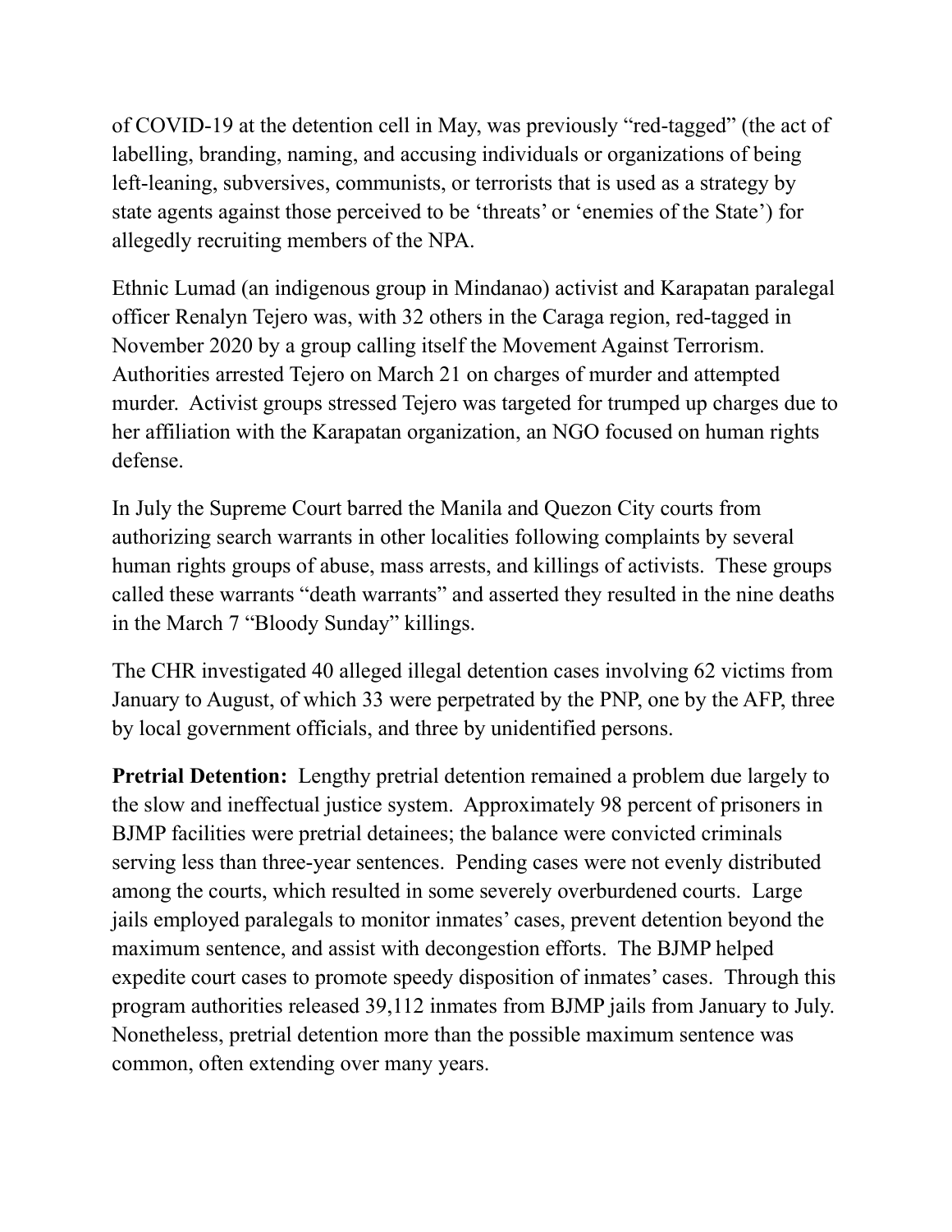of COVID-19 at the detention cell in May, was previously "red-tagged" (the act of labelling, branding, naming, and accusing individuals or organizations of being left-leaning, subversives, communists, or terrorists that is used as a strategy by state agents against those perceived to be 'threats' or 'enemies of the State') for allegedly recruiting members of the NPA.

Ethnic Lumad (an indigenous group in Mindanao) activist and Karapatan paralegal officer Renalyn Tejero was, with 32 others in the Caraga region, red-tagged in November 2020 by a group calling itself the Movement Against Terrorism. Authorities arrested Tejero on March 21 on charges of murder and attempted murder. Activist groups stressed Tejero was targeted for trumped up charges due to her affiliation with the Karapatan organization, an NGO focused on human rights defense.

In July the Supreme Court barred the Manila and Quezon City courts from authorizing search warrants in other localities following complaints by several human rights groups of abuse, mass arrests, and killings of activists. These groups called these warrants "death warrants" and asserted they resulted in the nine deaths in the March 7 "Bloody Sunday" killings.

The CHR investigated 40 alleged illegal detention cases involving 62 victims from January to August, of which 33 were perpetrated by the PNP, one by the AFP, three by local government officials, and three by unidentified persons.

**Pretrial Detention:** Lengthy pretrial detention remained a problem due largely to the slow and ineffectual justice system. Approximately 98 percent of prisoners in BJMP facilities were pretrial detainees; the balance were convicted criminals serving less than three-year sentences. Pending cases were not evenly distributed among the courts, which resulted in some severely overburdened courts. Large jails employed paralegals to monitor inmates' cases, prevent detention beyond the maximum sentence, and assist with decongestion efforts. The BJMP helped expedite court cases to promote speedy disposition of inmates' cases. Through this program authorities released 39,112 inmates from BJMP jails from January to July. Nonetheless, pretrial detention more than the possible maximum sentence was common, often extending over many years.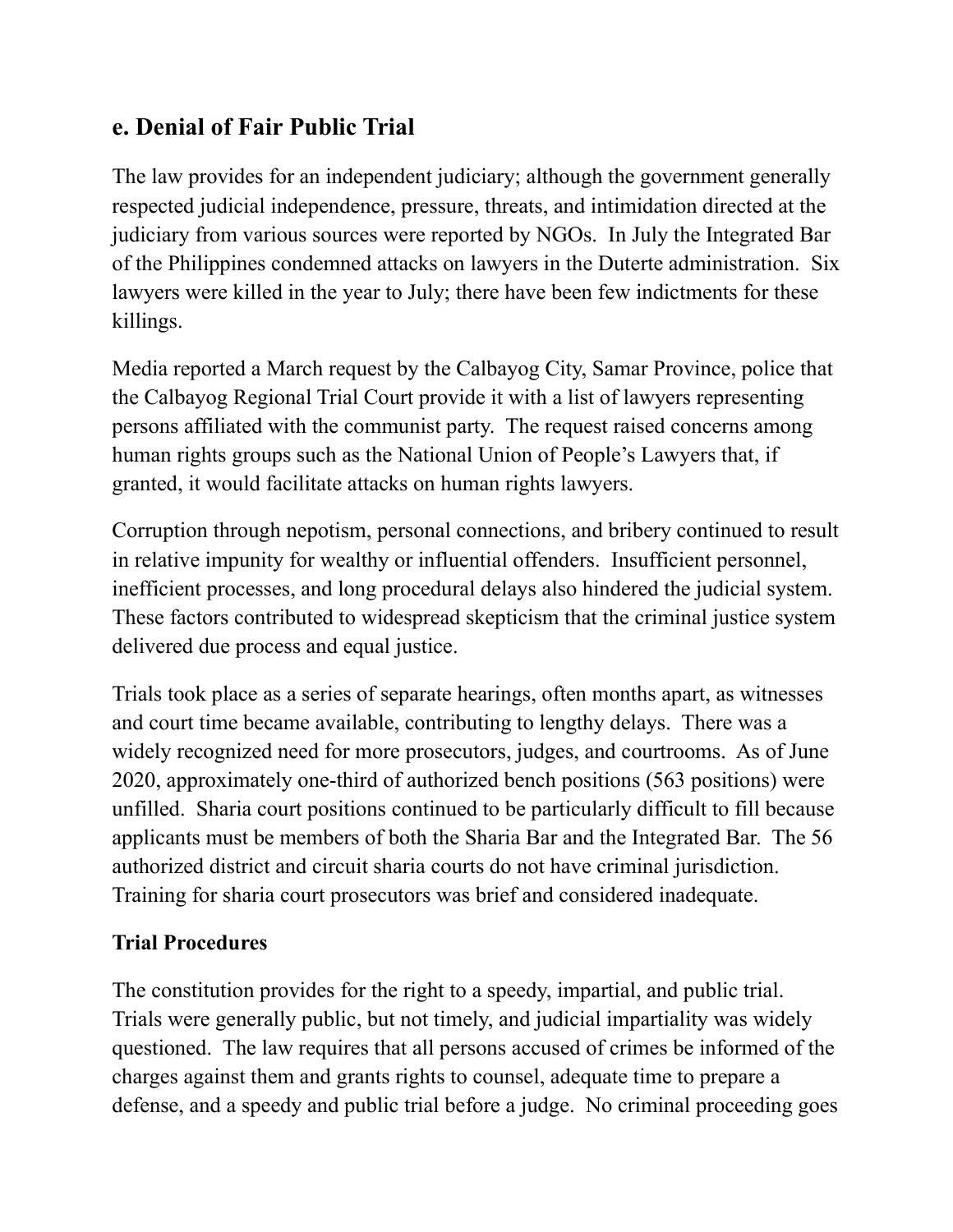## e. Denial of Fair Public Trial

The law provides for an independent judiciary; although the government generally respected judicial independence, pressure, threats, and intimidation directed at the judiciary from various sources were reported by NGOs. In July the Integrated Bar of the Philippines condemned attacks on lawyers in the Duterte administration. Six lawyers were killed in the year to July; there have been few indictments for these killings.

Media reported a March request by the Calbayog City, Samar Province, police that the Calbayog Regional Trial Court provide it with a list of lawyers representing persons affiliated with the communist party. The request raised concerns among human rights groups such as the National Union of People's Lawyers that, if granted, it would facilitate attacks on human rights lawyers.

Corruption through nepotism, personal connections, and bribery continued to result in relative impunity for wealthy or influential offenders. Insufficient personnel, inefficient processes, and long procedural delays also hindered the judicial system. These factors contributed to widespread skepticism that the criminal justice system delivered due process and equal justice.

Trials took place as a series of separate hearings, often months apart, as witnesses and court time became available, contributing to lengthy delays. There was a widely recognized need for more prosecutors, judges, and courtrooms. As of June 2020, approximately one-third of authorized bench positions (563 positions) were unfilled. Sharia court positions continued to be particularly difficult to fill because applicants must be members of both the Sharia Bar and the Integrated Bar. The 56 authorized district and circuit sharia courts do not have criminal jurisdiction. Training for sharia court prosecutors was brief and considered inadequate.

**Trial Procedures**

The constitution provides for the right to a speedy, impartial, and public trial. Trials were generally public, but not timely, and judicial impartiality was widely questioned. The law requires that all persons accused of crimes be informed of the charges against them and grants rights to counsel, adequate time to prepare a defense, and a speedy and public trial before a judge. No criminal proceeding goes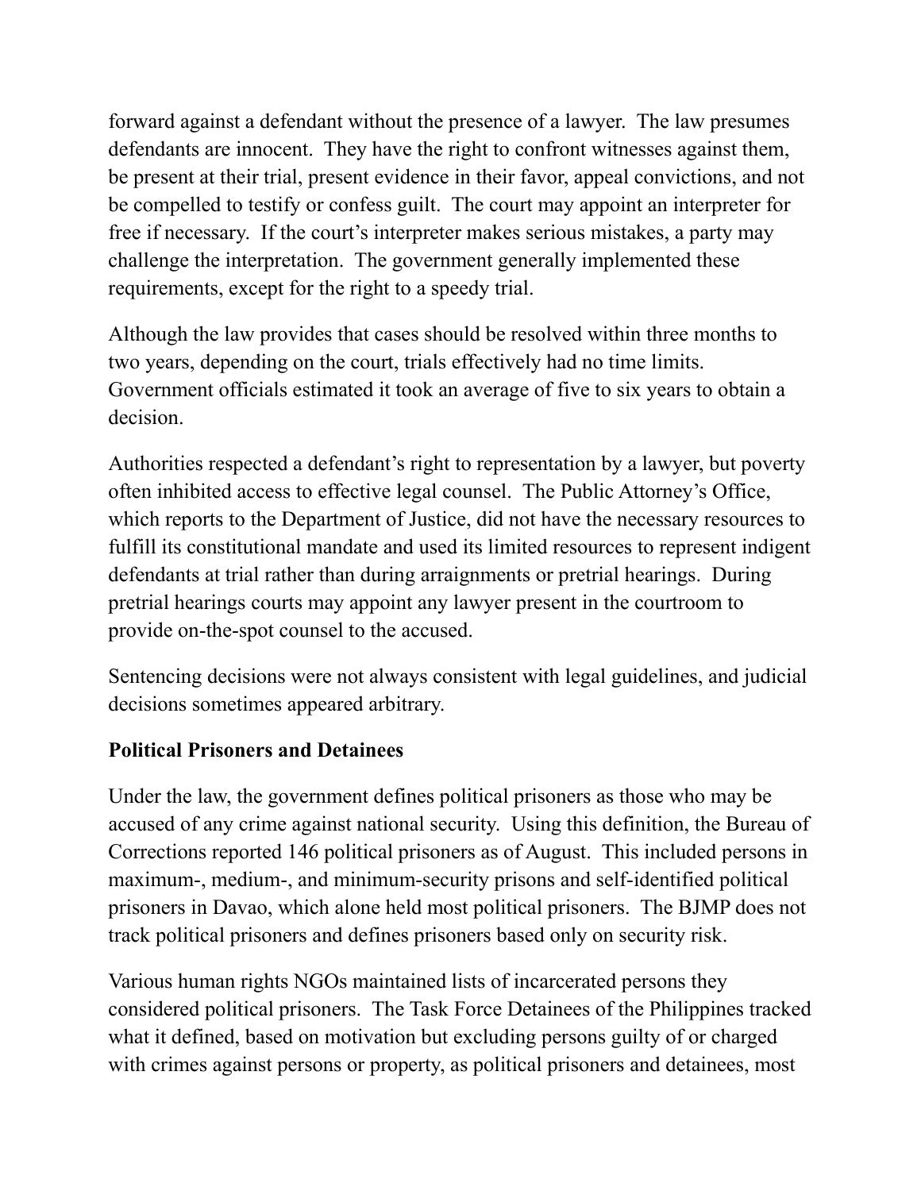forward against a defendant without the presence of a lawyer. The law presumes defendants are innocent. They have the right to confront witnesses against them, be present at their trial, present evidence in their favor, appeal convictions, and not be compelled to testify or confess guilt. The court may appoint an interpreter for free if necessary. If the court's interpreter makes serious mistakes, a party may challenge the interpretation. The government generally implemented these requirements, except for the right to a speedy trial.

Although the law provides that cases should be resolved within three months to two years, depending on the court, trials effectively had no time limits. Government officials estimated it took an average of five to six years to obtain a decision.

Authorities respected a defendant's right to representation by a lawyer, but poverty often inhibited access to effective legal counsel. The Public Attorney's Office, which reports to the Department of Justice, did not have the necessary resources to fulfill its constitutional mandate and used its limited resources to represent indigent defendants at trial rather than during arraignments or pretrial hearings. During pretrial hearings courts may appoint any lawyer present in the courtroom to provide on-the-spot counsel to the accused.

Sentencing decisions were not always consistent with legal guidelines, and judicial decisions sometimes appeared arbitrary.

**Political Prisoners and Detainees**

Under the law, the government defines political prisoners as those who may be accused of any crime against national security. Using this definition, the Bureau of Corrections reported 146 political prisoners as of August. This included persons in maximum-, medium-, and minimum-security prisons and self-identified political prisoners in Davao, which alone held most political prisoners. The BJMP does not track political prisoners and defines prisoners based only on security risk.

Various human rights NGOs maintained lists of incarcerated persons they considered political prisoners. The Task Force Detainees of the Philippines tracked what it defined, based on motivation but excluding persons guilty of or charged with crimes against persons or property, as political prisoners and detainees, most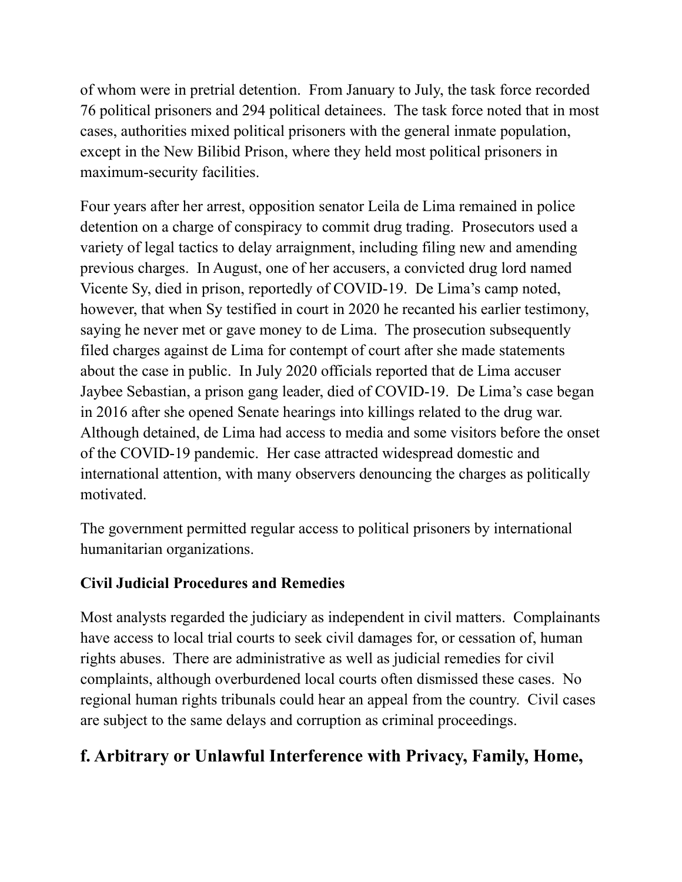of whom were in pretrial detention. From January to July, the task force recorded 76 political prisoners and 294 political detainees. The task force noted that in most cases, authorities mixed political prisoners with the general inmate population, except in the New Bilibid Prison, where they held most political prisoners in maximum-security facilities.

Four years after her arrest, opposition senator Leila de Lima remained in police detention on a charge of conspiracy to commit drug trading. Prosecutors used a variety of legal tactics to delay arraignment, including filing new and amending previous charges. In August, one of her accusers, a convicted drug lord named Vicente Sy, died in prison, reportedly of COVID-19. De Lima's camp noted, however, that when Sy testified in court in 2020 he recanted his earlier testimony, saying he never met or gave money to de Lima. The prosecution subsequently filed charges against de Lima for contempt of court after she made statements about the case in public. In July 2020 officials reported that de Lima accuser Jaybee Sebastian, a prison gang leader, died of COVID-19. De Lima's case began in 2016 after she opened Senate hearings into killings related to the drug war. Although detained, de Lima had access to media and some visitors before the onset of the COVID-19 pandemic. Her case attracted widespread domestic and international attention, with many observers denouncing the charges as politically motivated.

The government permitted regular access to political prisoners by international humanitarian organizations.

**Civil Judicial Procedures and Remedies**

Most analysts regarded the judiciary as independent in civil matters. Complainants have access to local trial courts to seek civil damages for, or cessation of, human rights abuses. There are administrative as well as judicial remedies for civil complaints, although overburdened local courts often dismissed these cases. No regional human rights tribunals could hear an appeal from the country. Civil cases are subject to the same delays and corruption as criminal proceedings.

## f. Arbitrary or Unlawful Interference with Privacy, Family, Home,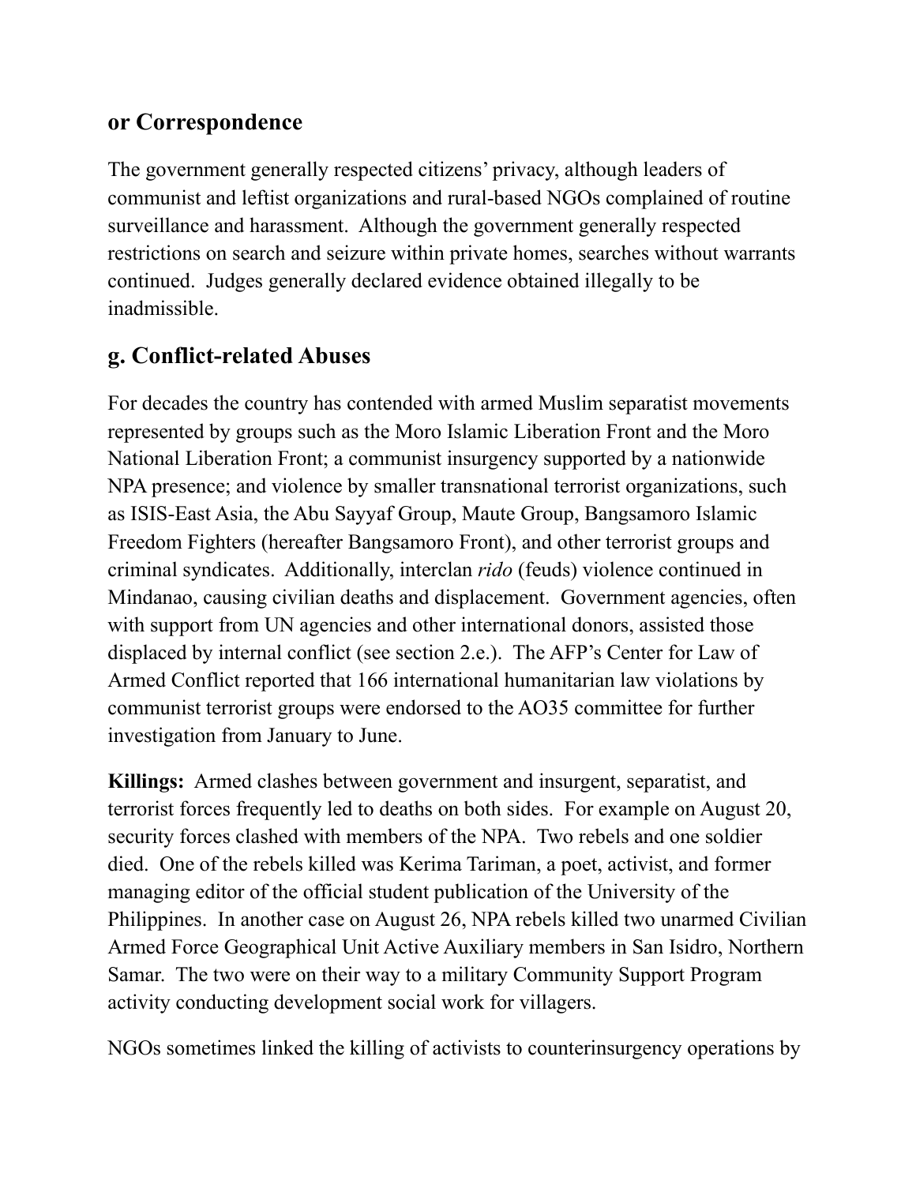## or Correspondence

The government generally respected citizens' privacy, although leaders of communist and leftist organizations and rural-based NGOs complained of routine surveillance and harassment. Although the government generally respected restrictions on search and seizure within private homes, searches without warrants continued. Judges generally declared evidence obtained illegally to be inadmissible.

## g. Conflict-related Abuses

For decades the country has contended with armed Muslim separatist movements represented by groups such as the Moro Islamic Liberation Front and the Moro National Liberation Front; a communist insurgency supported by a nationwide NPA presence; and violence by smaller transnational terrorist organizations, such as ISIS-East Asia, the Abu Sayyaf Group, Maute Group, Bangsamoro Islamic Freedom Fighters (hereafter Bangsamoro Front), and other terrorist groups and criminal syndicates. Additionally, interclan *rido* (feuds) violence continued in Mindanao, causing civilian deaths and displacement. Government agencies, often with support from UN agencies and other international donors, assisted those displaced by internal conflict (see section 2.e.). The AFP's Center for Law of Armed Conflict reported that 166 international humanitarian law violations by communist terrorist groups were endorsed to the AO35 committee for further investigation from January to June.

**Killings:** Armed clashes between government and insurgent, separatist, and terrorist forces frequently led to deaths on both sides. For example on August 20, security forces clashed with members of the NPA. Two rebels and one soldier died. One of the rebels killed was Kerima Tariman, a poet, activist, and former managing editor of the official student publication of the University of the Philippines. In another case on August 26, NPA rebels killed two unarmed Civilian Armed Force Geographical Unit Active Auxiliary members in San Isidro, Northern Samar. The two were on their way to a military Community Support Program activity conducting development social work for villagers.

NGOs sometimes linked the killing of activists to counterinsurgency operations by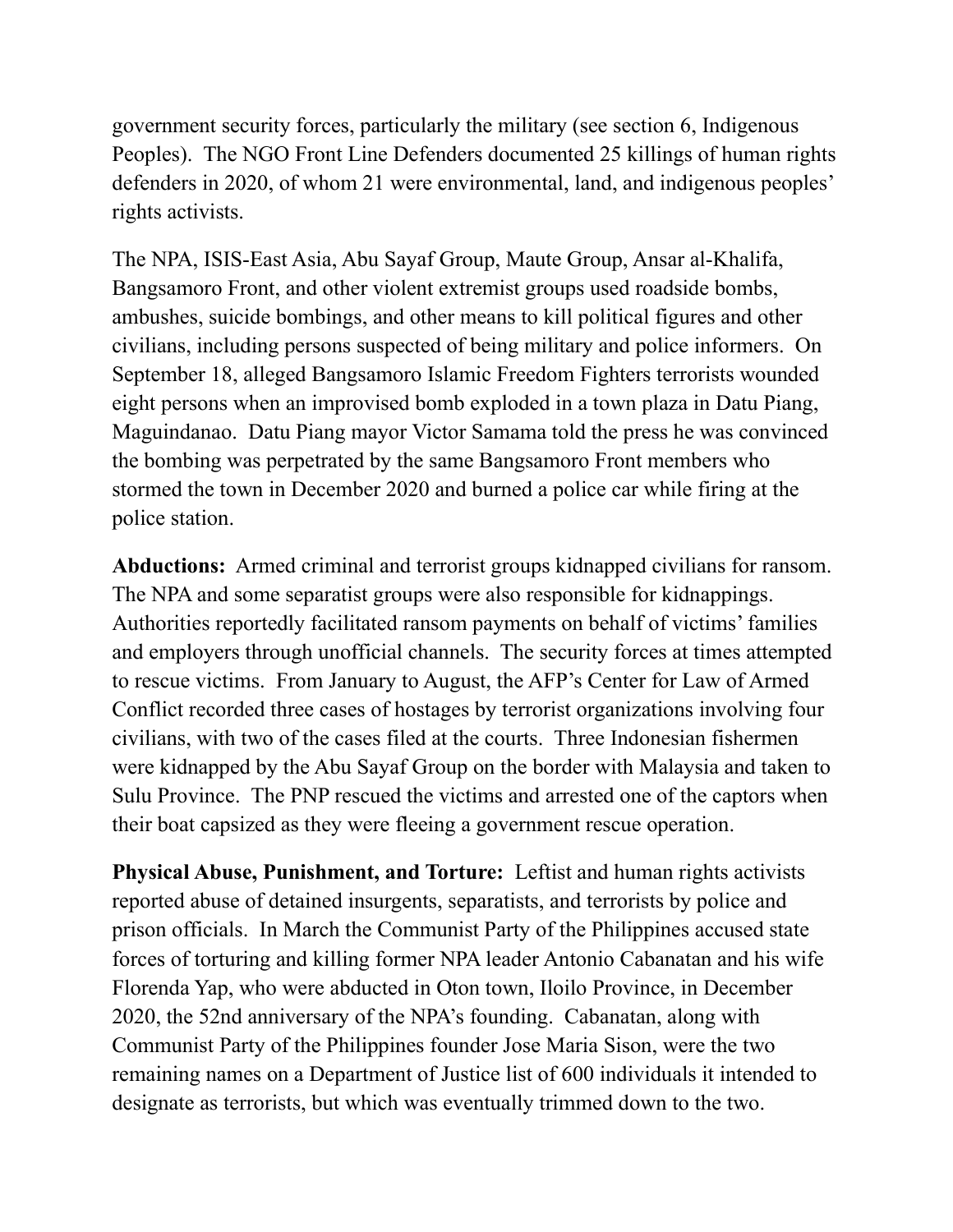government security forces, particularly the military (see section 6, Indigenous Peoples). The NGO Front Line Defenders documented 25 killings of human rights defenders in 2020, of whom 21 were environmental, land, and indigenous peoples' rights activists.

The NPA, ISIS-East Asia, Abu Sayaf Group, Maute Group, Ansar al-Khalifa, Bangsamoro Front, and other violent extremist groups used roadside bombs, ambushes, suicide bombings, and other means to kill political figures and other civilians, including persons suspected of being military and police informers. On September 18, alleged Bangsamoro Islamic Freedom Fighters terrorists wounded eight persons when an improvised bomb exploded in a town plaza in Datu Piang, Maguindanao. Datu Piang mayor Victor Samama told the press he was convinced the bombing was perpetrated by the same Bangsamoro Front members who stormed the town in December 2020 and burned a police car while firing at the police station.

**Abductions:** Armed criminal and terrorist groups kidnapped civilians for ransom. The NPA and some separatist groups were also responsible for kidnappings. Authorities reportedly facilitated ransom payments on behalf of victims' families and employers through unofficial channels. The security forces at times attempted to rescue victims. From January to August, the AFP's Center for Law of Armed Conflict recorded three cases of hostages by terrorist organizations involving four civilians, with two of the cases filed at the courts. Three Indonesian fishermen were kidnapped by the Abu Sayaf Group on the border with Malaysia and taken to Sulu Province. The PNP rescued the victims and arrested one of the captors when their boat capsized as they were fleeing a government rescue operation.

**Physical Abuse, Punishment, and Torture:** Leftist and human rights activists reported abuse of detained insurgents, separatists, and terrorists by police and prison officials. In March the Communist Party of the Philippines accused state forces of torturing and killing former NPA leader Antonio Cabanatan and his wife Florenda Yap, who were abducted in Oton town, Iloilo Province, in December 2020, the 52nd anniversary of the NPA's founding. Cabanatan, along with Communist Party of the Philippines founder Jose Maria Sison, were the two remaining names on a Department of Justice list of 600 individuals it intended to designate as terrorists, but which was eventually trimmed down to the two.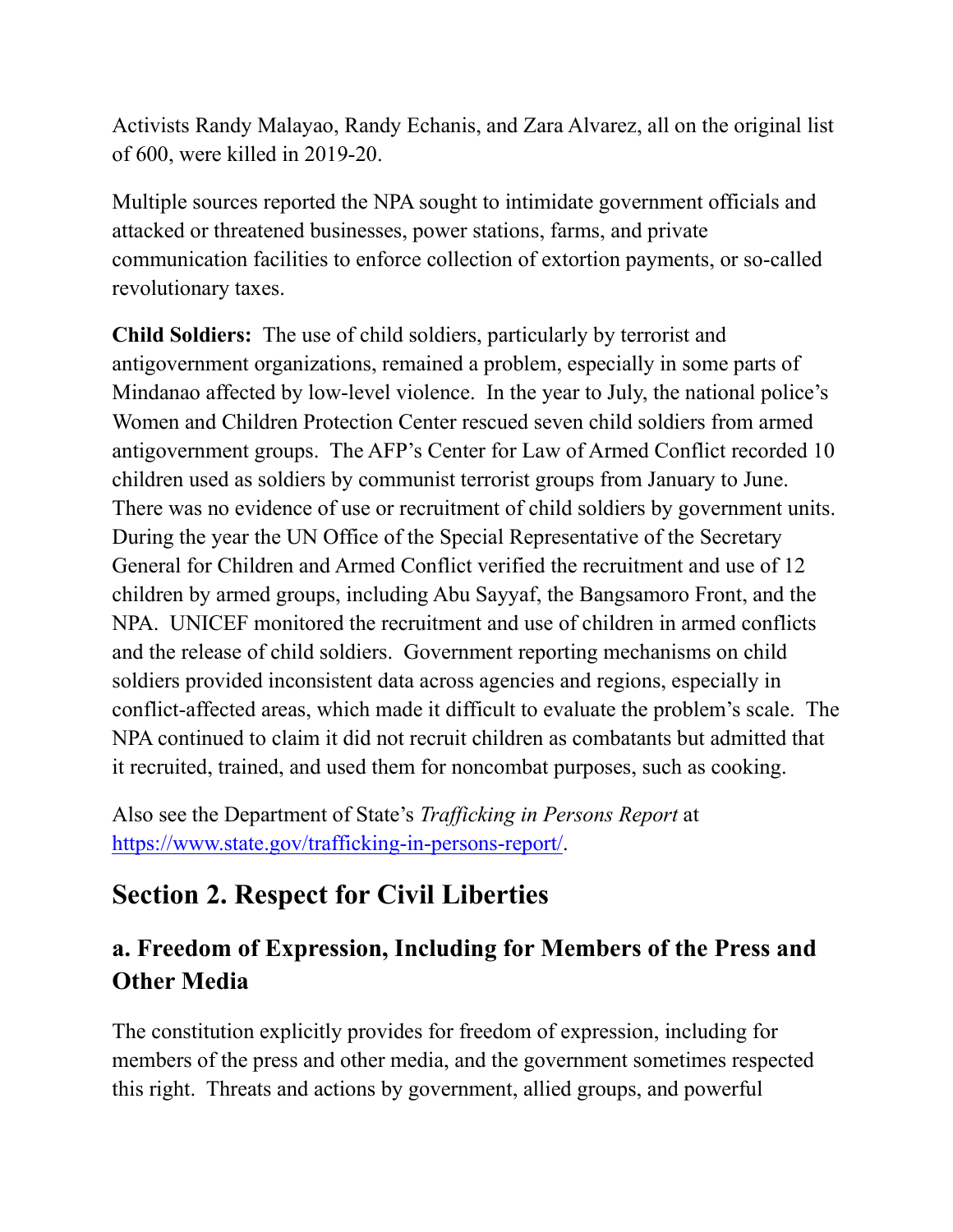Activists Randy Malayao, Randy Echanis, and Zara Alvarez, all on the original list of 600, were killed in 2019-20.

Multiple sources reported the NPA sought to intimidate government officials and attacked or threatened businesses, power stations, farms, and private communication facilities to enforce collection of extortion payments, or so-called revolutionary taxes.

**Child Soldiers:** The use of child soldiers, particularly by terrorist and antigovernment organizations, remained a problem, especially in some parts of Mindanao affected by low-level violence. In the year to July, the national police's Women and Children Protection Center rescued seven child soldiers from armed antigovernment groups. The AFP's Center for Law of Armed Conflict recorded 10 children used as soldiers by communist terrorist groups from January to June. There was no evidence of use or recruitment of child soldiers by government units. During the year the UN Office of the Special Representative of the Secretary General for Children and Armed Conflict verified the recruitment and use of 12 children by armed groups, including Abu Sayyaf, the Bangsamoro Front, and the NPA. UNICEF monitored the recruitment and use of children in armed conflicts and the release of child soldiers. Government reporting mechanisms on child soldiers provided inconsistent data across agencies and regions, especially in conflict-affected areas, which made it difficult to evaluate the problem's scale. The NPA continued to claim it did not recruit children as combatants but admitted that it recruited, trained, and used them for noncombat purposes, such as cooking.

Also see the Department of State's *Trafficking in Persons Report* at [https://www.state.gov/trafficking-in-persons-report/](https://www.state.gov/trafficking-in-persons-report/).

## Section 2. Respect for Civil Liberties

### a. Freedom of Expression, Including for Members of the Press and Other Media

The constitution explicitly provides for freedom of expression, including for members of the press and other media, and the government sometimes respected this right. Threats and actions by government, allied groups, and powerful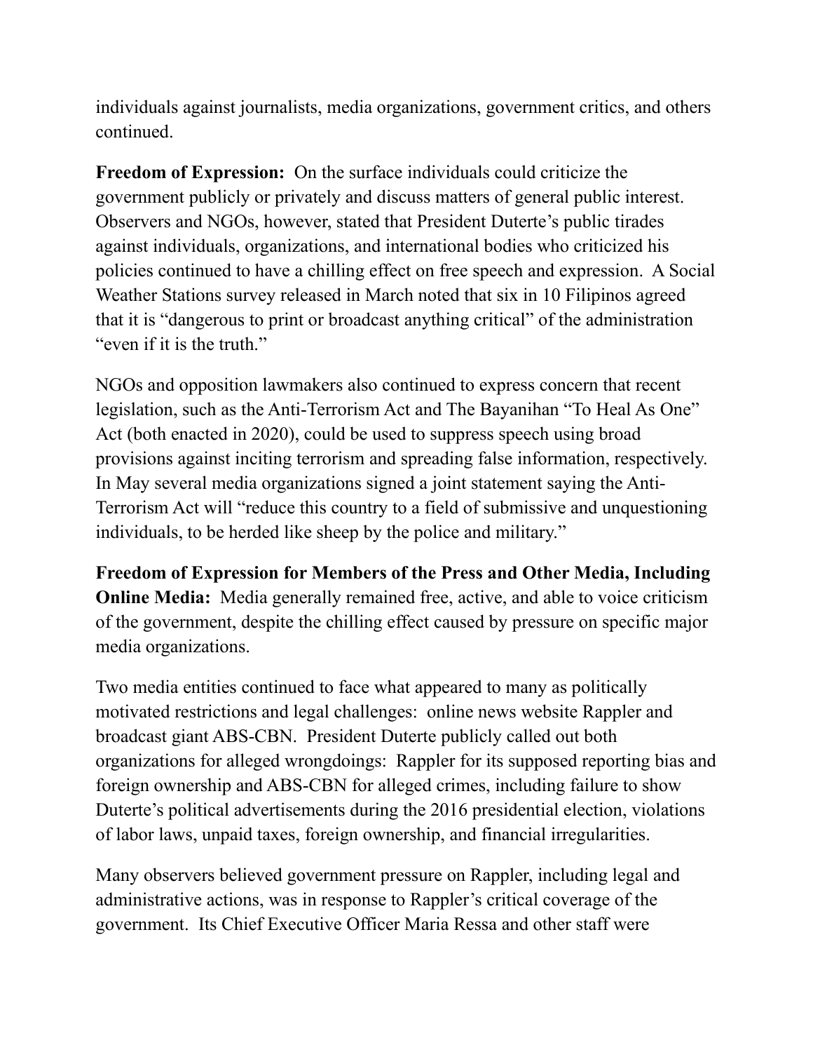individuals against journalists, media organizations, government critics, and others continued.

**Freedom of Expression:** On the surface individuals could criticize the government publicly or privately and discuss matters of general public interest. Observers and NGOs, however, stated that President Duterte's public tirades against individuals, organizations, and international bodies who criticized his policies continued to have a chilling effect on free speech and expression. A Social Weather Stations survey released in March noted that six in 10 Filipinos agreed that it is "dangerous to print or broadcast anything critical" of the administration "even if it is the truth."

NGOs and opposition lawmakers also continued to express concern that recent legislation, such as the Anti-Terrorism Act and The Bayanihan "To Heal As One" Act (both enacted in 2020), could be used to suppress speech using broad provisions against inciting terrorism and spreading false information, respectively. In May several media organizations signed a joint statement saying the Anti-Terrorism Act will "reduce this country to a field of submissive and unquestioning individuals, to be herded like sheep by the police and military."

**Freedom of Expression for Members of the Press and Other Media, Including Online Media:** Media generally remained free, active, and able to voice criticism of the government, despite the chilling effect caused by pressure on specific major media organizations.

Two media entities continued to face what appeared to many as politically motivated restrictions and legal challenges: online news website Rappler and broadcast giant ABS-CBN. President Duterte publicly called out both organizations for alleged wrongdoings: Rappler for its supposed reporting bias and foreign ownership and ABS-CBN for alleged crimes, including failure to show Duterte's political advertisements during the 2016 presidential election, violations of labor laws, unpaid taxes, foreign ownership, and financial irregularities.

Many observers believed government pressure on Rappler, including legal and administrative actions, was in response to Rappler's critical coverage of the government. Its Chief Executive Officer Maria Ressa and other staff were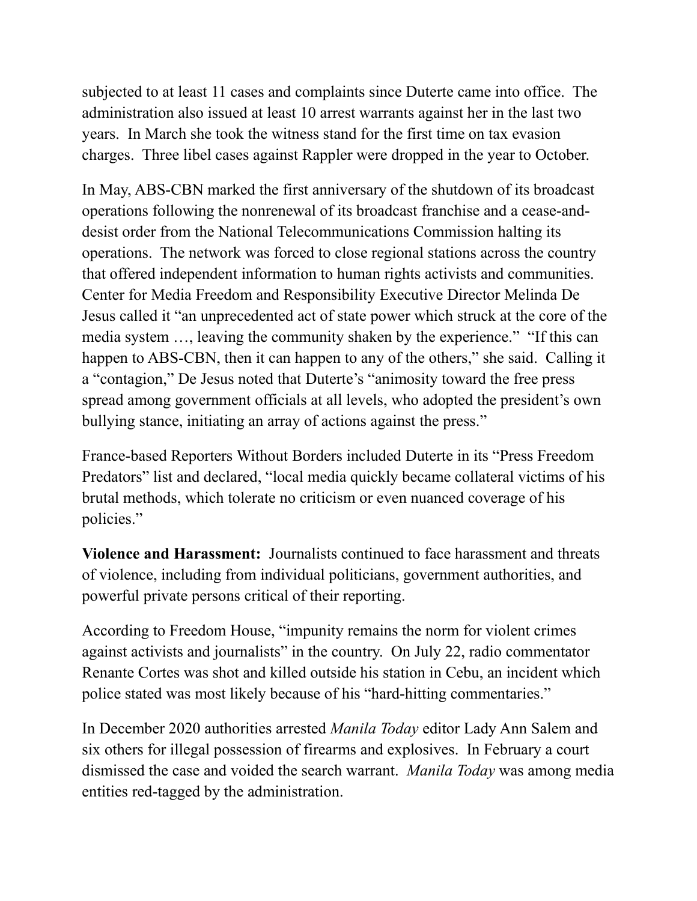subjected to at least 11 cases and complaints since Duterte came into office. The administration also issued at least 10 arrest warrants against her in the last two years. In March she took the witness stand for the first time on tax evasion charges. Three libel cases against Rappler were dropped in the year to October.

In May, ABS-CBN marked the first anniversary of the shutdown of its broadcast operations following the nonrenewal of its broadcast franchise and a cease-and-desist order from the National Telecommunications Commission halting its operations. The network was forced to close regional stations across the country that offered independent information to human rights activists and communities. Center for Media Freedom and Responsibility Executive Director Melinda De Jesus called it "an unprecedented act of state power which struck at the core of the media system …, leaving the community shaken by the experience." "If this can happen to ABS-CBN, then it can happen to any of the others," she said. Calling it a "contagion," De Jesus noted that Duterte's "animosity toward the free press spread among government officials at all levels, who adopted the president's own bullying stance, initiating an array of actions against the press."

France-based Reporters Without Borders included Duterte in its "Press Freedom Predators" list and declared, "local media quickly became collateral victims of his brutal methods, which tolerate no criticism or even nuanced coverage of his policies."

**Violence and Harassment:** Journalists continued to face harassment and threats of violence, including from individual politicians, government authorities, and powerful private persons critical of their reporting.

According to Freedom House, "impunity remains the norm for violent crimes against activists and journalists" in the country. On July 22, radio commentator Renante Cortes was shot and killed outside his station in Cebu, an incident which police stated was most likely because of his "hard-hitting commentaries."

In December 2020 authorities arrested *Manila Today* editor Lady Ann Salem and six others for illegal possession of firearms and explosives. In February a court dismissed the case and voided the search warrant. *Manila Today* was among media entities red-tagged by the administration.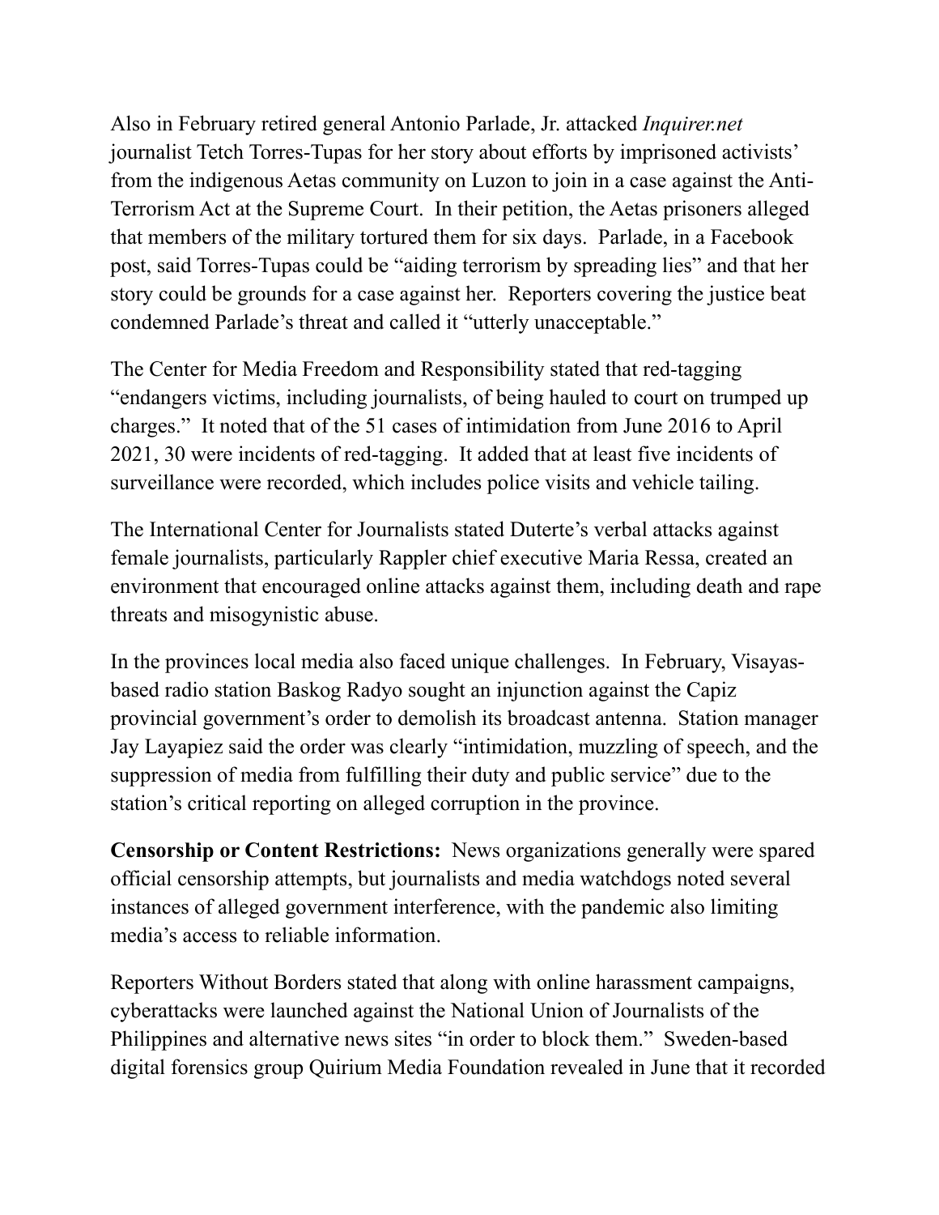Also in February retired general Antonio Parlade, Jr. attacked *Inquirer.net* journalist Tetch Torres-Tupas for her story about efforts by imprisoned activists' from the indigenous Aetas community on Luzon to join in a case against the Anti-Terrorism Act at the Supreme Court. In their petition, the Aetas prisoners alleged that members of the military tortured them for six days. Parlade, in a Facebook post, said Torres-Tupas could be "aiding terrorism by spreading lies" and that her story could be grounds for a case against her. Reporters covering the justice beat condemned Parlade's threat and called it "utterly unacceptable."

The Center for Media Freedom and Responsibility stated that red-tagging "endangers victims, including journalists, of being hauled to court on trumped up charges." It noted that of the 51 cases of intimidation from June 2016 to April 2021, 30 were incidents of red-tagging. It added that at least five incidents of surveillance were recorded, which includes police visits and vehicle tailing.

The International Center for Journalists stated Duterte's verbal attacks against female journalists, particularly Rappler chief executive Maria Ressa, created an environment that encouraged online attacks against them, including death and rape threats and misogynistic abuse.

In the provinces local media also faced unique challenges. In February, Visayas-based radio station Baskog Radyo sought an injunction against the Capiz provincial government's order to demolish its broadcast antenna. Station manager Jay Layapiez said the order was clearly "intimidation, muzzling of speech, and the suppression of media from fulfilling their duty and public service" due to the station's critical reporting on alleged corruption in the province.

**Censorship or Content Restrictions:** News organizations generally were spared official censorship attempts, but journalists and media watchdogs noted several instances of alleged government interference, with the pandemic also limiting media's access to reliable information.

Reporters Without Borders stated that along with online harassment campaigns, cyberattacks were launched against the National Union of Journalists of the Philippines and alternative news sites "in order to block them." Sweden-based digital forensics group Quirium Media Foundation revealed in June that it recorded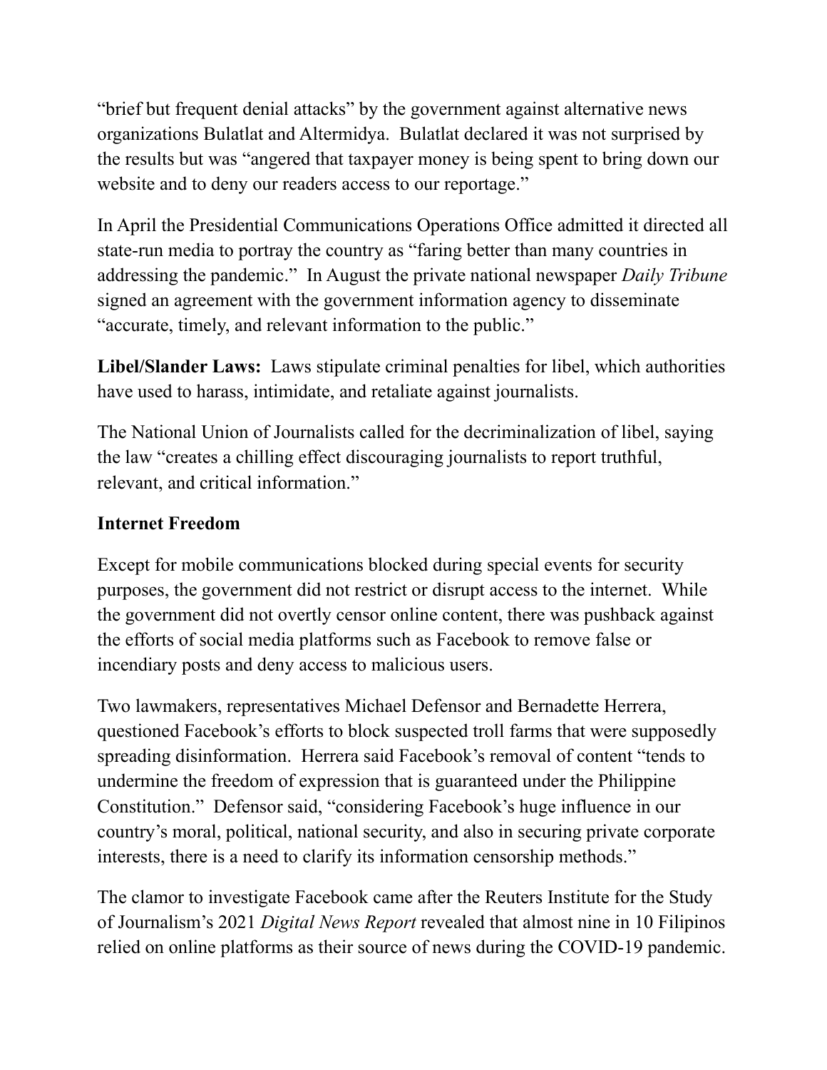"brief but frequent denial attacks" by the government against alternative news organizations Bulatlat and Altermidya. Bulatlat declared it was not surprised by the results but was "angered that taxpayer money is being spent to bring down our website and to deny our readers access to our reportage."

In April the Presidential Communications Operations Office admitted it directed all state-run media to portray the country as "faring better than many countries in addressing the pandemic." In August the private national newspaper *Daily Tribune* signed an agreement with the government information agency to disseminate "accurate, timely, and relevant information to the public."

**Libel/Slander Laws:** Laws stipulate criminal penalties for libel, which authorities have used to harass, intimidate, and retaliate against journalists.

The National Union of Journalists called for the decriminalization of libel, saying the law "creates a chilling effect discouraging journalists to report truthful, relevant, and critical information."

## Internet Freedom

Except for mobile communications blocked during special events for security purposes, the government did not restrict or disrupt access to the internet. While the government did not overtly censor online content, there was pushback against the efforts of social media platforms such as Facebook to remove false or incendiary posts and deny access to malicious users.

Two lawmakers, representatives Michael Defensor and Bernadette Herrera, questioned Facebook's efforts to block suspected troll farms that were supposedly spreading disinformation. Herrera said Facebook's removal of content "tends to undermine the freedom of expression that is guaranteed under the Philippine Constitution." Defensor said, "considering Facebook's huge influence in our country's moral, political, national security, and also in securing private corporate interests, there is a need to clarify its information censorship methods."

The clamor to investigate Facebook came after the Reuters Institute for the Study of Journalism's 2021 *Digital News Report* revealed that almost nine in 10 Filipinos relied on online platforms as their source of news during the COVID-19 pandemic.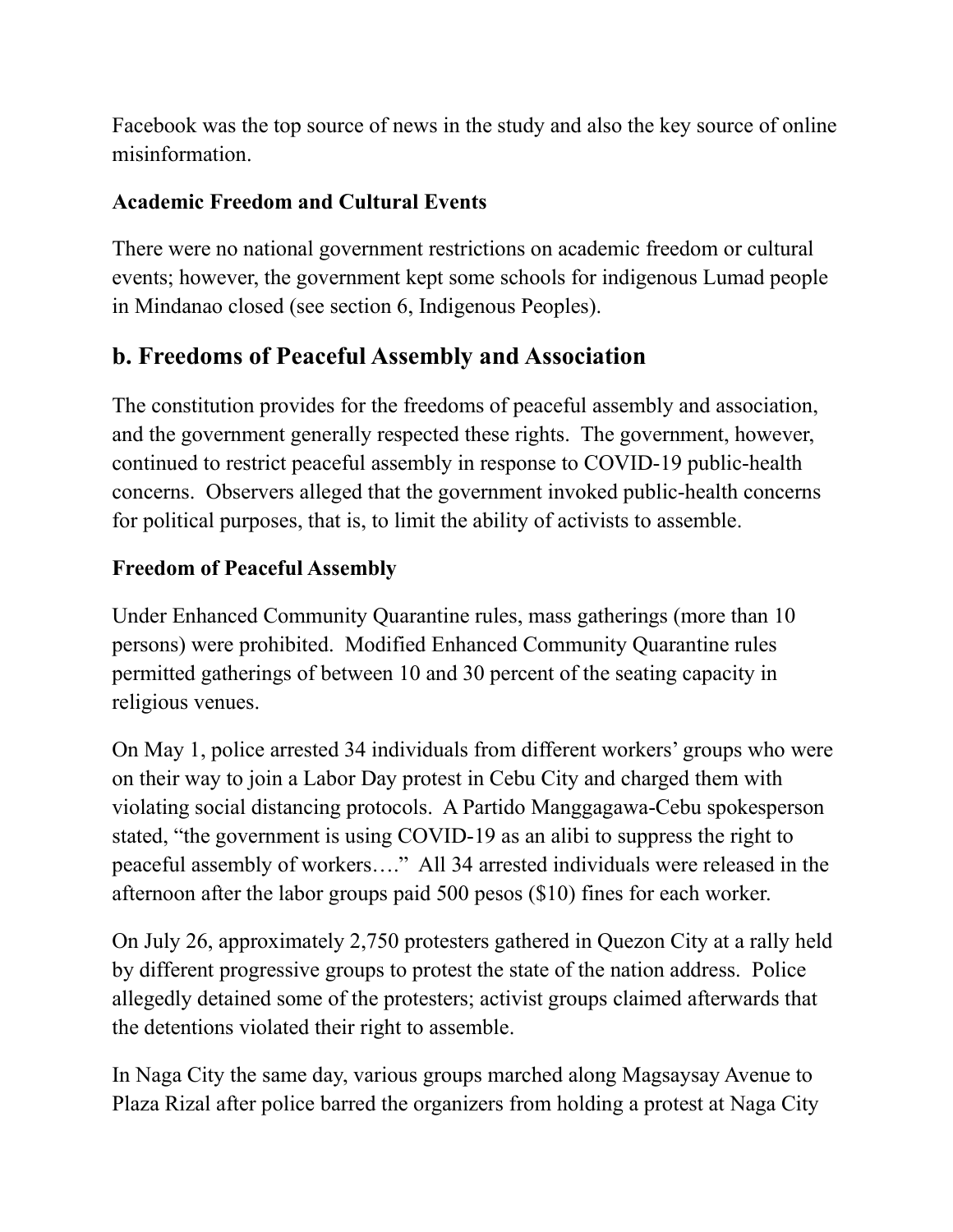Facebook was the top source of news in the study and also the key source of online misinformation.

**Academic Freedom and Cultural Events**

There were no national government restrictions on academic freedom or cultural events; however, the government kept some schools for indigenous Lumad people in Mindanao closed (see section 6, Indigenous Peoples).

## b. Freedoms of Peaceful Assembly and Association

The constitution provides for the freedoms of peaceful assembly and association, and the government generally respected these rights. The government, however, continued to restrict peaceful assembly in response to COVID-19 public-health concerns. Observers alleged that the government invoked public-health concerns for political purposes, that is, to limit the ability of activists to assemble.

**Freedom of Peaceful Assembly**

Under Enhanced Community Quarantine rules, mass gatherings (more than 10 persons) were prohibited. Modified Enhanced Community Quarantine rules permitted gatherings of between 10 and 30 percent of the seating capacity in religious venues.

On May 1, police arrested 34 individuals from different workers' groups who were on their way to join a Labor Day protest in Cebu City and charged them with violating social distancing protocols. A Partido Manggagawa-Cebu spokesperson stated, "the government is using COVID-19 as an alibi to suppress the right to peaceful assembly of workers…." All 34 arrested individuals were released in the afternoon after the labor groups paid 500 pesos ($10) fines for each worker.

On July 26, approximately 2,750 protesters gathered in Quezon City at a rally held by different progressive groups to protest the state of the nation address. Police allegedly detained some of the protesters; activist groups claimed afterwards that the detentions violated their right to assemble.

In Naga City the same day, various groups marched along Magsaysay Avenue to Plaza Rizal after police barred the organizers from holding a protest at Naga City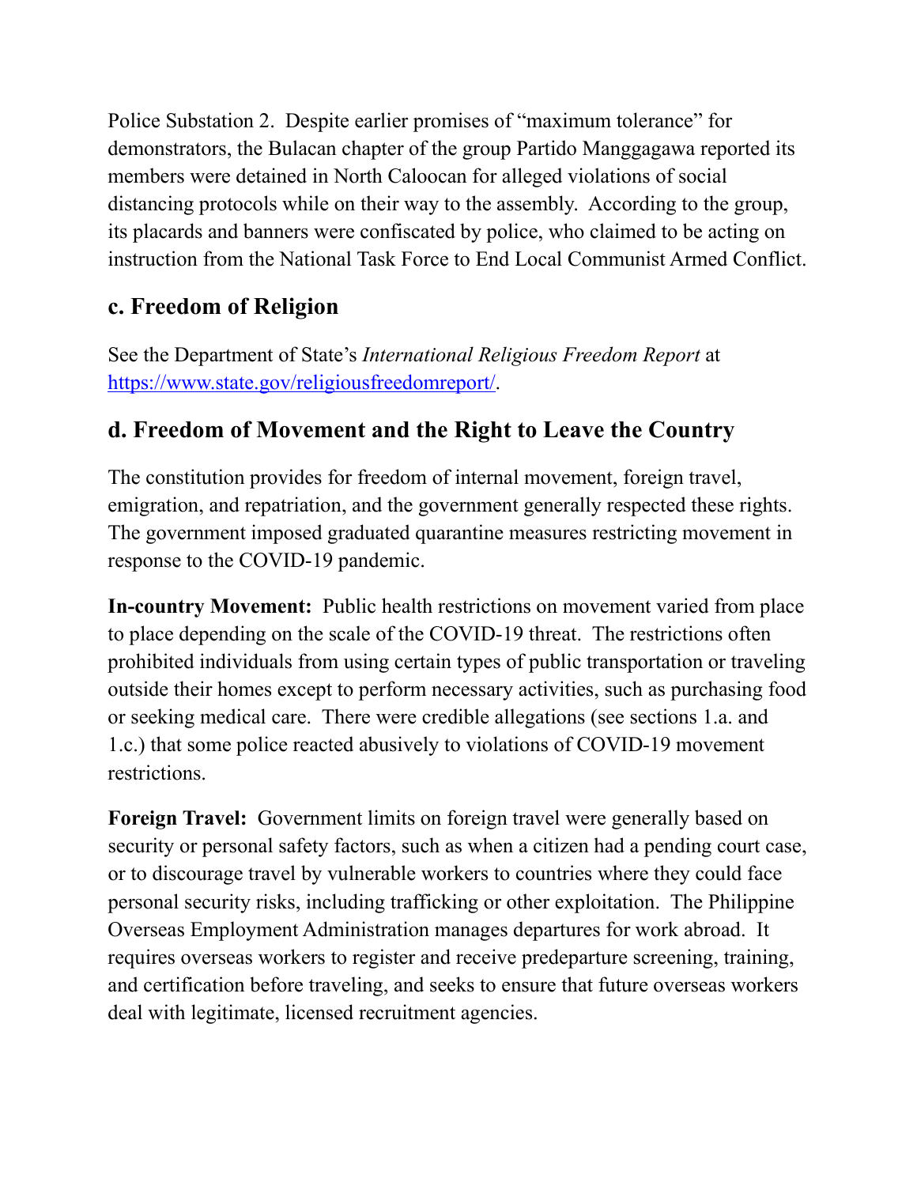Police Substation 2. Despite earlier promises of "maximum tolerance" for demonstrators, the Bulacan chapter of the group Partido Manggagawa reported its members were detained in North Caloocan for alleged violations of social distancing protocols while on their way to the assembly. According to the group, its placards and banners were confiscated by police, who claimed to be acting on instruction from the National Task Force to End Local Communist Armed Conflict.

## c. Freedom of Religion

See the Department of State's *International Religious Freedom Report* at https://www.state.gov/religiousfreedomreport/.

## d. Freedom of Movement and the Right to Leave the Country

The constitution provides for freedom of internal movement, foreign travel, emigration, and repatriation, and the government generally respected these rights. The government imposed graduated quarantine measures restricting movement in response to the COVID-19 pandemic.

**In-country Movement:** Public health restrictions on movement varied from place to place depending on the scale of the COVID-19 threat. The restrictions often prohibited individuals from using certain types of public transportation or traveling outside their homes except to perform necessary activities, such as purchasing food or seeking medical care. There were credible allegations (see sections 1.a. and 1.c.) that some police reacted abusively to violations of COVID-19 movement restrictions.

**Foreign Travel:** Government limits on foreign travel were generally based on security or personal safety factors, such as when a citizen had a pending court case, or to discourage travel by vulnerable workers to countries where they could face personal security risks, including trafficking or other exploitation. The Philippine Overseas Employment Administration manages departures for work abroad. It requires overseas workers to register and receive predeparture screening, training, and certification before traveling, and seeks to ensure that future overseas workers deal with legitimate, licensed recruitment agencies.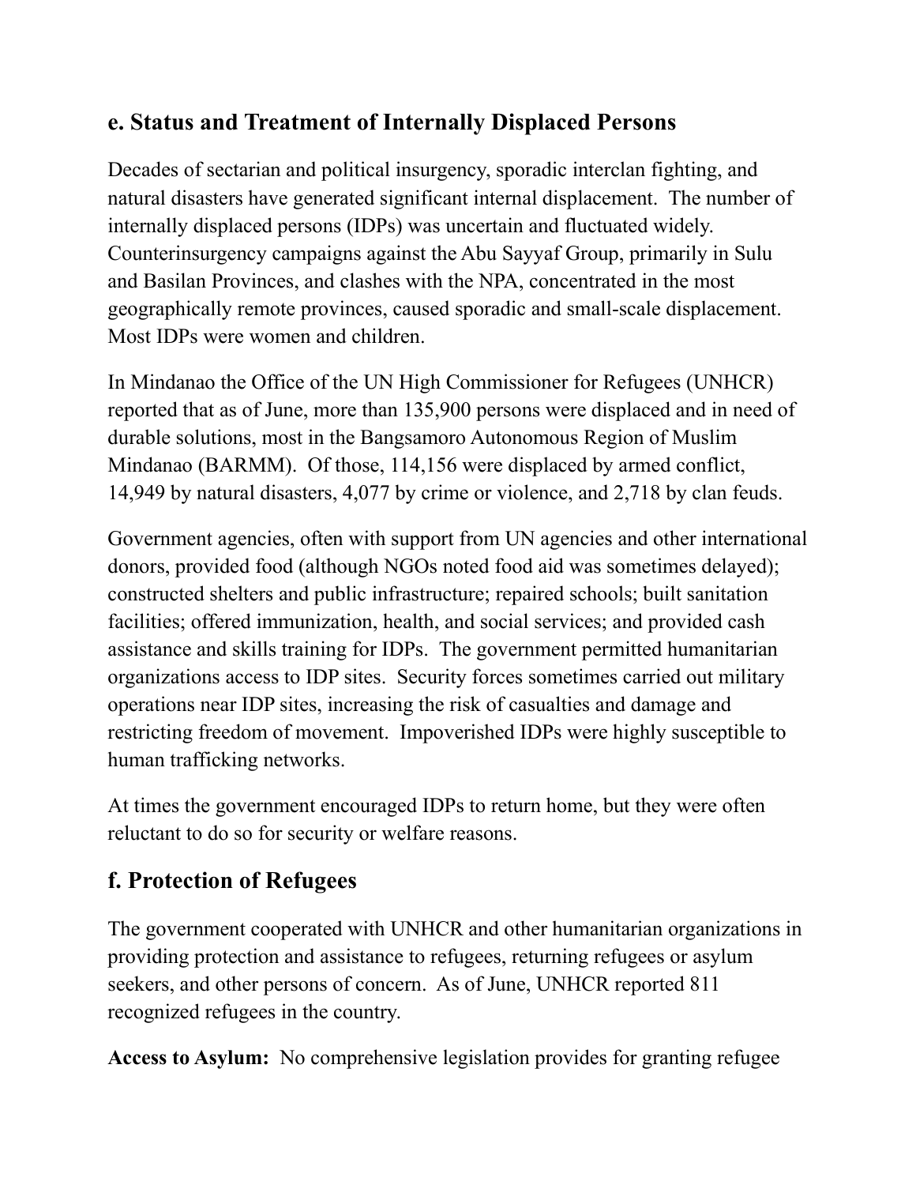## e. Status and Treatment of Internally Displaced Persons

Decades of sectarian and political insurgency, sporadic interclan fighting, and natural disasters have generated significant internal displacement. The number of internally displaced persons (IDPs) was uncertain and fluctuated widely. Counterinsurgency campaigns against the Abu Sayyaf Group, primarily in Sulu and Basilan Provinces, and clashes with the NPA, concentrated in the most geographically remote provinces, caused sporadic and small-scale displacement. Most IDPs were women and children.

In Mindanao the Office of the UN High Commissioner for Refugees (UNHCR) reported that as of June, more than 135,900 persons were displaced and in need of durable solutions, most in the Bangsamoro Autonomous Region of Muslim Mindanao (BARMM). Of those, 114,156 were displaced by armed conflict, 14,949 by natural disasters, 4,077 by crime or violence, and 2,718 by clan feuds.

Government agencies, often with support from UN agencies and other international donors, provided food (although NGOs noted food aid was sometimes delayed); constructed shelters and public infrastructure; repaired schools; built sanitation facilities; offered immunization, health, and social services; and provided cash assistance and skills training for IDPs. The government permitted humanitarian organizations access to IDP sites. Security forces sometimes carried out military operations near IDP sites, increasing the risk of casualties and damage and restricting freedom of movement. Impoverished IDPs were highly susceptible to human trafficking networks.

At times the government encouraged IDPs to return home, but they were often reluctant to do so for security or welfare reasons.

## f. Protection of Refugees

The government cooperated with UNHCR and other humanitarian organizations in providing protection and assistance to refugees, returning refugees or asylum seekers, and other persons of concern. As of June, UNHCR reported 811 recognized refugees in the country.

**Access to Asylum:** No comprehensive legislation provides for granting refugee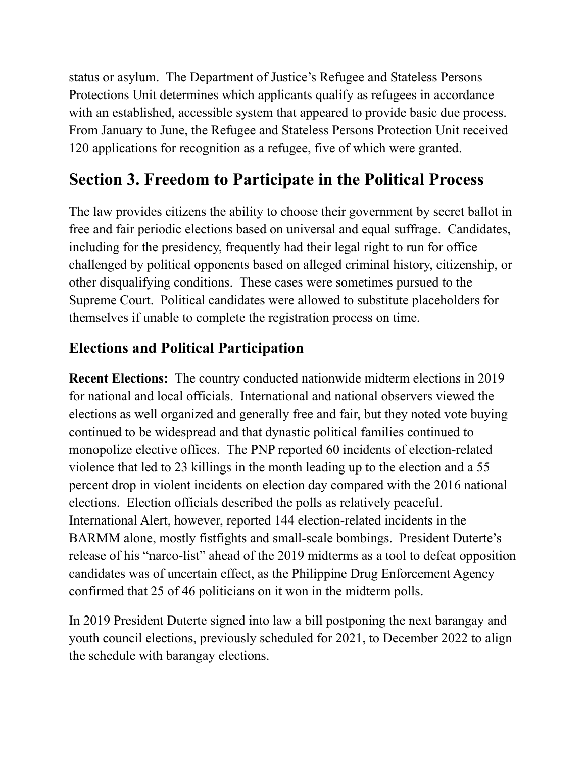status or asylum. The Department of Justice's Refugee and Stateless Persons Protections Unit determines which applicants qualify as refugees in accordance with an established, accessible system that appeared to provide basic due process. From January to June, the Refugee and Stateless Persons Protection Unit received 120 applications for recognition as a refugee, five of which were granted.

# Section 3. Freedom to Participate in the Political Process

The law provides citizens the ability to choose their government by secret ballot in free and fair periodic elections based on universal and equal suffrage. Candidates, including for the presidency, frequently had their legal right to run for office challenged by political opponents based on alleged criminal history, citizenship, or other disqualifying conditions. These cases were sometimes pursued to the Supreme Court. Political candidates were allowed to substitute placeholders for themselves if unable to complete the registration process on time.

## Elections and Political Participation

**Recent Elections:** The country conducted nationwide midterm elections in 2019 for national and local officials. International and national observers viewed the elections as well organized and generally free and fair, but they noted vote buying continued to be widespread and that dynastic political families continued to monopolize elective offices. The PNP reported 60 incidents of election-related violence that led to 23 killings in the month leading up to the election and a 55 percent drop in violent incidents on election day compared with the 2016 national elections. Election officials described the polls as relatively peaceful. International Alert, however, reported 144 election-related incidents in the BARMM alone, mostly fistfights and small-scale bombings. President Duterte's release of his "narco-list" ahead of the 2019 midterms as a tool to defeat opposition candidates was of uncertain effect, as the Philippine Drug Enforcement Agency confirmed that 25 of 46 politicians on it won in the midterm polls.

In 2019 President Duterte signed into law a bill postponing the next barangay and youth council elections, previously scheduled for 2021, to December 2022 to align the schedule with barangay elections.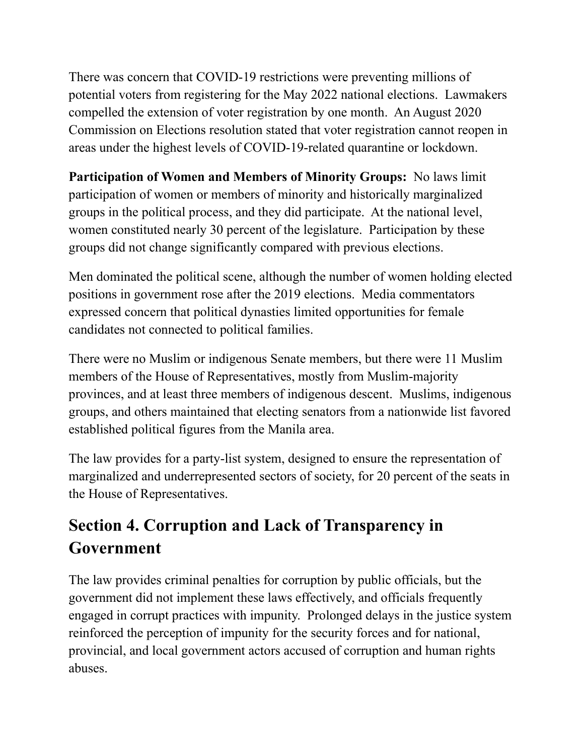There was concern that COVID-19 restrictions were preventing millions of potential voters from registering for the May 2022 national elections. Lawmakers compelled the extension of voter registration by one month. An August 2020 Commission on Elections resolution stated that voter registration cannot reopen in areas under the highest levels of COVID-19-related quarantine or lockdown.

**Participation of Women and Members of Minority Groups:** No laws limit participation of women or members of minority and historically marginalized groups in the political process, and they did participate. At the national level, women constituted nearly 30 percent of the legislature. Participation by these groups did not change significantly compared with previous elections.

Men dominated the political scene, although the number of women holding elected positions in government rose after the 2019 elections. Media commentators expressed concern that political dynasties limited opportunities for female candidates not connected to political families.

There were no Muslim or indigenous Senate members, but there were 11 Muslim members of the House of Representatives, mostly from Muslim-majority provinces, and at least three members of indigenous descent. Muslims, indigenous groups, and others maintained that electing senators from a nationwide list favored established political figures from the Manila area.

The law provides for a party-list system, designed to ensure the representation of marginalized and underrepresented sectors of society, for 20 percent of the seats in the House of Representatives.

## Section 4. Corruption and Lack of Transparency in Government

The law provides criminal penalties for corruption by public officials, but the government did not implement these laws effectively, and officials frequently engaged in corrupt practices with impunity. Prolonged delays in the justice system reinforced the perception of impunity for the security forces and for national, provincial, and local government actors accused of corruption and human rights abuses.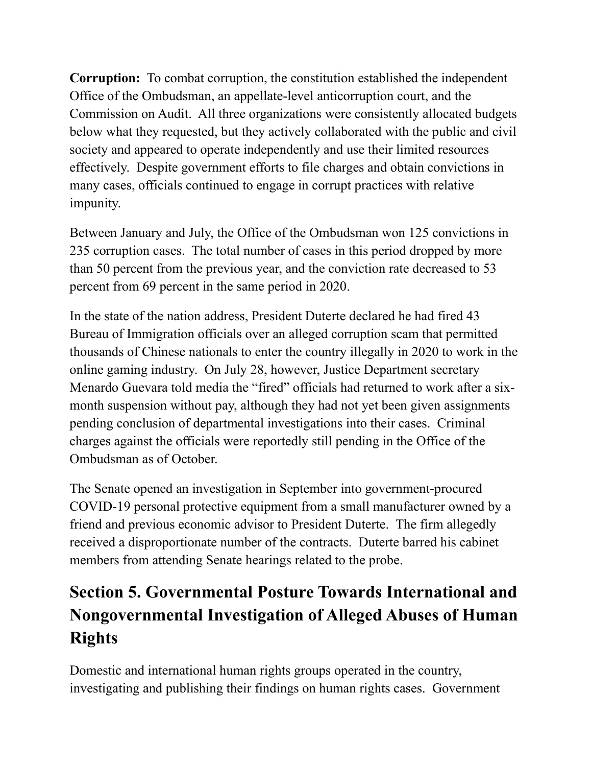**Corruption:** To combat corruption, the constitution established the independent Office of the Ombudsman, an appellate-level anticorruption court, and the Commission on Audit. All three organizations were consistently allocated budgets below what they requested, but they actively collaborated with the public and civil society and appeared to operate independently and use their limited resources effectively. Despite government efforts to file charges and obtain convictions in many cases, officials continued to engage in corrupt practices with relative impunity.

Between January and July, the Office of the Ombudsman won 125 convictions in 235 corruption cases. The total number of cases in this period dropped by more than 50 percent from the previous year, and the conviction rate decreased to 53 percent from 69 percent in the same period in 2020.

In the state of the nation address, President Duterte declared he had fired 43 Bureau of Immigration officials over an alleged corruption scam that permitted thousands of Chinese nationals to enter the country illegally in 2020 to work in the online gaming industry. On July 28, however, Justice Department secretary Menardo Guevara told media the "fired" officials had returned to work after a six-month suspension without pay, although they had not yet been given assignments pending conclusion of departmental investigations into their cases. Criminal charges against the officials were reportedly still pending in the Office of the Ombudsman as of October.

The Senate opened an investigation in September into government-procured COVID-19 personal protective equipment from a small manufacturer owned by a friend and previous economic advisor to President Duterte. The firm allegedly received a disproportionate number of the contracts. Duterte barred his cabinet members from attending Senate hearings related to the probe.

## Section 5. Governmental Posture Towards International and Nongovernmental Investigation of Alleged Abuses of Human Rights

Domestic and international human rights groups operated in the country, investigating and publishing their findings on human rights cases. Government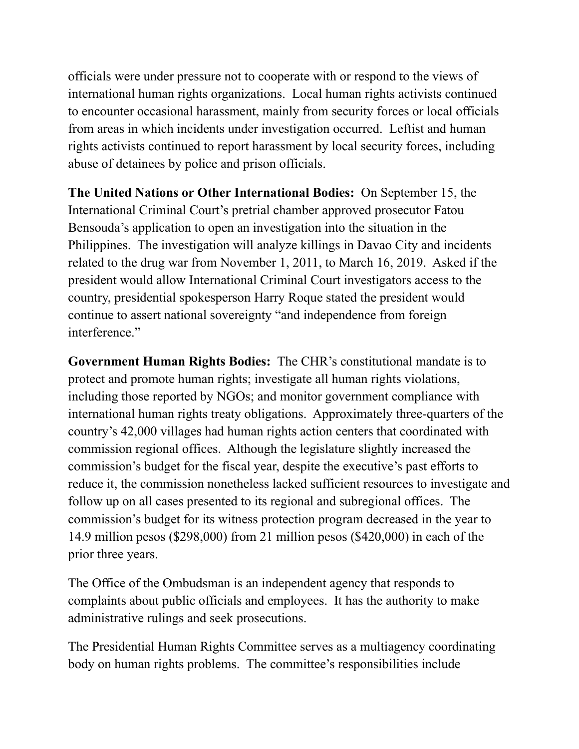officials were under pressure not to cooperate with or respond to the views of international human rights organizations. Local human rights activists continued to encounter occasional harassment, mainly from security forces or local officials from areas in which incidents under investigation occurred. Leftist and human rights activists continued to report harassment by local security forces, including abuse of detainees by police and prison officials.

**The United Nations or Other International Bodies:** On September 15, the International Criminal Court's pretrial chamber approved prosecutor Fatou Bensouda's application to open an investigation into the situation in the Philippines. The investigation will analyze killings in Davao City and incidents related to the drug war from November 1, 2011, to March 16, 2019. Asked if the president would allow International Criminal Court investigators access to the country, presidential spokesperson Harry Roque stated the president would continue to assert national sovereignty "and independence from foreign interference."

**Government Human Rights Bodies:** The CHR's constitutional mandate is to protect and promote human rights; investigate all human rights violations, including those reported by NGOs; and monitor government compliance with international human rights treaty obligations. Approximately three-quarters of the country's 42,000 villages had human rights action centers that coordinated with commission regional offices. Although the legislature slightly increased the commission's budget for the fiscal year, despite the executive's past efforts to reduce it, the commission nonetheless lacked sufficient resources to investigate and follow up on all cases presented to its regional and subregional offices. The commission's budget for its witness protection program decreased in the year to 14.9 million pesos ($298,000) from 21 million pesos ($420,000) in each of the prior three years.

The Office of the Ombudsman is an independent agency that responds to complaints about public officials and employees. It has the authority to make administrative rulings and seek prosecutions.

The Presidential Human Rights Committee serves as a multiagency coordinating body on human rights problems. The committee's responsibilities include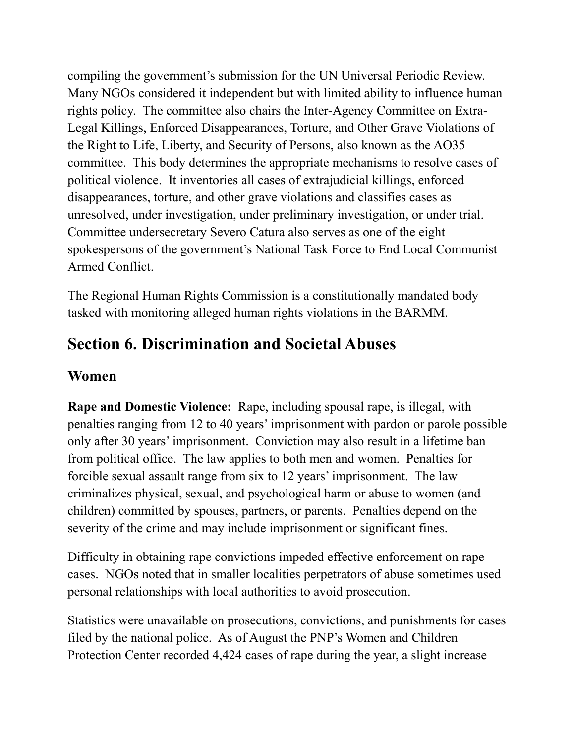compiling the government's submission for the UN Universal Periodic Review. Many NGOs considered it independent but with limited ability to influence human rights policy. The committee also chairs the Inter-Agency Committee on Extra-Legal Killings, Enforced Disappearances, Torture, and Other Grave Violations of the Right to Life, Liberty, and Security of Persons, also known as the AO35 committee. This body determines the appropriate mechanisms to resolve cases of political violence. It inventories all cases of extrajudicial killings, enforced disappearances, torture, and other grave violations and classifies cases as unresolved, under investigation, under preliminary investigation, or under trial. Committee undersecretary Severo Catura also serves as one of the eight spokespersons of the government's National Task Force to End Local Communist Armed Conflict.

The Regional Human Rights Commission is a constitutionally mandated body tasked with monitoring alleged human rights violations in the BARMM.

## Section 6. Discrimination and Societal Abuses

### Women

**Rape and Domestic Violence:** Rape, including spousal rape, is illegal, with penalties ranging from 12 to 40 years' imprisonment with pardon or parole possible only after 30 years' imprisonment. Conviction may also result in a lifetime ban from political office. The law applies to both men and women. Penalties for forcible sexual assault range from six to 12 years' imprisonment. The law criminalizes physical, sexual, and psychological harm or abuse to women (and children) committed by spouses, partners, or parents. Penalties depend on the severity of the crime and may include imprisonment or significant fines.

Difficulty in obtaining rape convictions impeded effective enforcement on rape cases. NGOs noted that in smaller localities perpetrators of abuse sometimes used personal relationships with local authorities to avoid prosecution.

Statistics were unavailable on prosecutions, convictions, and punishments for cases filed by the national police. As of August the PNP's Women and Children Protection Center recorded 4,424 cases of rape during the year, a slight increase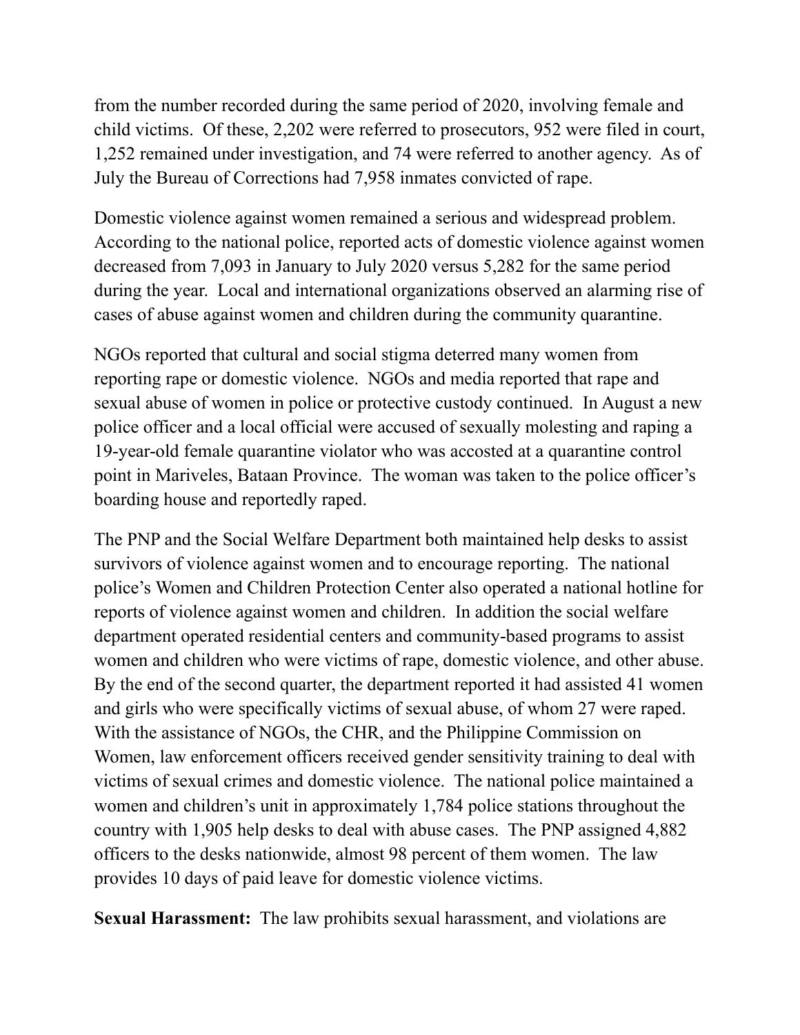from the number recorded during the same period of 2020, involving female and child victims.  Of these, 2,202 were referred to prosecutors, 952 were filed in court, 1,252 remained under investigation, and 74 were referred to another agency.  As of July the Bureau of Corrections had 7,958 inmates convicted of rape.

Domestic violence against women remained a serious and widespread problem.  According to the national police, reported acts of domestic violence against women decreased from 7,093 in January to July 2020 versus 5,282 for the same period during the year.  Local and international organizations observed an alarming rise of cases of abuse against women and children during the community quarantine.

NGOs reported that cultural and social stigma deterred many women from reporting rape or domestic violence.  NGOs and media reported that rape and sexual abuse of women in police or protective custody continued.  In August a new police officer and a local official were accused of sexually molesting and raping a 19-year-old female quarantine violator who was accosted at a quarantine control point in Mariveles, Bataan Province.  The woman was taken to the police officer's boarding house and reportedly raped.

The PNP and the Social Welfare Department both maintained help desks to assist survivors of violence against women and to encourage reporting.  The national police's Women and Children Protection Center also operated a national hotline for reports of violence against women and children.  In addition the social welfare department operated residential centers and community-based programs to assist women and children who were victims of rape, domestic violence, and other abuse.  By the end of the second quarter, the department reported it had assisted 41 women and girls who were specifically victims of sexual abuse, of whom 27 were raped.  With the assistance of NGOs, the CHR, and the Philippine Commission on Women, law enforcement officers received gender sensitivity training to deal with victims of sexual crimes and domestic violence.  The national police maintained a women and children's unit in approximately 1,784 police stations throughout the country with 1,905 help desks to deal with abuse cases.  The PNP assigned 4,882 officers to the desks nationwide, almost 98 percent of them women.  The law provides 10 days of paid leave for domestic violence victims.

**Sexual Harassment:**  The law prohibits sexual harassment, and violations are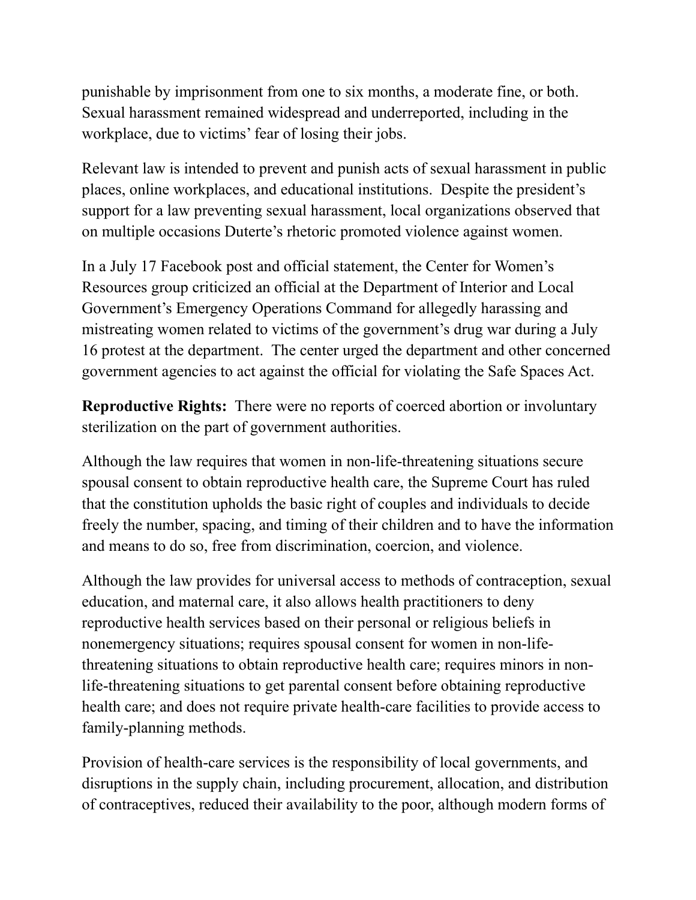punishable by imprisonment from one to six months, a moderate fine, or both. Sexual harassment remained widespread and underreported, including in the workplace, due to victims' fear of losing their jobs.

Relevant law is intended to prevent and punish acts of sexual harassment in public places, online workplaces, and educational institutions. Despite the president's support for a law preventing sexual harassment, local organizations observed that on multiple occasions Duterte's rhetoric promoted violence against women.

In a July 17 Facebook post and official statement, the Center for Women's Resources group criticized an official at the Department of Interior and Local Government's Emergency Operations Command for allegedly harassing and mistreating women related to victims of the government's drug war during a July 16 protest at the department. The center urged the department and other concerned government agencies to act against the official for violating the Safe Spaces Act.

**Reproductive Rights:** There were no reports of coerced abortion or involuntary sterilization on the part of government authorities.

Although the law requires that women in non-life-threatening situations secure spousal consent to obtain reproductive health care, the Supreme Court has ruled that the constitution upholds the basic right of couples and individuals to decide freely the number, spacing, and timing of their children and to have the information and means to do so, free from discrimination, coercion, and violence.

Although the law provides for universal access to methods of contraception, sexual education, and maternal care, it also allows health practitioners to deny reproductive health services based on their personal or religious beliefs in nonemergency situations; requires spousal consent for women in non-life-threatening situations to obtain reproductive health care; requires minors in non-life-threatening situations to get parental consent before obtaining reproductive health care; and does not require private health-care facilities to provide access to family-planning methods.

Provision of health-care services is the responsibility of local governments, and disruptions in the supply chain, including procurement, allocation, and distribution of contraceptives, reduced their availability to the poor, although modern forms of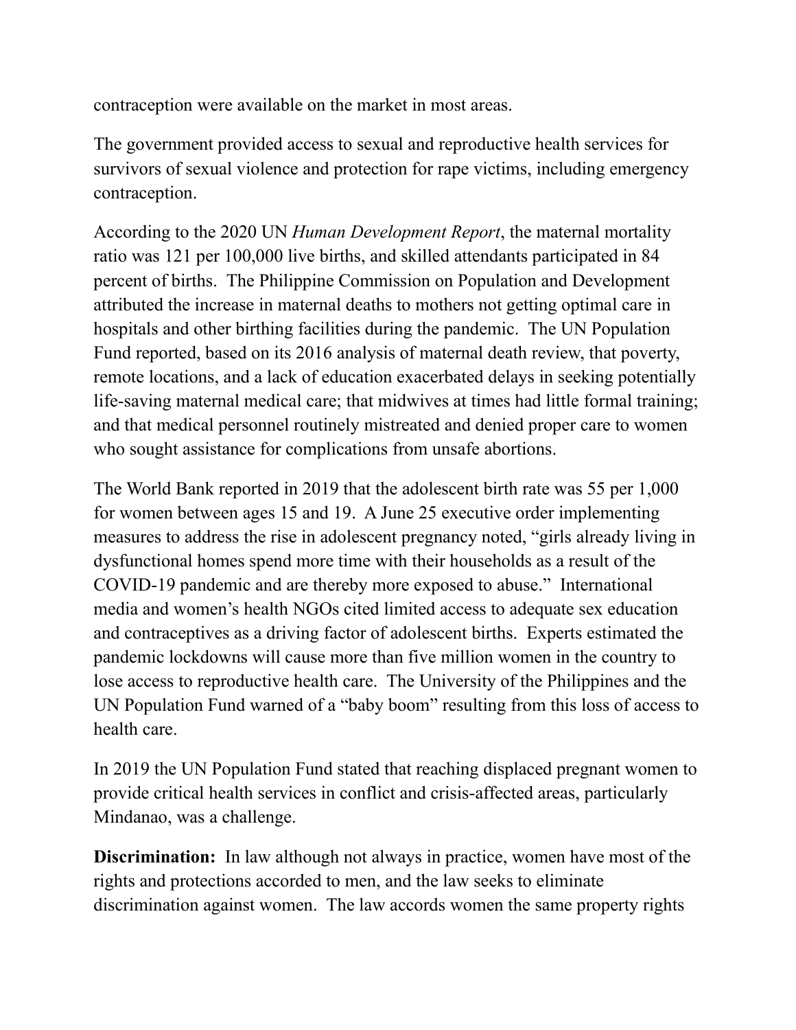contraception were available on the market in most areas.

The government provided access to sexual and reproductive health services for survivors of sexual violence and protection for rape victims, including emergency contraception.

According to the 2020 UN *Human Development Report*, the maternal mortality ratio was 121 per 100,000 live births, and skilled attendants participated in 84 percent of births. The Philippine Commission on Population and Development attributed the increase in maternal deaths to mothers not getting optimal care in hospitals and other birthing facilities during the pandemic. The UN Population Fund reported, based on its 2016 analysis of maternal death review, that poverty, remote locations, and a lack of education exacerbated delays in seeking potentially life-saving maternal medical care; that midwives at times had little formal training; and that medical personnel routinely mistreated and denied proper care to women who sought assistance for complications from unsafe abortions.

The World Bank reported in 2019 that the adolescent birth rate was 55 per 1,000 for women between ages 15 and 19. A June 25 executive order implementing measures to address the rise in adolescent pregnancy noted, "girls already living in dysfunctional homes spend more time with their households as a result of the COVID-19 pandemic and are thereby more exposed to abuse." International media and women's health NGOs cited limited access to adequate sex education and contraceptives as a driving factor of adolescent births. Experts estimated the pandemic lockdowns will cause more than five million women in the country to lose access to reproductive health care. The University of the Philippines and the UN Population Fund warned of a "baby boom" resulting from this loss of access to health care.

In 2019 the UN Population Fund stated that reaching displaced pregnant women to provide critical health services in conflict and crisis-affected areas, particularly Mindanao, was a challenge.

**Discrimination:** In law although not always in practice, women have most of the rights and protections accorded to men, and the law seeks to eliminate discrimination against women. The law accords women the same property rights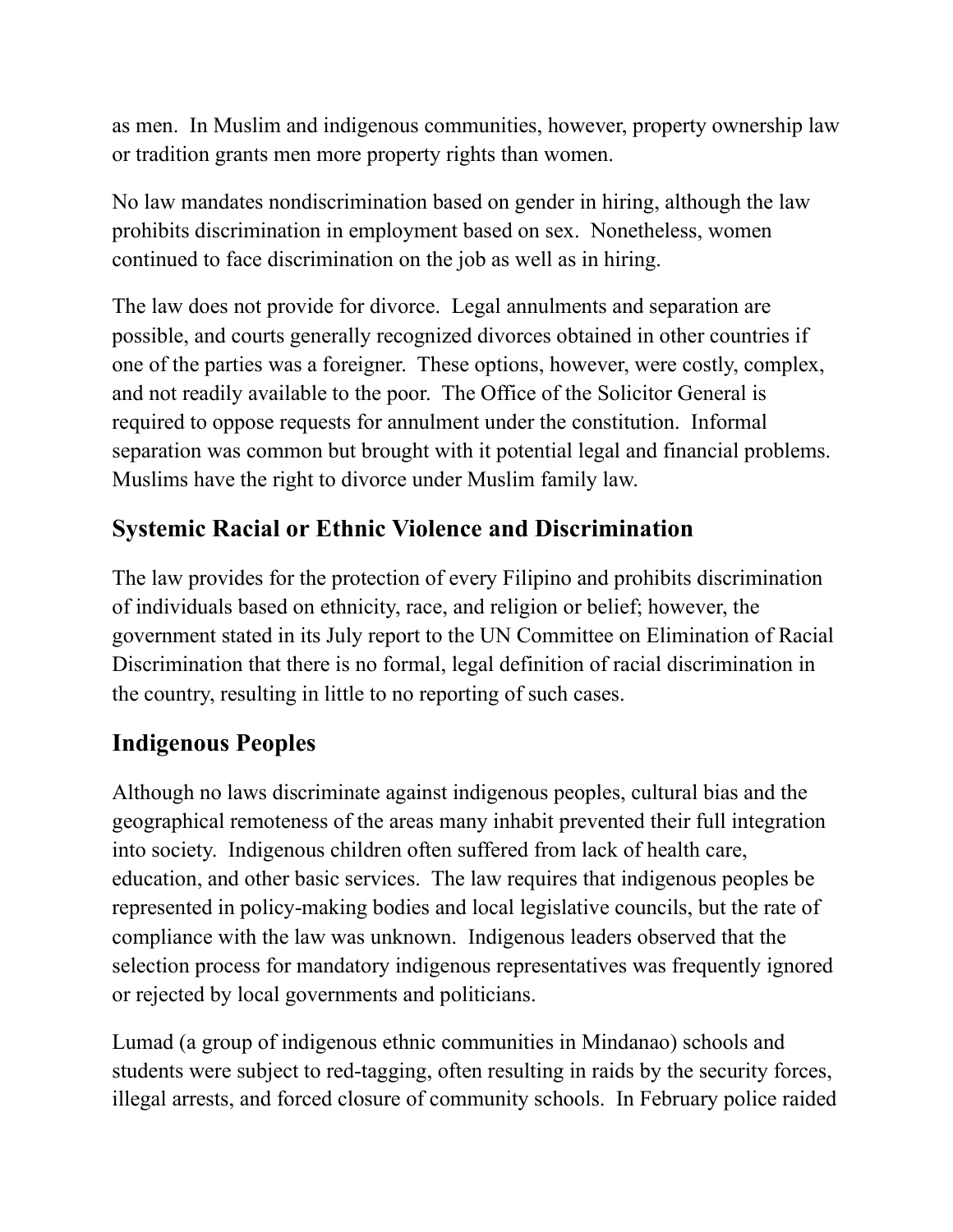as men.  In Muslim and indigenous communities, however, property ownership law or tradition grants men more property rights than women.

No law mandates nondiscrimination based on gender in hiring, although the law prohibits discrimination in employment based on sex.  Nonetheless, women continued to face discrimination on the job as well as in hiring.

The law does not provide for divorce.  Legal annulments and separation are possible, and courts generally recognized divorces obtained in other countries if one of the parties was a foreigner.  These options, however, were costly, complex, and not readily available to the poor.  The Office of the Solicitor General is required to oppose requests for annulment under the constitution.  Informal separation was common but brought with it potential legal and financial problems.  Muslims have the right to divorce under Muslim family law.

## Systemic Racial or Ethnic Violence and Discrimination

The law provides for the protection of every Filipino and prohibits discrimination of individuals based on ethnicity, race, and religion or belief; however, the government stated in its July report to the UN Committee on Elimination of Racial Discrimination that there is no formal, legal definition of racial discrimination in the country, resulting in little to no reporting of such cases.

## Indigenous Peoples

Although no laws discriminate against indigenous peoples, cultural bias and the geographical remoteness of the areas many inhabit prevented their full integration into society.  Indigenous children often suffered from lack of health care, education, and other basic services.  The law requires that indigenous peoples be represented in policy-making bodies and local legislative councils, but the rate of compliance with the law was unknown.  Indigenous leaders observed that the selection process for mandatory indigenous representatives was frequently ignored or rejected by local governments and politicians.

Lumad (a group of indigenous ethnic communities in Mindanao) schools and students were subject to red-tagging, often resulting in raids by the security forces, illegal arrests, and forced closure of community schools.  In February police raided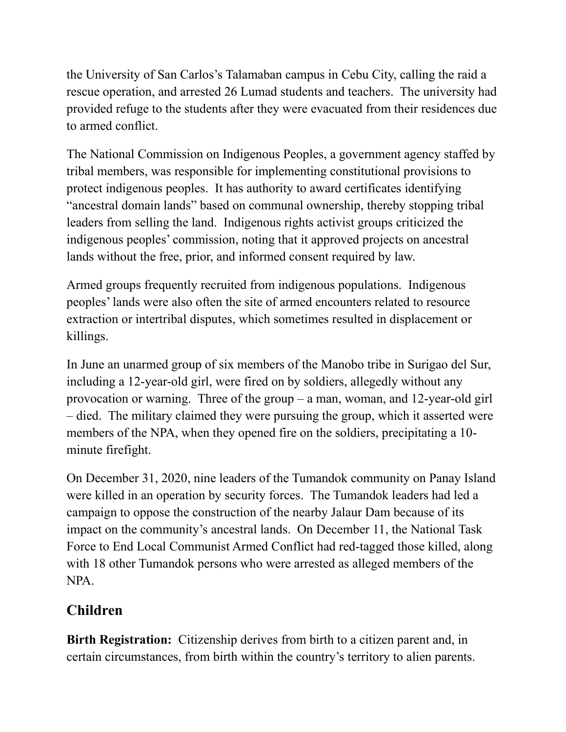the University of San Carlos's Talamaban campus in Cebu City, calling the raid a rescue operation, and arrested 26 Lumad students and teachers. The university had provided refuge to the students after they were evacuated from their residences due to armed conflict.

The National Commission on Indigenous Peoples, a government agency staffed by tribal members, was responsible for implementing constitutional provisions to protect indigenous peoples. It has authority to award certificates identifying "ancestral domain lands" based on communal ownership, thereby stopping tribal leaders from selling the land. Indigenous rights activist groups criticized the indigenous peoples' commission, noting that it approved projects on ancestral lands without the free, prior, and informed consent required by law.

Armed groups frequently recruited from indigenous populations. Indigenous peoples' lands were also often the site of armed encounters related to resource extraction or intertribal disputes, which sometimes resulted in displacement or killings.

In June an unarmed group of six members of the Manobo tribe in Surigao del Sur, including a 12-year-old girl, were fired on by soldiers, allegedly without any provocation or warning. Three of the group – a man, woman, and 12-year-old girl – died. The military claimed they were pursuing the group, which it asserted were members of the NPA, when they opened fire on the soldiers, precipitating a 10-minute firefight.

On December 31, 2020, nine leaders of the Tumandok community on Panay Island were killed in an operation by security forces. The Tumandok leaders had led a campaign to oppose the construction of the nearby Jalaur Dam because of its impact on the community's ancestral lands. On December 11, the National Task Force to End Local Communist Armed Conflict had red-tagged those killed, along with 18 other Tumandok persons who were arrested as alleged members of the NPA.

## Children

**Birth Registration:** Citizenship derives from birth to a citizen parent and, in certain circumstances, from birth within the country's territory to alien parents.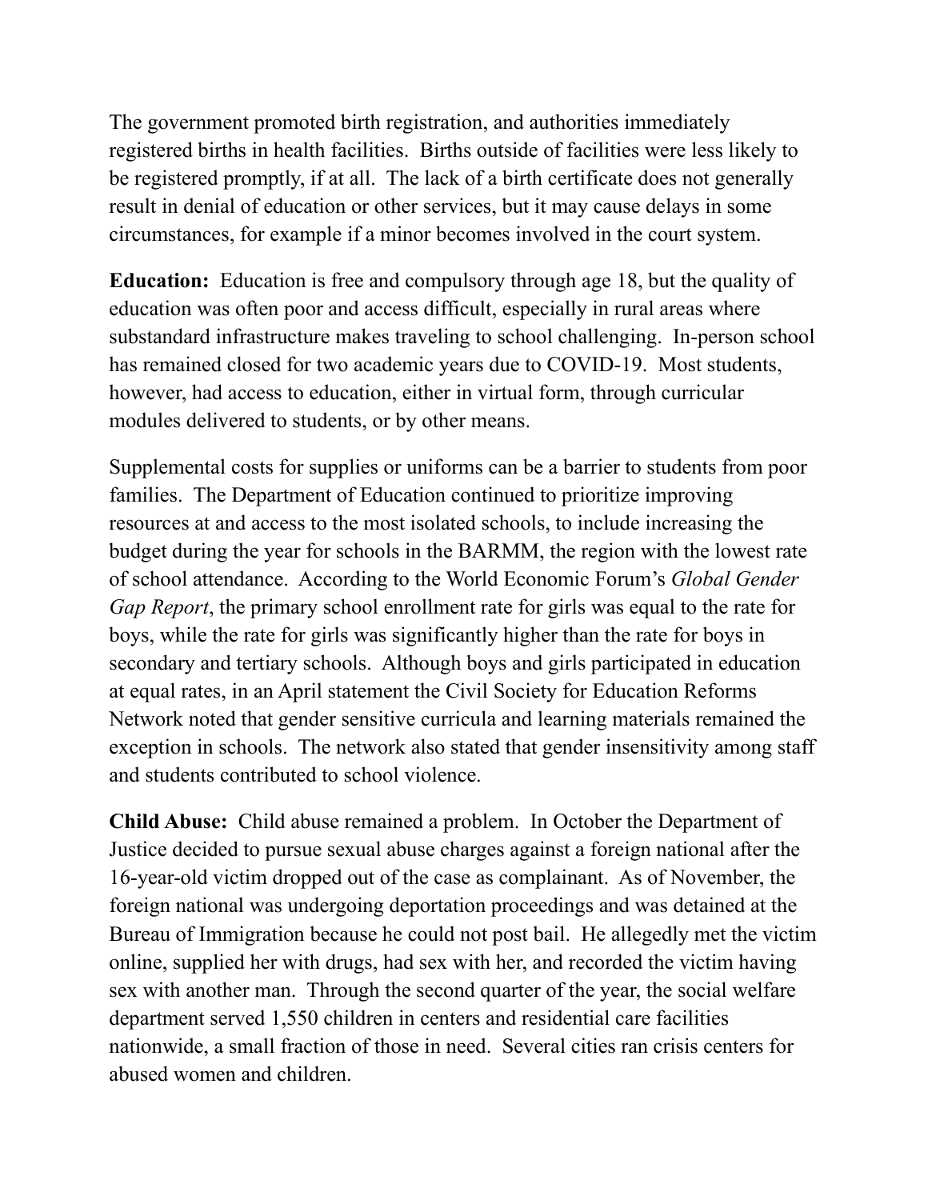The government promoted birth registration, and authorities immediately registered births in health facilities.  Births outside of facilities were less likely to be registered promptly, if at all.  The lack of a birth certificate does not generally result in denial of education or other services, but it may cause delays in some circumstances, for example if a minor becomes involved in the court system.

**Education:**  Education is free and compulsory through age 18, but the quality of education was often poor and access difficult, especially in rural areas where substandard infrastructure makes traveling to school challenging.  In-person school has remained closed for two academic years due to COVID-19.  Most students, however, had access to education, either in virtual form, through curricular modules delivered to students, or by other means.

Supplemental costs for supplies or uniforms can be a barrier to students from poor families.  The Department of Education continued to prioritize improving resources at and access to the most isolated schools, to include increasing the budget during the year for schools in the BARMM, the region with the lowest rate of school attendance.  According to the World Economic Forum's *Global Gender Gap Report*, the primary school enrollment rate for girls was equal to the rate for boys, while the rate for girls was significantly higher than the rate for boys in secondary and tertiary schools.  Although boys and girls participated in education at equal rates, in an April statement the Civil Society for Education Reforms Network noted that gender sensitive curricula and learning materials remained the exception in schools.  The network also stated that gender insensitivity among staff and students contributed to school violence.

**Child Abuse:**  Child abuse remained a problem.  In October the Department of Justice decided to pursue sexual abuse charges against a foreign national after the 16-year-old victim dropped out of the case as complainant.  As of November, the foreign national was undergoing deportation proceedings and was detained at the Bureau of Immigration because he could not post bail.  He allegedly met the victim online, supplied her with drugs, had sex with her, and recorded the victim having sex with another man.  Through the second quarter of the year, the social welfare department served 1,550 children in centers and residential care facilities nationwide, a small fraction of those in need.  Several cities ran crisis centers for abused women and children.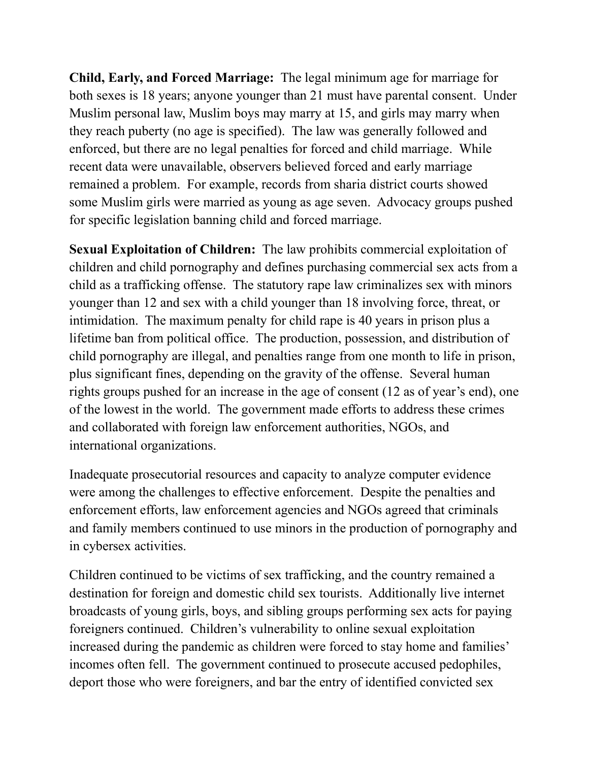**Child, Early, and Forced Marriage:** The legal minimum age for marriage for both sexes is 18 years; anyone younger than 21 must have parental consent. Under Muslim personal law, Muslim boys may marry at 15, and girls may marry when they reach puberty (no age is specified). The law was generally followed and enforced, but there are no legal penalties for forced and child marriage. While recent data were unavailable, observers believed forced and early marriage remained a problem. For example, records from sharia district courts showed some Muslim girls were married as young as age seven. Advocacy groups pushed for specific legislation banning child and forced marriage.

**Sexual Exploitation of Children:** The law prohibits commercial exploitation of children and child pornography and defines purchasing commercial sex acts from a child as a trafficking offense. The statutory rape law criminalizes sex with minors younger than 12 and sex with a child younger than 18 involving force, threat, or intimidation. The maximum penalty for child rape is 40 years in prison plus a lifetime ban from political office. The production, possession, and distribution of child pornography are illegal, and penalties range from one month to life in prison, plus significant fines, depending on the gravity of the offense. Several human rights groups pushed for an increase in the age of consent (12 as of year's end), one of the lowest in the world. The government made efforts to address these crimes and collaborated with foreign law enforcement authorities, NGOs, and international organizations.

Inadequate prosecutorial resources and capacity to analyze computer evidence were among the challenges to effective enforcement. Despite the penalties and enforcement efforts, law enforcement agencies and NGOs agreed that criminals and family members continued to use minors in the production of pornography and in cybersex activities.

Children continued to be victims of sex trafficking, and the country remained a destination for foreign and domestic child sex tourists. Additionally live internet broadcasts of young girls, boys, and sibling groups performing sex acts for paying foreigners continued. Children's vulnerability to online sexual exploitation increased during the pandemic as children were forced to stay home and families' incomes often fell. The government continued to prosecute accused pedophiles, deport those who were foreigners, and bar the entry of identified convicted sex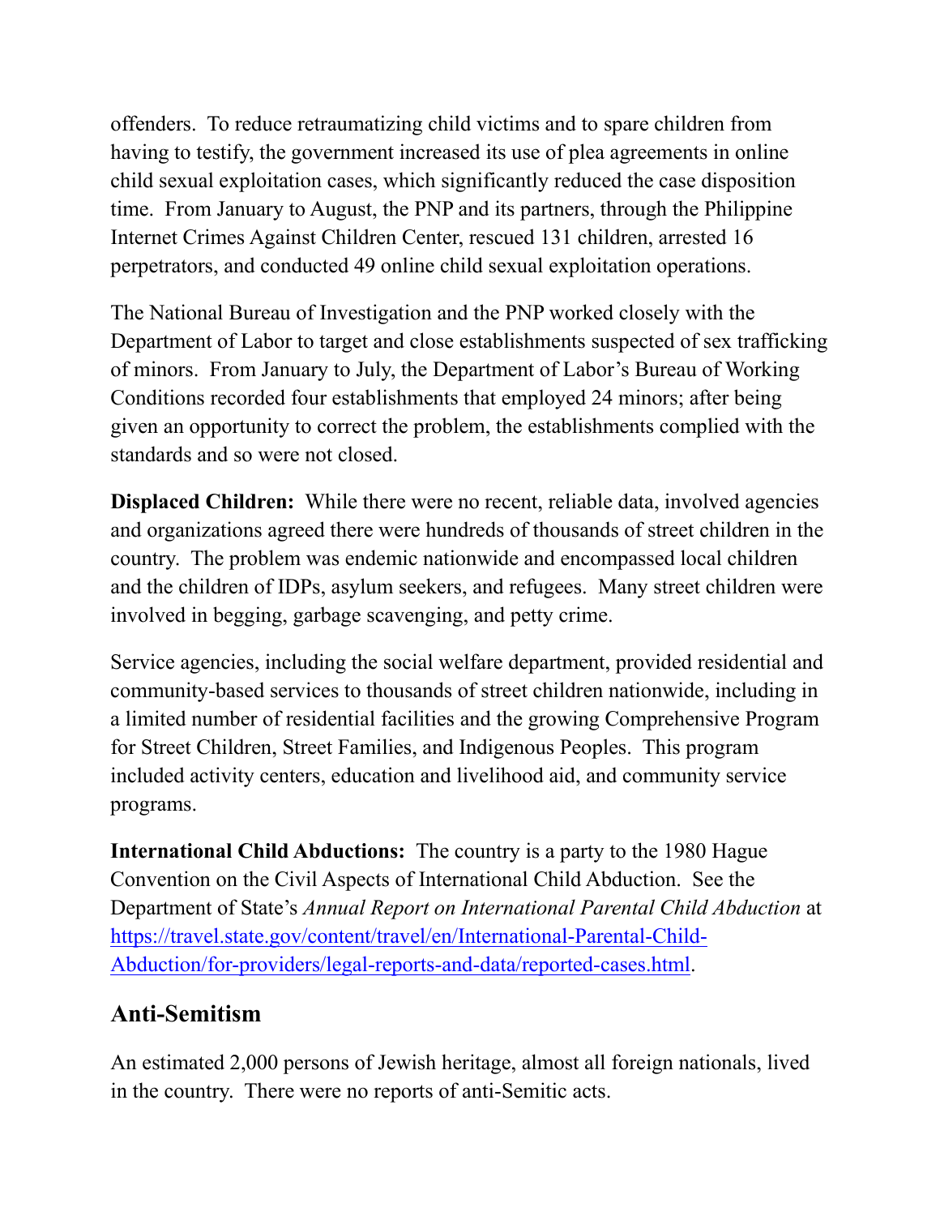offenders. To reduce retraumatizing child victims and to spare children from having to testify, the government increased its use of plea agreements in online child sexual exploitation cases, which significantly reduced the case disposition time. From January to August, the PNP and its partners, through the Philippine Internet Crimes Against Children Center, rescued 131 children, arrested 16 perpetrators, and conducted 49 online child sexual exploitation operations.

The National Bureau of Investigation and the PNP worked closely with the Department of Labor to target and close establishments suspected of sex trafficking of minors. From January to July, the Department of Labor's Bureau of Working Conditions recorded four establishments that employed 24 minors; after being given an opportunity to correct the problem, the establishments complied with the standards and so were not closed.

**Displaced Children:** While there were no recent, reliable data, involved agencies and organizations agreed there were hundreds of thousands of street children in the country. The problem was endemic nationwide and encompassed local children and the children of IDPs, asylum seekers, and refugees. Many street children were involved in begging, garbage scavenging, and petty crime.

Service agencies, including the social welfare department, provided residential and community-based services to thousands of street children nationwide, including in a limited number of residential facilities and the growing Comprehensive Program for Street Children, Street Families, and Indigenous Peoples. This program included activity centers, education and livelihood aid, and community service programs.

**International Child Abductions:** The country is a party to the 1980 Hague Convention on the Civil Aspects of International Child Abduction. See the Department of State's *Annual Report on International Parental Child Abduction* at https://travel.state.gov/content/travel/en/International-Parental-Child-Abduction/for-providers/legal-reports-and-data/reported-cases.html.

## Anti-Semitism

An estimated 2,000 persons of Jewish heritage, almost all foreign nationals, lived in the country. There were no reports of anti-Semitic acts.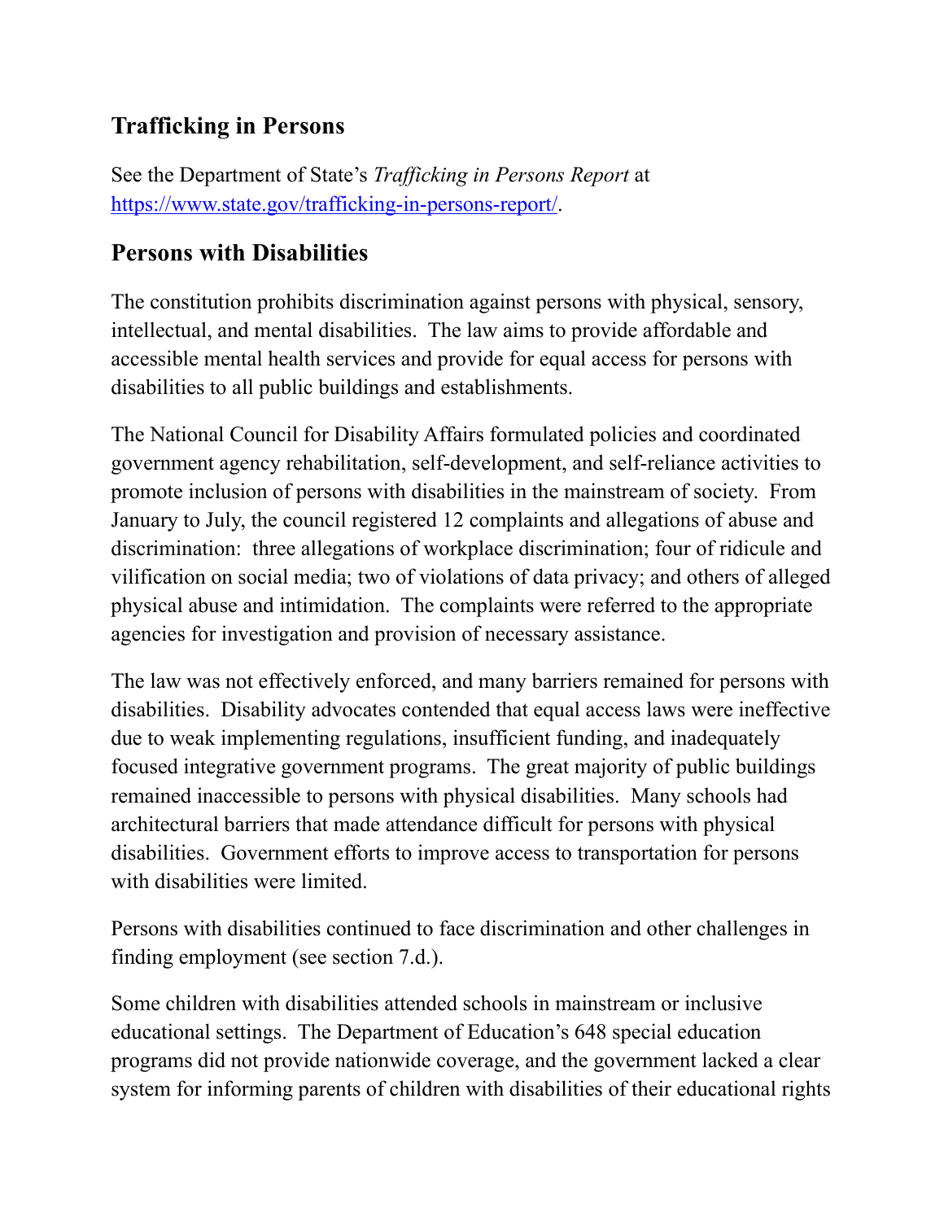## Trafficking in Persons

See the Department of State's *Trafficking in Persons Report* at [https://www.state.gov/trafficking-in-persons-report/](https://www.state.gov/trafficking-in-persons-report/).

## Persons with Disabilities

The constitution prohibits discrimination against persons with physical, sensory, intellectual, and mental disabilities. The law aims to provide affordable and accessible mental health services and provide for equal access for persons with disabilities to all public buildings and establishments.

The National Council for Disability Affairs formulated policies and coordinated government agency rehabilitation, self-development, and self-reliance activities to promote inclusion of persons with disabilities in the mainstream of society. From January to July, the council registered 12 complaints and allegations of abuse and discrimination: three allegations of workplace discrimination; four of ridicule and vilification on social media; two of violations of data privacy; and others of alleged physical abuse and intimidation. The complaints were referred to the appropriate agencies for investigation and provision of necessary assistance.

The law was not effectively enforced, and many barriers remained for persons with disabilities. Disability advocates contended that equal access laws were ineffective due to weak implementing regulations, insufficient funding, and inadequately focused integrative government programs. The great majority of public buildings remained inaccessible to persons with physical disabilities. Many schools had architectural barriers that made attendance difficult for persons with physical disabilities. Government efforts to improve access to transportation for persons with disabilities were limited.

Persons with disabilities continued to face discrimination and other challenges in finding employment (see section 7.d.).

Some children with disabilities attended schools in mainstream or inclusive educational settings. The Department of Education's 648 special education programs did not provide nationwide coverage, and the government lacked a clear system for informing parents of children with disabilities of their educational rights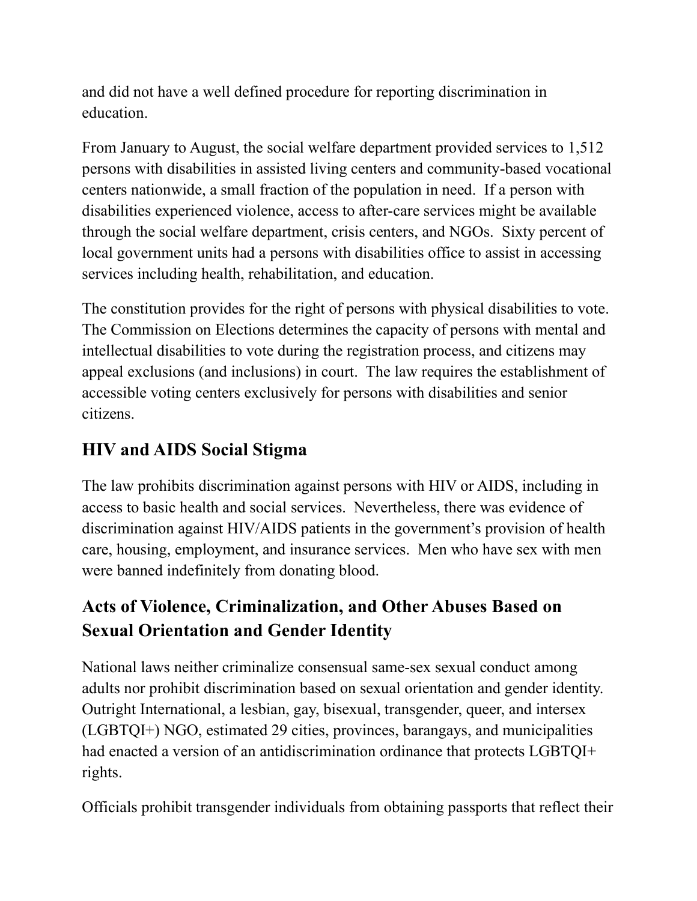and did not have a well defined procedure for reporting discrimination in education.

From January to August, the social welfare department provided services to 1,512 persons with disabilities in assisted living centers and community-based vocational centers nationwide, a small fraction of the population in need. If a person with disabilities experienced violence, access to after-care services might be available through the social welfare department, crisis centers, and NGOs. Sixty percent of local government units had a persons with disabilities office to assist in accessing services including health, rehabilitation, and education.

The constitution provides for the right of persons with physical disabilities to vote. The Commission on Elections determines the capacity of persons with mental and intellectual disabilities to vote during the registration process, and citizens may appeal exclusions (and inclusions) in court. The law requires the establishment of accessible voting centers exclusively for persons with disabilities and senior citizens.

## HIV and AIDS Social Stigma

The law prohibits discrimination against persons with HIV or AIDS, including in access to basic health and social services. Nevertheless, there was evidence of discrimination against HIV/AIDS patients in the government's provision of health care, housing, employment, and insurance services. Men who have sex with men were banned indefinitely from donating blood.

## Acts of Violence, Criminalization, and Other Abuses Based on Sexual Orientation and Gender Identity

National laws neither criminalize consensual same-sex sexual conduct among adults nor prohibit discrimination based on sexual orientation and gender identity. Outright International, a lesbian, gay, bisexual, transgender, queer, and intersex (LGBTQI+) NGO, estimated 29 cities, provinces, barangays, and municipalities had enacted a version of an antidiscrimination ordinance that protects LGBTQI+ rights.

Officials prohibit transgender individuals from obtaining passports that reflect their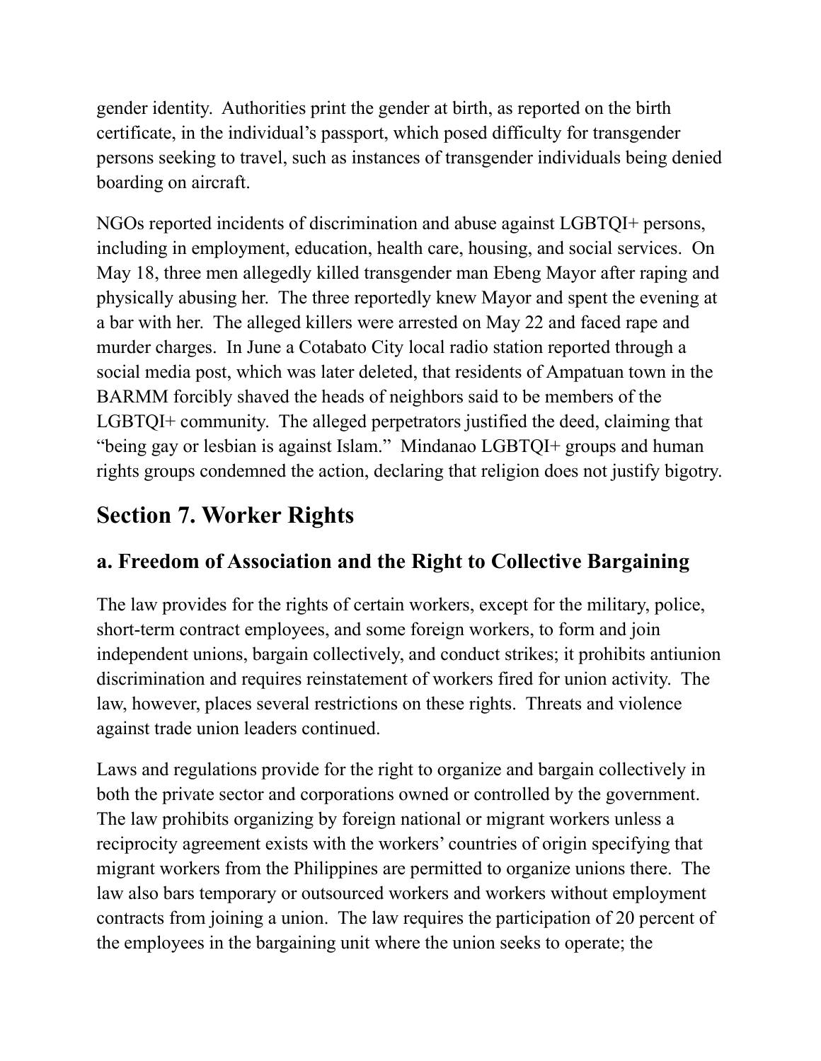gender identity. Authorities print the gender at birth, as reported on the birth certificate, in the individual's passport, which posed difficulty for transgender persons seeking to travel, such as instances of transgender individuals being denied boarding on aircraft.

NGOs reported incidents of discrimination and abuse against LGBTQI+ persons, including in employment, education, health care, housing, and social services. On May 18, three men allegedly killed transgender man Ebeng Mayor after raping and physically abusing her. The three reportedly knew Mayor and spent the evening at a bar with her. The alleged killers were arrested on May 22 and faced rape and murder charges. In June a Cotabato City local radio station reported through a social media post, which was later deleted, that residents of Ampatuan town in the BARMM forcibly shaved the heads of neighbors said to be members of the LGBTQI+ community. The alleged perpetrators justified the deed, claiming that "being gay or lesbian is against Islam." Mindanao LGBTQI+ groups and human rights groups condemned the action, declaring that religion does not justify bigotry.

## Section 7. Worker Rights

### a. Freedom of Association and the Right to Collective Bargaining

The law provides for the rights of certain workers, except for the military, police, short-term contract employees, and some foreign workers, to form and join independent unions, bargain collectively, and conduct strikes; it prohibits antiunion discrimination and requires reinstatement of workers fired for union activity. The law, however, places several restrictions on these rights. Threats and violence against trade union leaders continued.

Laws and regulations provide for the right to organize and bargain collectively in both the private sector and corporations owned or controlled by the government. The law prohibits organizing by foreign national or migrant workers unless a reciprocity agreement exists with the workers' countries of origin specifying that migrant workers from the Philippines are permitted to organize unions there. The law also bars temporary or outsourced workers and workers without employment contracts from joining a union. The law requires the participation of 20 percent of the employees in the bargaining unit where the union seeks to operate; the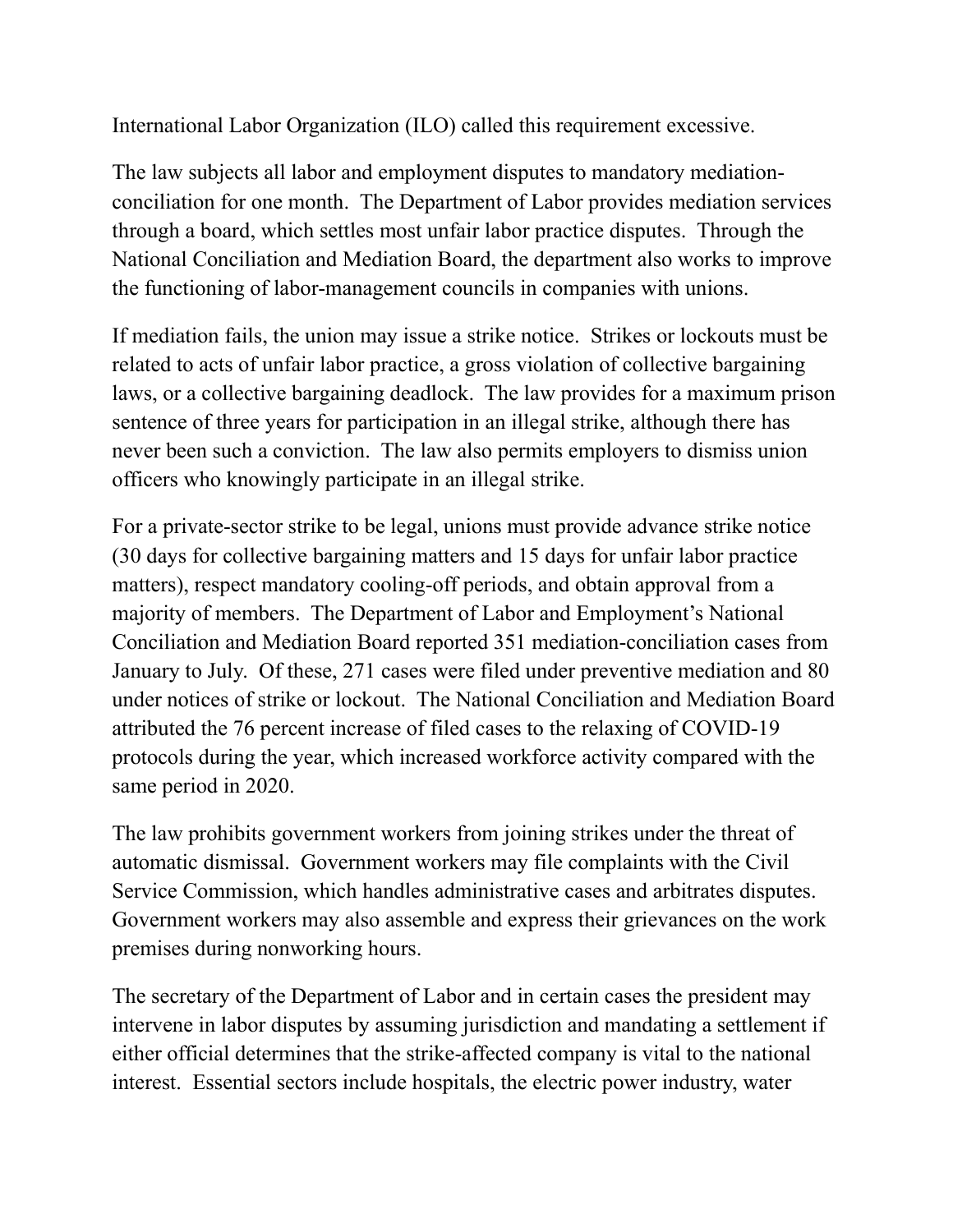International Labor Organization (ILO) called this requirement excessive.

The law subjects all labor and employment disputes to mandatory mediation-conciliation for one month. The Department of Labor provides mediation services through a board, which settles most unfair labor practice disputes. Through the National Conciliation and Mediation Board, the department also works to improve the functioning of labor-management councils in companies with unions.

If mediation fails, the union may issue a strike notice. Strikes or lockouts must be related to acts of unfair labor practice, a gross violation of collective bargaining laws, or a collective bargaining deadlock. The law provides for a maximum prison sentence of three years for participation in an illegal strike, although there has never been such a conviction. The law also permits employers to dismiss union officers who knowingly participate in an illegal strike.

For a private-sector strike to be legal, unions must provide advance strike notice (30 days for collective bargaining matters and 15 days for unfair labor practice matters), respect mandatory cooling-off periods, and obtain approval from a majority of members. The Department of Labor and Employment's National Conciliation and Mediation Board reported 351 mediation-conciliation cases from January to July. Of these, 271 cases were filed under preventive mediation and 80 under notices of strike or lockout. The National Conciliation and Mediation Board attributed the 76 percent increase of filed cases to the relaxing of COVID-19 protocols during the year, which increased workforce activity compared with the same period in 2020.

The law prohibits government workers from joining strikes under the threat of automatic dismissal. Government workers may file complaints with the Civil Service Commission, which handles administrative cases and arbitrates disputes. Government workers may also assemble and express their grievances on the work premises during nonworking hours.

The secretary of the Department of Labor and in certain cases the president may intervene in labor disputes by assuming jurisdiction and mandating a settlement if either official determines that the strike-affected company is vital to the national interest. Essential sectors include hospitals, the electric power industry, water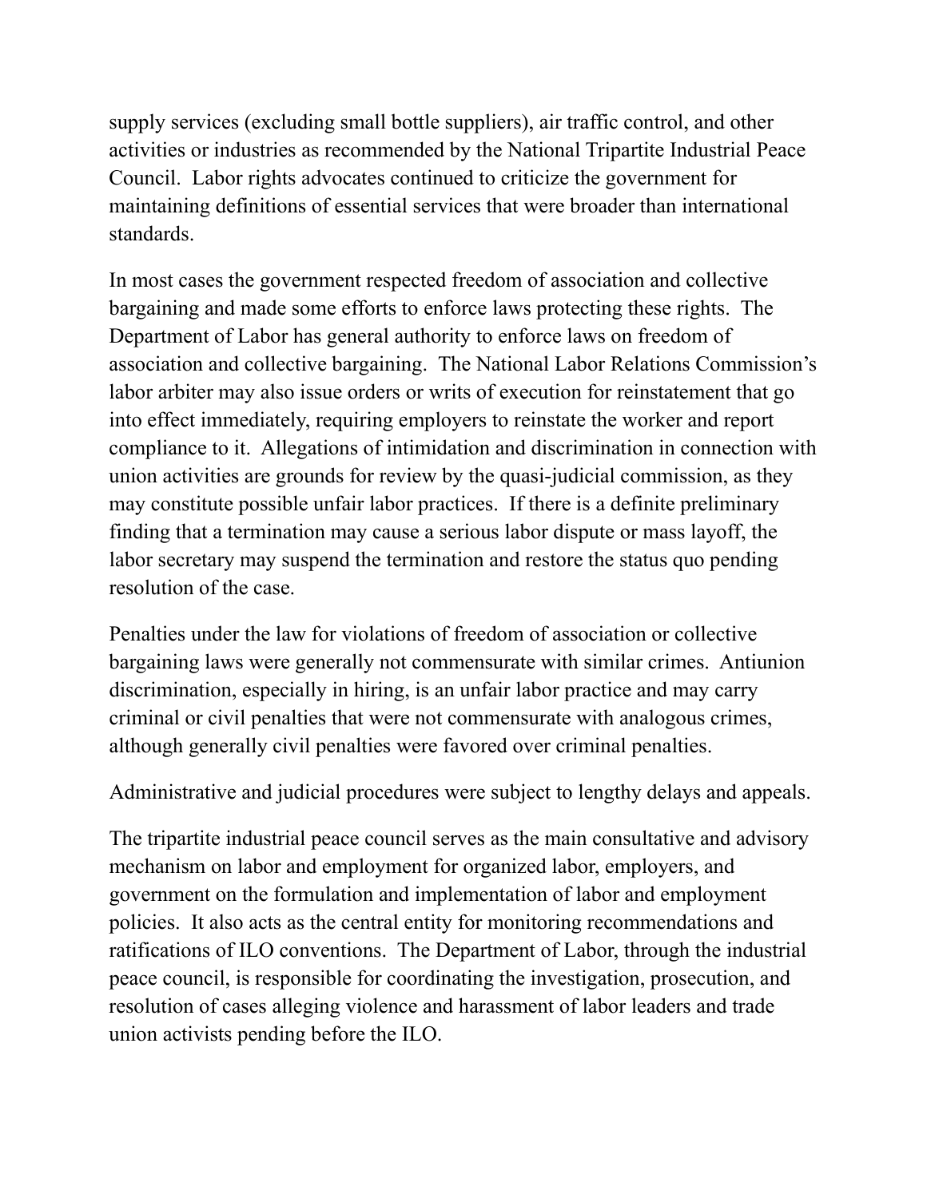supply services (excluding small bottle suppliers), air traffic control, and other activities or industries as recommended by the National Tripartite Industrial Peace Council. Labor rights advocates continued to criticize the government for maintaining definitions of essential services that were broader than international standards.

In most cases the government respected freedom of association and collective bargaining and made some efforts to enforce laws protecting these rights. The Department of Labor has general authority to enforce laws on freedom of association and collective bargaining. The National Labor Relations Commission's labor arbiter may also issue orders or writs of execution for reinstatement that go into effect immediately, requiring employers to reinstate the worker and report compliance to it. Allegations of intimidation and discrimination in connection with union activities are grounds for review by the quasi-judicial commission, as they may constitute possible unfair labor practices. If there is a definite preliminary finding that a termination may cause a serious labor dispute or mass layoff, the labor secretary may suspend the termination and restore the status quo pending resolution of the case.

Penalties under the law for violations of freedom of association or collective bargaining laws were generally not commensurate with similar crimes. Antiunion discrimination, especially in hiring, is an unfair labor practice and may carry criminal or civil penalties that were not commensurate with analogous crimes, although generally civil penalties were favored over criminal penalties.

Administrative and judicial procedures were subject to lengthy delays and appeals.

The tripartite industrial peace council serves as the main consultative and advisory mechanism on labor and employment for organized labor, employers, and government on the formulation and implementation of labor and employment policies. It also acts as the central entity for monitoring recommendations and ratifications of ILO conventions. The Department of Labor, through the industrial peace council, is responsible for coordinating the investigation, prosecution, and resolution of cases alleging violence and harassment of labor leaders and trade union activists pending before the ILO.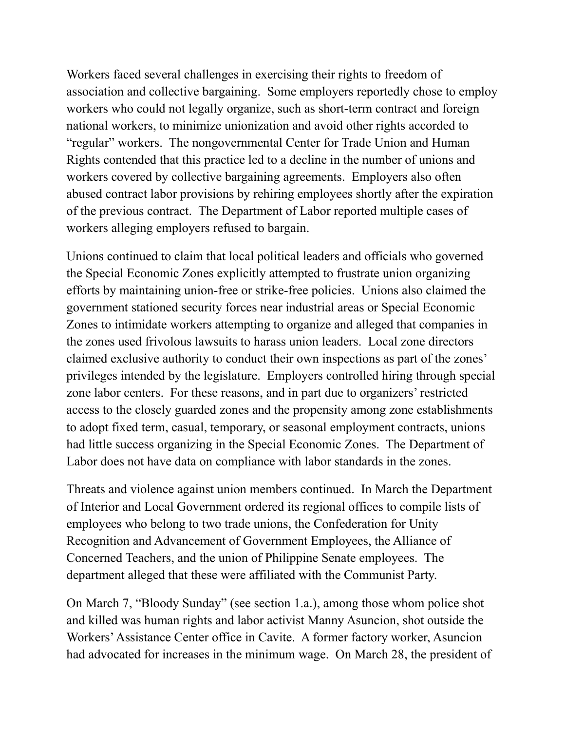Workers faced several challenges in exercising their rights to freedom of association and collective bargaining. Some employers reportedly chose to employ workers who could not legally organize, such as short-term contract and foreign national workers, to minimize unionization and avoid other rights accorded to "regular" workers. The nongovernmental Center for Trade Union and Human Rights contended that this practice led to a decline in the number of unions and workers covered by collective bargaining agreements. Employers also often abused contract labor provisions by rehiring employees shortly after the expiration of the previous contract. The Department of Labor reported multiple cases of workers alleging employers refused to bargain.

Unions continued to claim that local political leaders and officials who governed the Special Economic Zones explicitly attempted to frustrate union organizing efforts by maintaining union-free or strike-free policies. Unions also claimed the government stationed security forces near industrial areas or Special Economic Zones to intimidate workers attempting to organize and alleged that companies in the zones used frivolous lawsuits to harass union leaders. Local zone directors claimed exclusive authority to conduct their own inspections as part of the zones' privileges intended by the legislature. Employers controlled hiring through special zone labor centers. For these reasons, and in part due to organizers' restricted access to the closely guarded zones and the propensity among zone establishments to adopt fixed term, casual, temporary, or seasonal employment contracts, unions had little success organizing in the Special Economic Zones. The Department of Labor does not have data on compliance with labor standards in the zones.

Threats and violence against union members continued. In March the Department of Interior and Local Government ordered its regional offices to compile lists of employees who belong to two trade unions, the Confederation for Unity Recognition and Advancement of Government Employees, the Alliance of Concerned Teachers, and the union of Philippine Senate employees. The department alleged that these were affiliated with the Communist Party.

On March 7, "Bloody Sunday" (see section 1.a.), among those whom police shot and killed was human rights and labor activist Manny Asuncion, shot outside the Workers' Assistance Center office in Cavite. A former factory worker, Asuncion had advocated for increases in the minimum wage. On March 28, the president of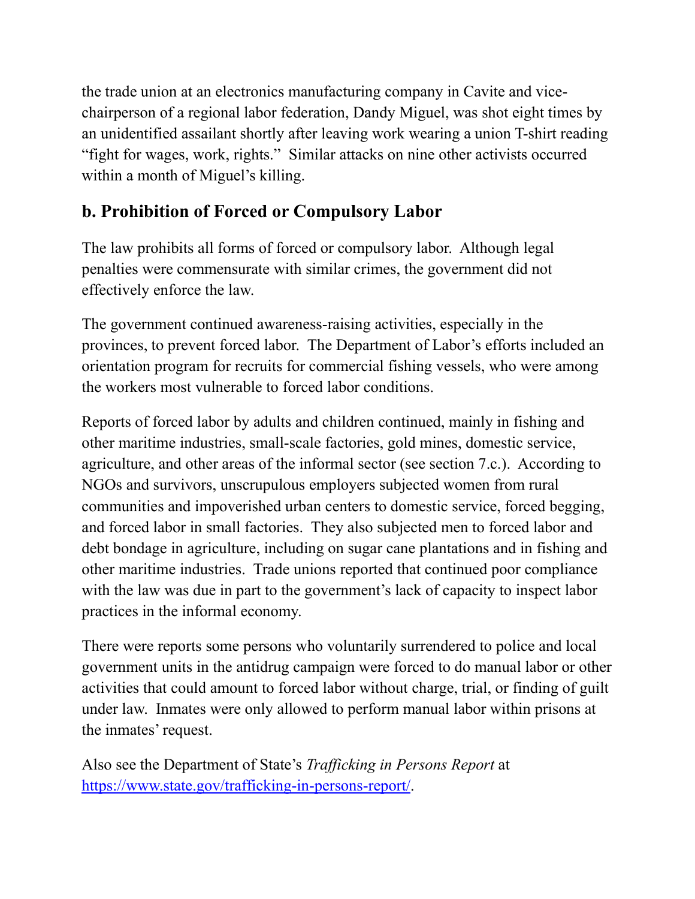the trade union at an electronics manufacturing company in Cavite and vice-chairperson of a regional labor federation, Dandy Miguel, was shot eight times by an unidentified assailant shortly after leaving work wearing a union T-shirt reading "fight for wages, work, rights." Similar attacks on nine other activists occurred within a month of Miguel's killing.

## b. Prohibition of Forced or Compulsory Labor

The law prohibits all forms of forced or compulsory labor. Although legal penalties were commensurate with similar crimes, the government did not effectively enforce the law.

The government continued awareness-raising activities, especially in the provinces, to prevent forced labor. The Department of Labor's efforts included an orientation program for recruits for commercial fishing vessels, who were among the workers most vulnerable to forced labor conditions.

Reports of forced labor by adults and children continued, mainly in fishing and other maritime industries, small-scale factories, gold mines, domestic service, agriculture, and other areas of the informal sector (see section 7.c.). According to NGOs and survivors, unscrupulous employers subjected women from rural communities and impoverished urban centers to domestic service, forced begging, and forced labor in small factories. They also subjected men to forced labor and debt bondage in agriculture, including on sugar cane plantations and in fishing and other maritime industries. Trade unions reported that continued poor compliance with the law was due in part to the government's lack of capacity to inspect labor practices in the informal economy.

There were reports some persons who voluntarily surrendered to police and local government units in the antidrug campaign were forced to do manual labor or other activities that could amount to forced labor without charge, trial, or finding of guilt under law. Inmates were only allowed to perform manual labor within prisons at the inmates' request.

Also see the Department of State's *Trafficking in Persons Report* at [https://www.state.gov/trafficking-in-persons-report/](https://www.state.gov/trafficking-in-persons-report/).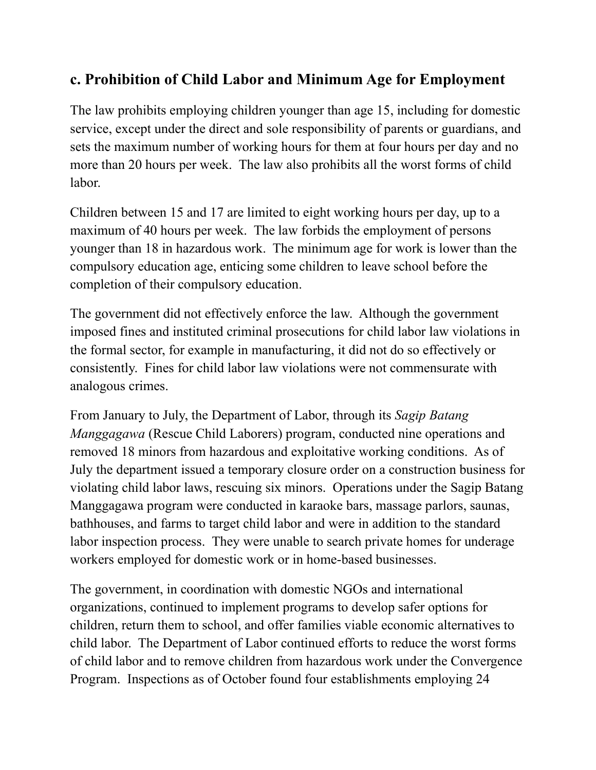### c. Prohibition of Child Labor and Minimum Age for Employment

The law prohibits employing children younger than age 15, including for domestic service, except under the direct and sole responsibility of parents or guardians, and sets the maximum number of working hours for them at four hours per day and no more than 20 hours per week. The law also prohibits all the worst forms of child labor.

Children between 15 and 17 are limited to eight working hours per day, up to a maximum of 40 hours per week. The law forbids the employment of persons younger than 18 in hazardous work. The minimum age for work is lower than the compulsory education age, enticing some children to leave school before the completion of their compulsory education.

The government did not effectively enforce the law. Although the government imposed fines and instituted criminal prosecutions for child labor law violations in the formal sector, for example in manufacturing, it did not do so effectively or consistently. Fines for child labor law violations were not commensurate with analogous crimes.

From January to July, the Department of Labor, through its *Sagip Batang Manggagawa* (Rescue Child Laborers) program, conducted nine operations and removed 18 minors from hazardous and exploitative working conditions. As of July the department issued a temporary closure order on a construction business for violating child labor laws, rescuing six minors. Operations under the Sagip Batang Manggagawa program were conducted in karaoke bars, massage parlors, saunas, bathhouses, and farms to target child labor and were in addition to the standard labor inspection process. They were unable to search private homes for underage workers employed for domestic work or in home-based businesses.

The government, in coordination with domestic NGOs and international organizations, continued to implement programs to develop safer options for children, return them to school, and offer families viable economic alternatives to child labor. The Department of Labor continued efforts to reduce the worst forms of child labor and to remove children from hazardous work under the Convergence Program. Inspections as of October found four establishments employing 24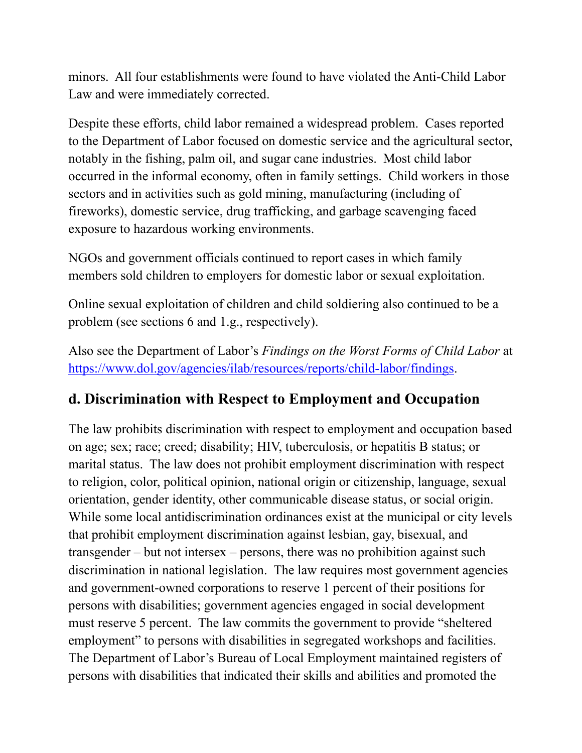minors. All four establishments were found to have violated the Anti-Child Labor Law and were immediately corrected.

Despite these efforts, child labor remained a widespread problem. Cases reported to the Department of Labor focused on domestic service and the agricultural sector, notably in the fishing, palm oil, and sugar cane industries. Most child labor occurred in the informal economy, often in family settings. Child workers in those sectors and in activities such as gold mining, manufacturing (including of fireworks), domestic service, drug trafficking, and garbage scavenging faced exposure to hazardous working environments.

NGOs and government officials continued to report cases in which family members sold children to employers for domestic labor or sexual exploitation.

Online sexual exploitation of children and child soldiering also continued to be a problem (see sections 6 and 1.g., respectively).

Also see the Department of Labor's *Findings on the Worst Forms of Child Labor* at [https://www.dol.gov/agencies/ilab/resources/reports/child-labor/findings](https://www.dol.gov/agencies/ilab/resources/reports/child-labor/findings).

## d. Discrimination with Respect to Employment and Occupation

The law prohibits discrimination with respect to employment and occupation based on age; sex; race; creed; disability; HIV, tuberculosis, or hepatitis B status; or marital status. The law does not prohibit employment discrimination with respect to religion, color, political opinion, national origin or citizenship, language, sexual orientation, gender identity, other communicable disease status, or social origin. While some local antidiscrimination ordinances exist at the municipal or city levels that prohibit employment discrimination against lesbian, gay, bisexual, and transgender – but not intersex – persons, there was no prohibition against such discrimination in national legislation. The law requires most government agencies and government-owned corporations to reserve 1 percent of their positions for persons with disabilities; government agencies engaged in social development must reserve 5 percent. The law commits the government to provide "sheltered employment" to persons with disabilities in segregated workshops and facilities. The Department of Labor's Bureau of Local Employment maintained registers of persons with disabilities that indicated their skills and abilities and promoted the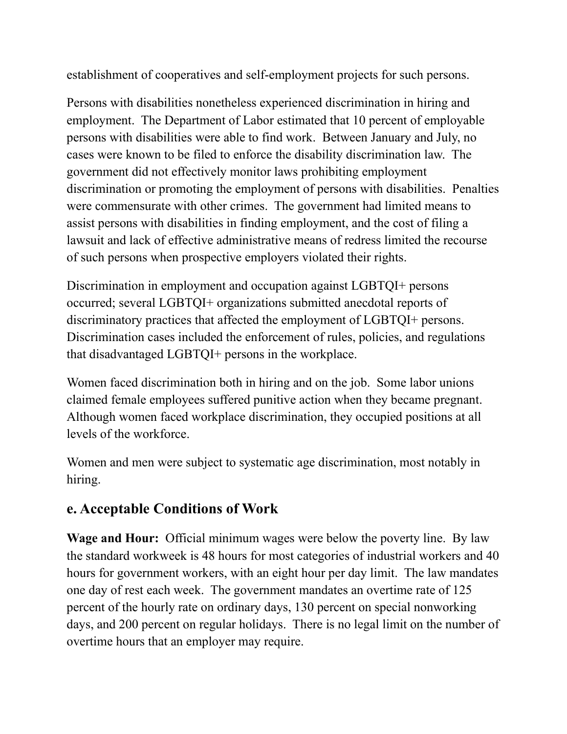establishment of cooperatives and self-employment projects for such persons.

Persons with disabilities nonetheless experienced discrimination in hiring and employment. The Department of Labor estimated that 10 percent of employable persons with disabilities were able to find work. Between January and July, no cases were known to be filed to enforce the disability discrimination law. The government did not effectively monitor laws prohibiting employment discrimination or promoting the employment of persons with disabilities. Penalties were commensurate with other crimes. The government had limited means to assist persons with disabilities in finding employment, and the cost of filing a lawsuit and lack of effective administrative means of redress limited the recourse of such persons when prospective employers violated their rights.

Discrimination in employment and occupation against LGBTQI+ persons occurred; several LGBTQI+ organizations submitted anecdotal reports of discriminatory practices that affected the employment of LGBTQI+ persons. Discrimination cases included the enforcement of rules, policies, and regulations that disadvantaged LGBTQI+ persons in the workplace.

Women faced discrimination both in hiring and on the job. Some labor unions claimed female employees suffered punitive action when they became pregnant. Although women faced workplace discrimination, they occupied positions at all levels of the workforce.

Women and men were subject to systematic age discrimination, most notably in hiring.

## e. Acceptable Conditions of Work

**Wage and Hour:** Official minimum wages were below the poverty line. By law the standard workweek is 48 hours for most categories of industrial workers and 40 hours for government workers, with an eight hour per day limit. The law mandates one day of rest each week. The government mandates an overtime rate of 125 percent of the hourly rate on ordinary days, 130 percent on special nonworking days, and 200 percent on regular holidays. There is no legal limit on the number of overtime hours that an employer may require.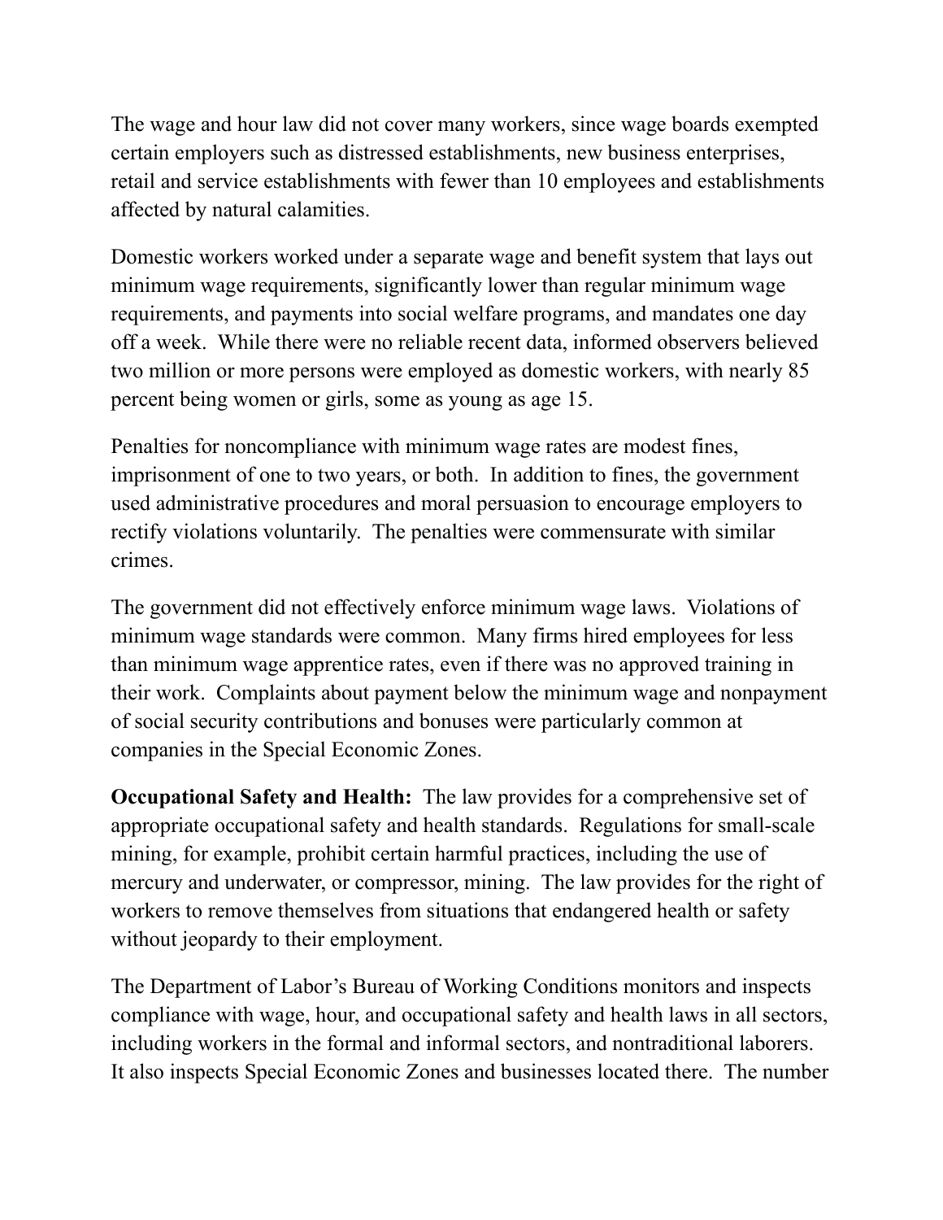The wage and hour law did not cover many workers, since wage boards exempted certain employers such as distressed establishments, new business enterprises, retail and service establishments with fewer than 10 employees and establishments affected by natural calamities.

Domestic workers worked under a separate wage and benefit system that lays out minimum wage requirements, significantly lower than regular minimum wage requirements, and payments into social welfare programs, and mandates one day off a week. While there were no reliable recent data, informed observers believed two million or more persons were employed as domestic workers, with nearly 85 percent being women or girls, some as young as age 15.

Penalties for noncompliance with minimum wage rates are modest fines, imprisonment of one to two years, or both. In addition to fines, the government used administrative procedures and moral persuasion to encourage employers to rectify violations voluntarily. The penalties were commensurate with similar crimes.

The government did not effectively enforce minimum wage laws. Violations of minimum wage standards were common. Many firms hired employees for less than minimum wage apprentice rates, even if there was no approved training in their work. Complaints about payment below the minimum wage and nonpayment of social security contributions and bonuses were particularly common at companies in the Special Economic Zones.

**Occupational Safety and Health:** The law provides for a comprehensive set of appropriate occupational safety and health standards. Regulations for small-scale mining, for example, prohibit certain harmful practices, including the use of mercury and underwater, or compressor, mining. The law provides for the right of workers to remove themselves from situations that endangered health or safety without jeopardy to their employment.

The Department of Labor's Bureau of Working Conditions monitors and inspects compliance with wage, hour, and occupational safety and health laws in all sectors, including workers in the formal and informal sectors, and nontraditional laborers. It also inspects Special Economic Zones and businesses located there. The number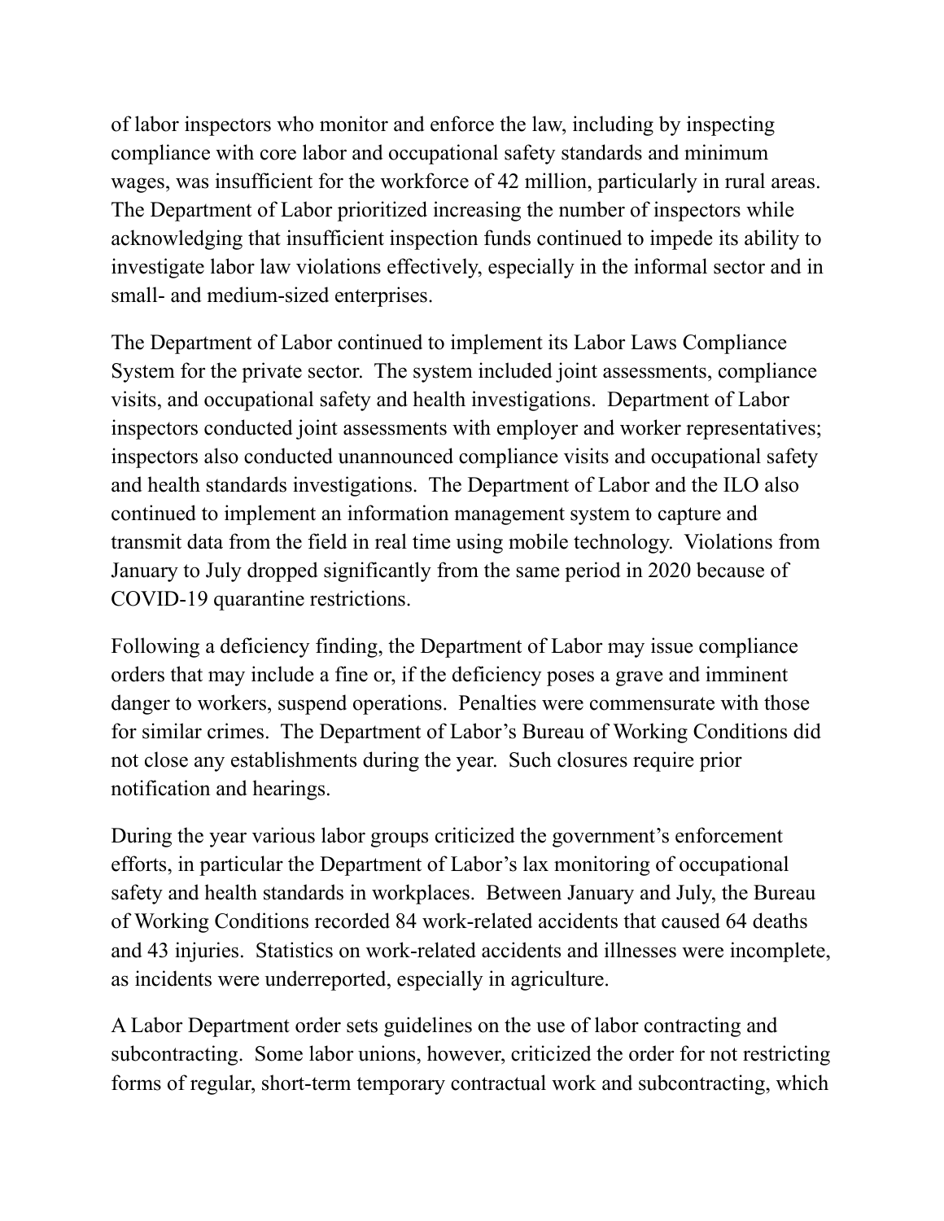of labor inspectors who monitor and enforce the law, including by inspecting compliance with core labor and occupational safety standards and minimum wages, was insufficient for the workforce of 42 million, particularly in rural areas. The Department of Labor prioritized increasing the number of inspectors while acknowledging that insufficient inspection funds continued to impede its ability to investigate labor law violations effectively, especially in the informal sector and in small- and medium-sized enterprises.

The Department of Labor continued to implement its Labor Laws Compliance System for the private sector. The system included joint assessments, compliance visits, and occupational safety and health investigations. Department of Labor inspectors conducted joint assessments with employer and worker representatives; inspectors also conducted unannounced compliance visits and occupational safety and health standards investigations. The Department of Labor and the ILO also continued to implement an information management system to capture and transmit data from the field in real time using mobile technology. Violations from January to July dropped significantly from the same period in 2020 because of COVID-19 quarantine restrictions.

Following a deficiency finding, the Department of Labor may issue compliance orders that may include a fine or, if the deficiency poses a grave and imminent danger to workers, suspend operations. Penalties were commensurate with those for similar crimes. The Department of Labor's Bureau of Working Conditions did not close any establishments during the year. Such closures require prior notification and hearings.

During the year various labor groups criticized the government's enforcement efforts, in particular the Department of Labor's lax monitoring of occupational safety and health standards in workplaces. Between January and July, the Bureau of Working Conditions recorded 84 work-related accidents that caused 64 deaths and 43 injuries. Statistics on work-related accidents and illnesses were incomplete, as incidents were underreported, especially in agriculture.

A Labor Department order sets guidelines on the use of labor contracting and subcontracting. Some labor unions, however, criticized the order for not restricting forms of regular, short-term temporary contractual work and subcontracting, which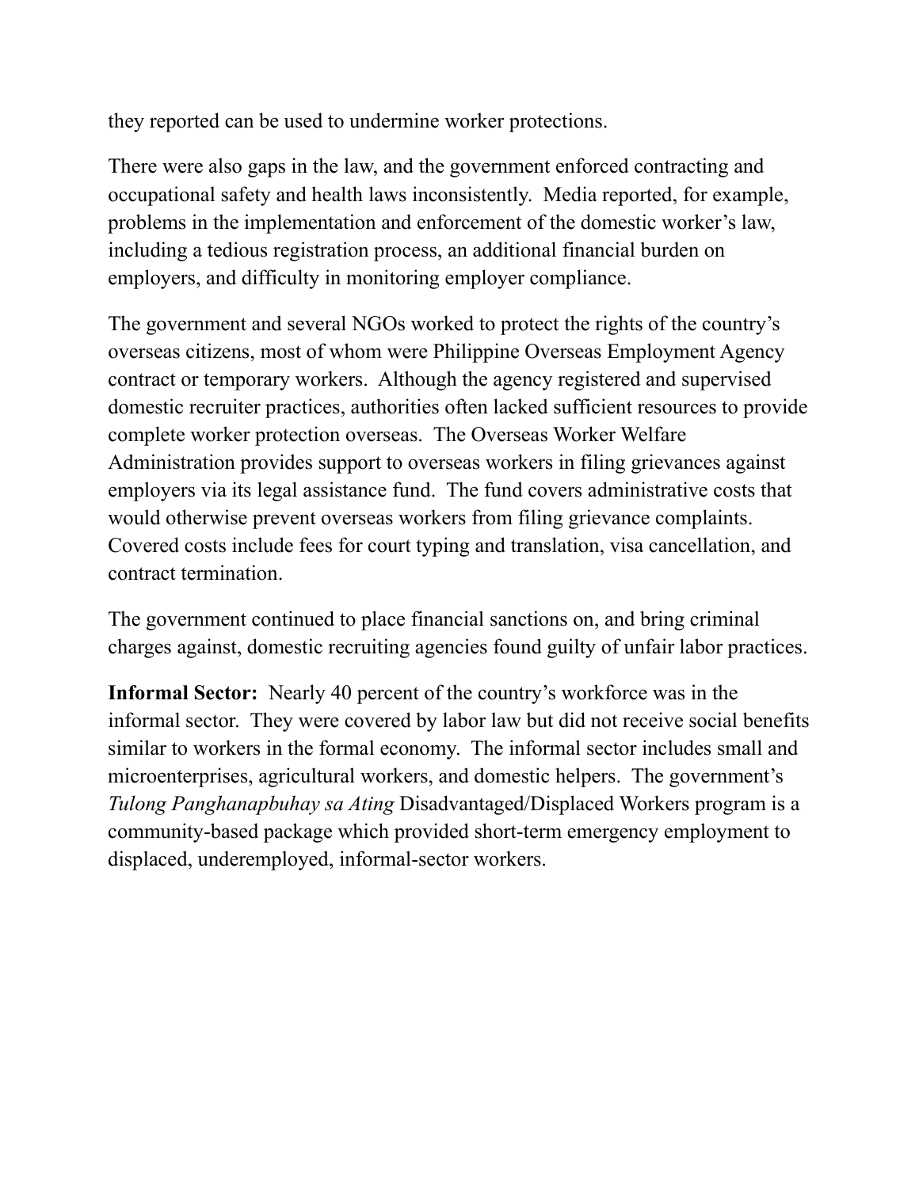they reported can be used to undermine worker protections.

There were also gaps in the law, and the government enforced contracting and occupational safety and health laws inconsistently. Media reported, for example, problems in the implementation and enforcement of the domestic worker's law, including a tedious registration process, an additional financial burden on employers, and difficulty in monitoring employer compliance.

The government and several NGOs worked to protect the rights of the country's overseas citizens, most of whom were Philippine Overseas Employment Agency contract or temporary workers. Although the agency registered and supervised domestic recruiter practices, authorities often lacked sufficient resources to provide complete worker protection overseas. The Overseas Worker Welfare Administration provides support to overseas workers in filing grievances against employers via its legal assistance fund. The fund covers administrative costs that would otherwise prevent overseas workers from filing grievance complaints. Covered costs include fees for court typing and translation, visa cancellation, and contract termination.

The government continued to place financial sanctions on, and bring criminal charges against, domestic recruiting agencies found guilty of unfair labor practices.

**Informal Sector:** Nearly 40 percent of the country's workforce was in the informal sector. They were covered by labor law but did not receive social benefits similar to workers in the formal economy. The informal sector includes small and microenterprises, agricultural workers, and domestic helpers. The government's *Tulong Panghanapbuhay sa Ating* Disadvantaged/Displaced Workers program is a community-based package which provided short-term emergency employment to displaced, underemployed, informal-sector workers.